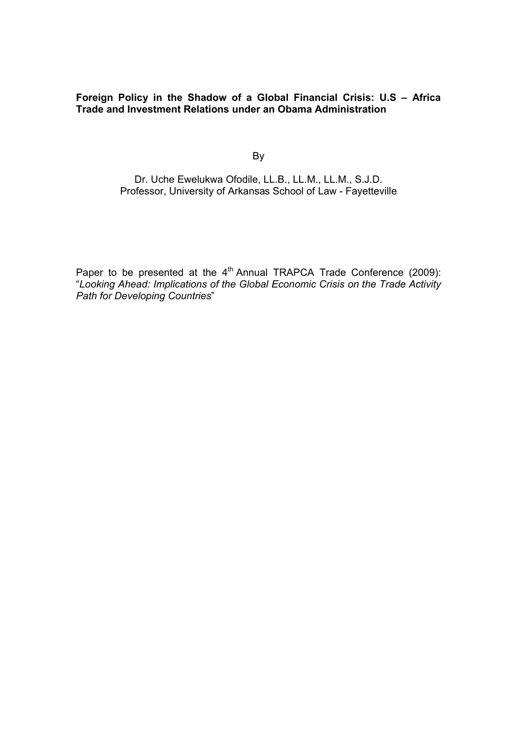# Foreign Policy in the Shadow of a Global Financial Crisis: U.S – Africa Trade and Investment Relations under an Obama Administration

By

Dr. Uche Ewelukwa Ofodile, LL.B., LL.M., LL.M., S.J.D.
Professor, University of Arkansas School of Law - Fayetteville

Paper to be presented at the 4th Annual TRAPCA Trade Conference (2009): "*Looking Ahead: Implications of the Global Economic Crisis on the Trade Activity Path for Developing Countries*"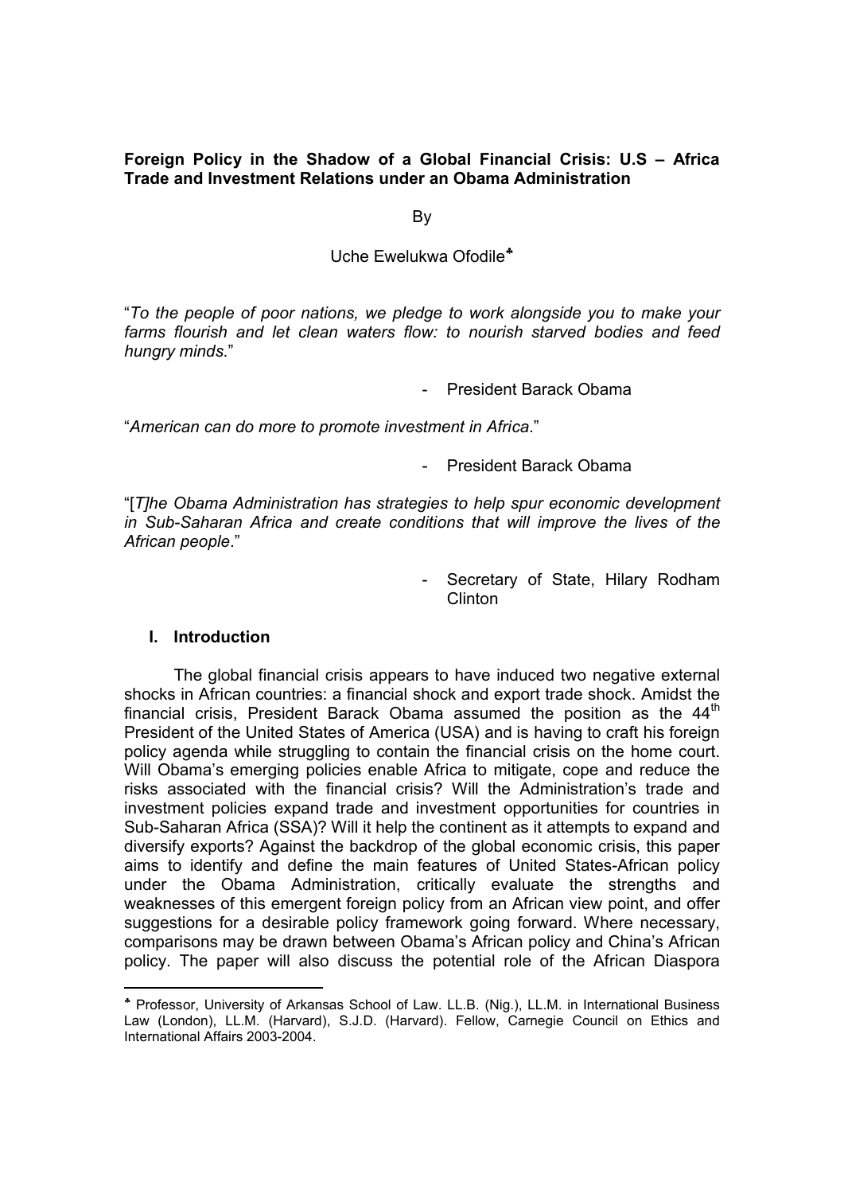**Foreign Policy in the Shadow of a Global Financial Crisis: U.S – Africa Trade and Investment Relations under an Obama Administration**

By

Uche Ewelukwa Ofodile[♣]

"*To the people of poor nations, we pledge to work alongside you to make your farms flourish and let clean waters flow: to nourish starved bodies and feed hungry minds*."

- President Barack Obama

"*American can do more to promote investment in Africa*."

- President Barack Obama

"[*T]he Obama Administration has strategies to help spur economic development in Sub-Saharan Africa and create conditions that will improve the lives of the African people*."

- Secretary of State, Hilary Rodham Clinton

## I. Introduction

The global financial crisis appears to have induced two negative external shocks in African countries: a financial shock and export trade shock. Amidst the financial crisis, President Barack Obama assumed the position as the 44th President of the United States of America (USA) and is having to craft his foreign policy agenda while struggling to contain the financial crisis on the home court. Will Obama's emerging policies enable Africa to mitigate, cope and reduce the risks associated with the financial crisis? Will the Administration's trade and investment policies expand trade and investment opportunities for countries in Sub-Saharan Africa (SSA)? Will it help the continent as it attempts to expand and diversify exports? Against the backdrop of the global economic crisis, this paper aims to identify and define the main features of United States-African policy under the Obama Administration, critically evaluate the strengths and weaknesses of this emergent foreign policy from an African view point, and offer suggestions for a desirable policy framework going forward. Where necessary, comparisons may be drawn between Obama's African policy and China's African policy. The paper will also discuss the potential role of the African Diaspora

---

[♣] Professor, University of Arkansas School of Law. LL.B. (Nig.), LL.M. in International Business Law (London), LL.M. (Harvard), S.J.D. (Harvard). Fellow, Carnegie Council on Ethics and International Affairs 2003-2004.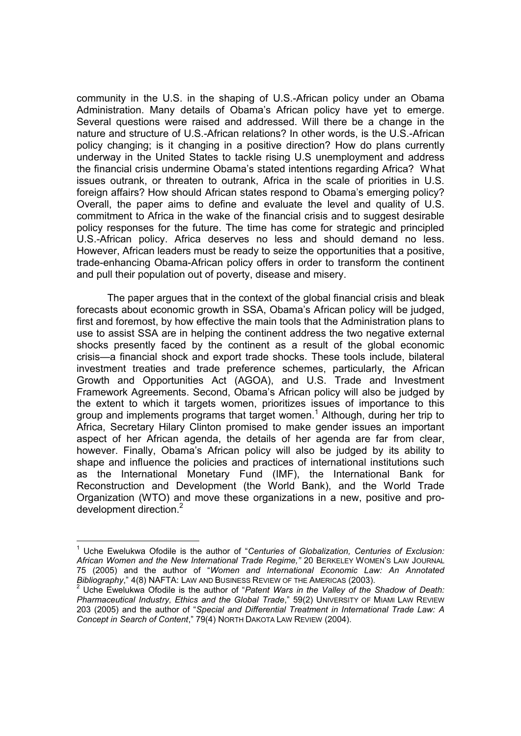community in the U.S. in the shaping of U.S.-African policy under an Obama Administration. Many details of Obama's African policy have yet to emerge. Several questions were raised and addressed. Will there be a change in the nature and structure of U.S.-African relations? In other words, is the U.S.-African policy changing; is it changing in a positive direction? How do plans currently underway in the United States to tackle rising U.S unemployment and address the financial crisis undermine Obama's stated intentions regarding Africa? What issues outrank, or threaten to outrank, Africa in the scale of priorities in U.S. foreign affairs? How should African states respond to Obama's emerging policy? Overall, the paper aims to define and evaluate the level and quality of U.S. commitment to Africa in the wake of the financial crisis and to suggest desirable policy responses for the future. The time has come for strategic and principled U.S.-African policy. Africa deserves no less and should demand no less. However, African leaders must be ready to seize the opportunities that a positive, trade-enhancing Obama-African policy offers in order to transform the continent and pull their population out of poverty, disease and misery.

The paper argues that in the context of the global financial crisis and bleak forecasts about economic growth in SSA, Obama's African policy will be judged, first and foremost, by how effective the main tools that the Administration plans to use to assist SSA are in helping the continent address the two negative external shocks presently faced by the continent as a result of the global economic crisis—a financial shock and export trade shocks. These tools include, bilateral investment treaties and trade preference schemes, particularly, the African Growth and Opportunities Act (AGOA), and U.S. Trade and Investment Framework Agreements. Second, Obama's African policy will also be judged by the extent to which it targets women, prioritizes issues of importance to this group and implements programs that target women.[1] Although, during her trip to Africa, Secretary Hilary Clinton promised to make gender issues an important aspect of her African agenda, the details of her agenda are far from clear, however. Finally, Obama's African policy will also be judged by its ability to shape and influence the policies and practices of international institutions such as the International Monetary Fund (IMF), the International Bank for Reconstruction and Development (the World Bank), and the World Trade Organization (WTO) and move these organizations in a new, positive and pro-development direction.[2]

---

[1] Uche Ewelukwa Ofodile is the author of "*Centuries of Globalization, Centuries of Exclusion: African Women and the New International Trade Regime,"* 20 BERKELEY WOMEN'S LAW JOURNAL 75 (2005) and the author of "*Women and International Economic Law: An Annotated Bibliography*," 4(8) NAFTA: LAW AND BUSINESS REVIEW OF THE AMERICAS (2003).

[2] Uche Ewelukwa Ofodile is the author of "*Patent Wars in the Valley of the Shadow of Death: Pharmaceutical Industry, Ethics and the Global Trade*," 59(2) UNIVERSITY OF MIAMI LAW REVIEW 203 (2005) and the author of "*Special and Differential Treatment in International Trade Law: A Concept in Search of Content*," 79(4) NORTH DAKOTA LAW REVIEW (2004).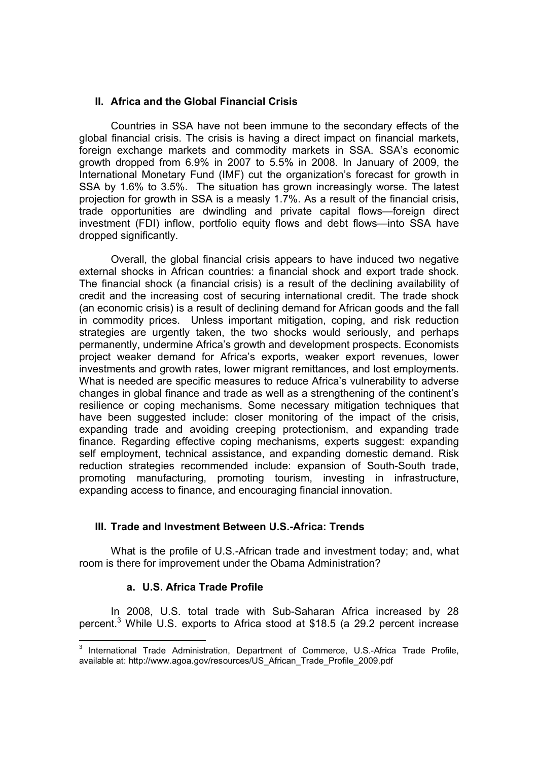## II. Africa and the Global Financial Crisis

Countries in SSA have not been immune to the secondary effects of the global financial crisis. The crisis is having a direct impact on financial markets, foreign exchange markets and commodity markets in SSA. SSA's economic growth dropped from 6.9% in 2007 to 5.5% in 2008. In January of 2009, the International Monetary Fund (IMF) cut the organization's forecast for growth in SSA by 1.6% to 3.5%. The situation has grown increasingly worse. The latest projection for growth in SSA is a measly 1.7%. As a result of the financial crisis, trade opportunities are dwindling and private capital flows—foreign direct investment (FDI) inflow, portfolio equity flows and debt flows—into SSA have dropped significantly.

Overall, the global financial crisis appears to have induced two negative external shocks in African countries: a financial shock and export trade shock. The financial shock (a financial crisis) is a result of the declining availability of credit and the increasing cost of securing international credit. The trade shock (an economic crisis) is a result of declining demand for African goods and the fall in commodity prices. Unless important mitigation, coping, and risk reduction strategies are urgently taken, the two shocks would seriously, and perhaps permanently, undermine Africa's growth and development prospects. Economists project weaker demand for Africa's exports, weaker export revenues, lower investments and growth rates, lower migrant remittances, and lost employments. What is needed are specific measures to reduce Africa's vulnerability to adverse changes in global finance and trade as well as a strengthening of the continent's resilience or coping mechanisms. Some necessary mitigation techniques that have been suggested include: closer monitoring of the impact of the crisis, expanding trade and avoiding creeping protectionism, and expanding trade finance. Regarding effective coping mechanisms, experts suggest: expanding self employment, technical assistance, and expanding domestic demand. Risk reduction strategies recommended include: expansion of South-South trade, promoting manufacturing, promoting tourism, investing in infrastructure, expanding access to finance, and encouraging financial innovation.

## III. Trade and Investment Between U.S.-Africa: Trends

What is the profile of U.S.-African trade and investment today; and, what room is there for improvement under the Obama Administration?

### a. U.S. Africa Trade Profile

In 2008, U.S. total trade with Sub-Saharan Africa increased by 28 percent.[3] While U.S. exports to Africa stood at $18.5 (a 29.2 percent increase

---

[3] International Trade Administration, Department of Commerce, U.S.-Africa Trade Profile, available at: http://www.agoa.gov/resources/US_African_Trade_Profile_2009.pdf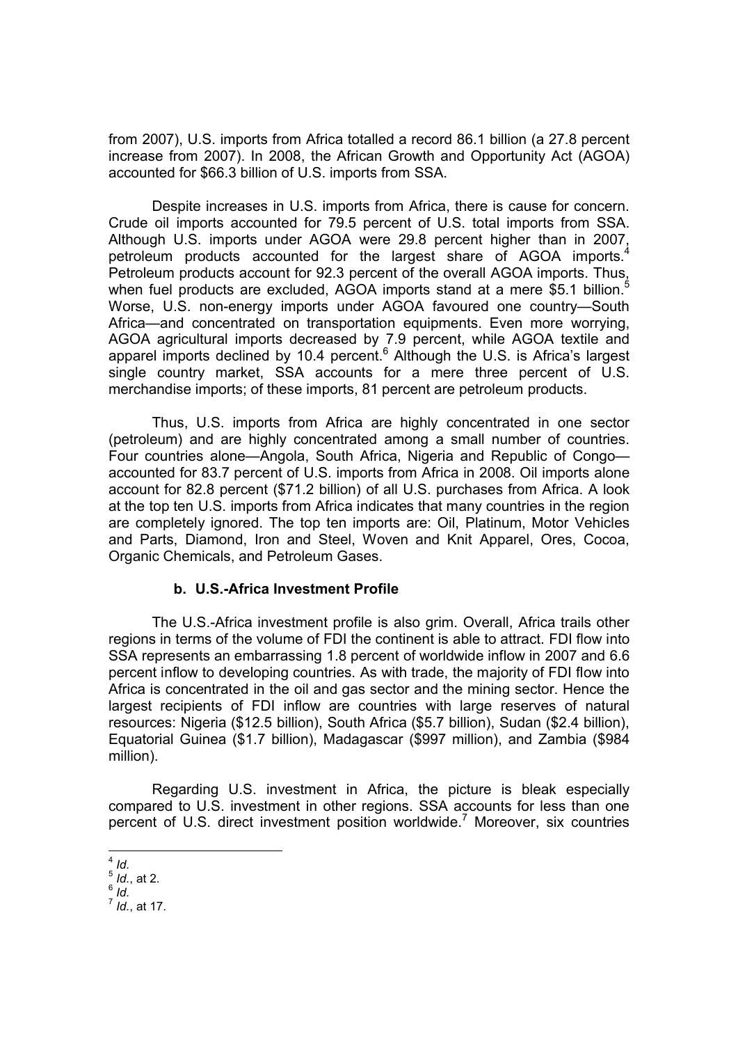from 2007), U.S. imports from Africa totalled a record 86.1 billion (a 27.8 percent increase from 2007). In 2008, the African Growth and Opportunity Act (AGOA) accounted for $66.3 billion of U.S. imports from SSA.

Despite increases in U.S. imports from Africa, there is cause for concern. Crude oil imports accounted for 79.5 percent of U.S. total imports from SSA. Although U.S. imports under AGOA were 29.8 percent higher than in 2007, petroleum products accounted for the largest share of AGOA imports.[4] Petroleum products account for 92.3 percent of the overall AGOA imports. Thus, when fuel products are excluded, AGOA imports stand at a mere $5.1 billion.[5] Worse, U.S. non-energy imports under AGOA favoured one country—South Africa—and concentrated on transportation equipments. Even more worrying, AGOA agricultural imports decreased by 7.9 percent, while AGOA textile and apparel imports declined by 10.4 percent.[6] Although the U.S. is Africa's largest single country market, SSA accounts for a mere three percent of U.S. merchandise imports; of these imports, 81 percent are petroleum products.

Thus, U.S. imports from Africa are highly concentrated in one sector (petroleum) and are highly concentrated among a small number of countries. Four countries alone—Angola, South Africa, Nigeria and Republic of Congo—accounted for 83.7 percent of U.S. imports from Africa in 2008. Oil imports alone account for 82.8 percent ($71.2 billion) of all U.S. purchases from Africa. A look at the top ten U.S. imports from Africa indicates that many countries in the region are completely ignored. The top ten imports are: Oil, Platinum, Motor Vehicles and Parts, Diamond, Iron and Steel, Woven and Knit Apparel, Ores, Cocoa, Organic Chemicals, and Petroleum Gases.

### b. U.S.-Africa Investment Profile

The U.S.-Africa investment profile is also grim. Overall, Africa trails other regions in terms of the volume of FDI the continent is able to attract. FDI flow into SSA represents an embarrassing 1.8 percent of worldwide inflow in 2007 and 6.6 percent inflow to developing countries. As with trade, the majority of FDI flow into Africa is concentrated in the oil and gas sector and the mining sector. Hence the largest recipients of FDI inflow are countries with large reserves of natural resources: Nigeria ($12.5 billion), South Africa ($5.7 billion), Sudan ($2.4 billion), Equatorial Guinea ($1.7 billion), Madagascar ($997 million), and Zambia ($984 million).

Regarding U.S. investment in Africa, the picture is bleak especially compared to U.S. investment in other regions. SSA accounts for less than one percent of U.S. direct investment position worldwide.[7] Moreover, six countries

[4] *Id.*

[5] *Id.*, at 2.

[6] *Id.*

[7] *Id.*, at 17.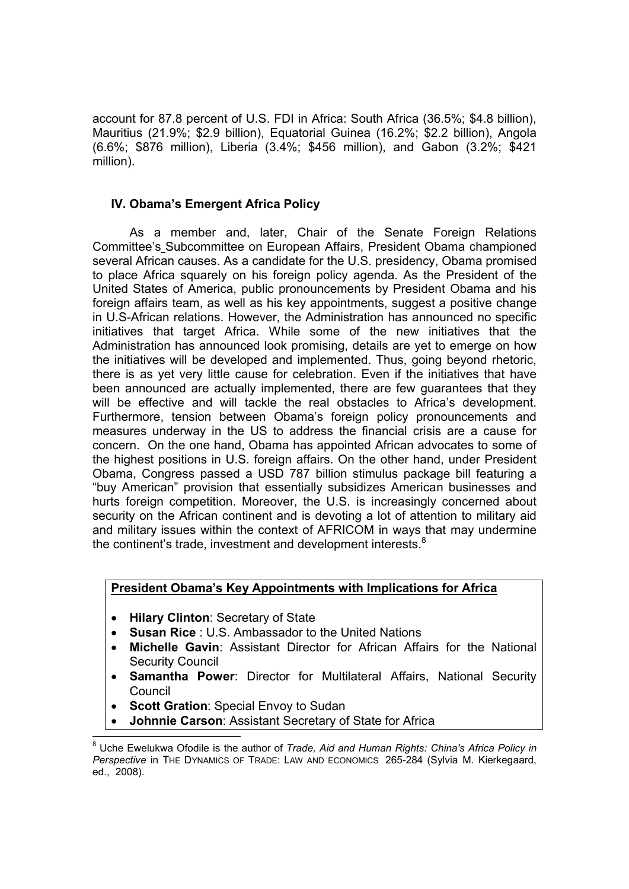account for 87.8 percent of U.S. FDI in Africa: South Africa (36.5%; $4.8 billion), Mauritius (21.9%; $2.9 billion), Equatorial Guinea (16.2%; $2.2 billion), Angola (6.6%; $876 million), Liberia (3.4%; $456 million), and Gabon (3.2%; $421 million).

## IV. Obama's Emergent Africa Policy

As a member and, later, Chair of the Senate Foreign Relations Committee's Subcommittee on European Affairs, President Obama championed several African causes. As a candidate for the U.S. presidency, Obama promised to place Africa squarely on his foreign policy agenda. As the President of the United States of America, public pronouncements by President Obama and his foreign affairs team, as well as his key appointments, suggest a positive change in U.S-African relations. However, the Administration has announced no specific initiatives that target Africa. While some of the new initiatives that the Administration has announced look promising, details are yet to emerge on how the initiatives will be developed and implemented. Thus, going beyond rhetoric, there is as yet very little cause for celebration. Even if the initiatives that have been announced are actually implemented, there are few guarantees that they will be effective and will tackle the real obstacles to Africa's development. Furthermore, tension between Obama's foreign policy pronouncements and measures underway in the US to address the financial crisis are a cause for concern. On the one hand, Obama has appointed African advocates to some of the highest positions in U.S. foreign affairs. On the other hand, under President Obama, Congress passed a USD 787 billion stimulus package bill featuring a "buy American" provision that essentially subsidizes American businesses and hurts foreign competition. Moreover, the U.S. is increasingly concerned about security on the African continent and is devoting a lot of attention to military aid and military issues within the context of AFRICOM in ways that may undermine the continent's trade, investment and development interests.[8]

**President Obama's Key Appointments with Implications for Africa**

- **Hilary Clinton**: Secretary of State
- **Susan Rice** : U.S. Ambassador to the United Nations
- **Michelle Gavin**: Assistant Director for African Affairs for the National Security Council
- **Samantha Power**: Director for Multilateral Affairs, National Security Council
- **Scott Gration**: Special Envoy to Sudan
- **Johnnie Carson**: Assistant Secretary of State for Africa

[8] Uche Ewelukwa Ofodile is the author of *Trade, Aid and Human Rights: China's Africa Policy in Perspective* in THE DYNAMICS OF TRADE: LAW AND ECONOMICS 265-284 (Sylvia M. Kierkegaard, ed., 2008).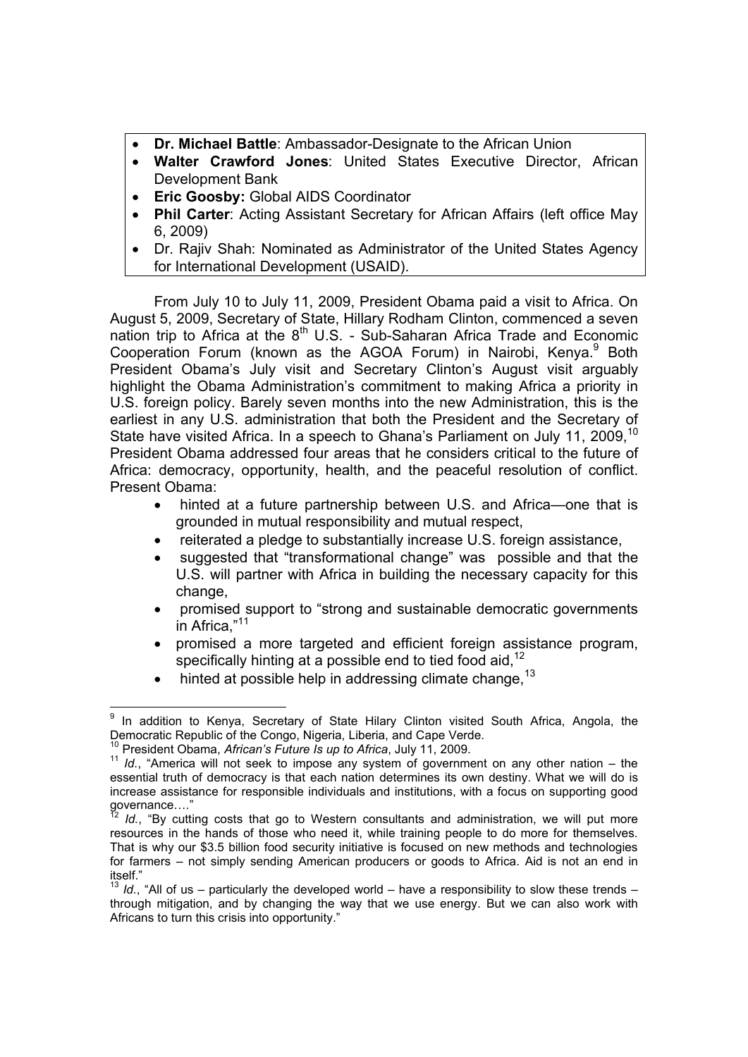- **Dr. Michael Battle**: Ambassador-Designate to the African Union
- **Walter Crawford Jones**: United States Executive Director, African Development Bank
- **Eric Goosby:** Global AIDS Coordinator
- **Phil Carter**: Acting Assistant Secretary for African Affairs (left office May 6, 2009)
- Dr. Rajiv Shah: Nominated as Administrator of the United States Agency for International Development (USAID).

From July 10 to July 11, 2009, President Obama paid a visit to Africa. On August 5, 2009, Secretary of State, Hillary Rodham Clinton, commenced a seven nation trip to Africa at the 8th U.S. - Sub-Saharan Africa Trade and Economic Cooperation Forum (known as the AGOA Forum) in Nairobi, Kenya.[9] Both President Obama's July visit and Secretary Clinton's August visit arguably highlight the Obama Administration's commitment to making Africa a priority in U.S. foreign policy. Barely seven months into the new Administration, this is the earliest in any U.S. administration that both the President and the Secretary of State have visited Africa. In a speech to Ghana's Parliament on July 11, 2009,[10] President Obama addressed four areas that he considers critical to the future of Africa: democracy, opportunity, health, and the peaceful resolution of conflict. Present Obama:

- hinted at a future partnership between U.S. and Africa—one that is grounded in mutual responsibility and mutual respect,
- reiterated a pledge to substantially increase U.S. foreign assistance,
- suggested that "transformational change" was possible and that the U.S. will partner with Africa in building the necessary capacity for this change,
- promised support to "strong and sustainable democratic governments in Africa,"[11]
- promised a more targeted and efficient foreign assistance program, specifically hinting at a possible end to tied food aid,[12]
- hinted at possible help in addressing climate change,[13]

---

[9] In addition to Kenya, Secretary of State Hilary Clinton visited South Africa, Angola, the Democratic Republic of the Congo, Nigeria, Liberia, and Cape Verde.

[10] President Obama, *African's Future Is up to Africa*, July 11, 2009.

[11] *Id.*, "America will not seek to impose any system of government on any other nation – the essential truth of democracy is that each nation determines its own destiny. What we will do is increase assistance for responsible individuals and institutions, with a focus on supporting good governance…."

[12] *Id.*, "By cutting costs that go to Western consultants and administration, we will put more resources in the hands of those who need it, while training people to do more for themselves. That is why our $3.5 billion food security initiative is focused on new methods and technologies for farmers – not simply sending American producers or goods to Africa. Aid is not an end in itself."

[13] *Id.*, "All of us – particularly the developed world – have a responsibility to slow these trends – through mitigation, and by changing the way that we use energy. But we can also work with Africans to turn this crisis into opportunity."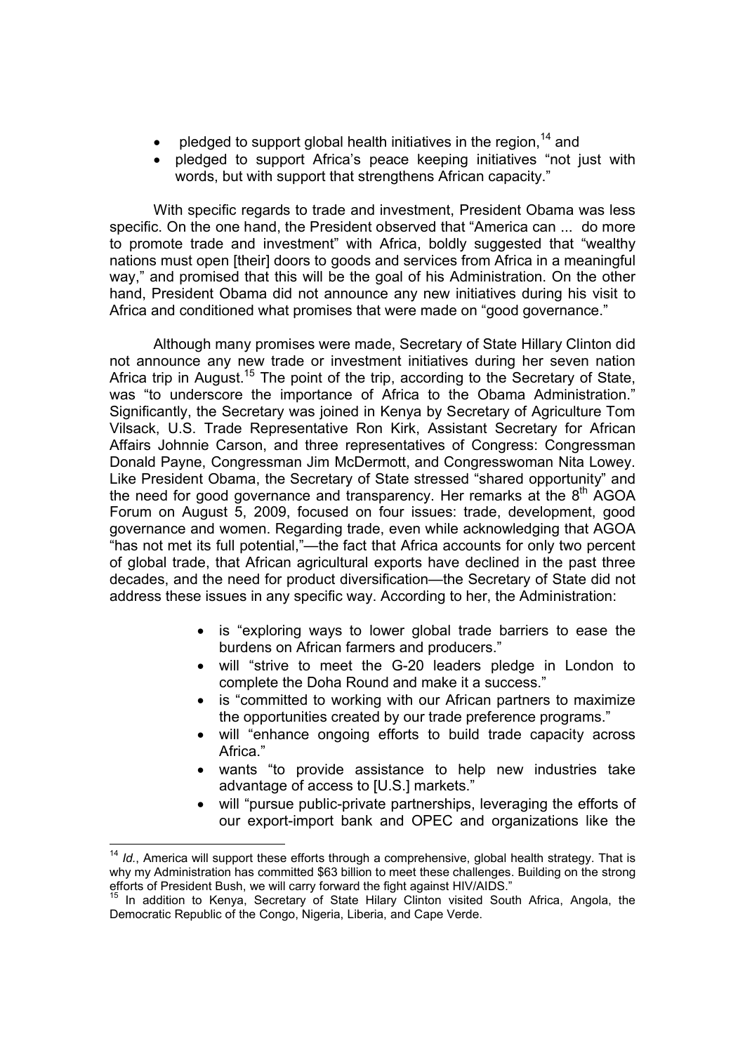- pledged to support global health initiatives in the region,[14] and
- pledged to support Africa's peace keeping initiatives "not just with words, but with support that strengthens African capacity."

With specific regards to trade and investment, President Obama was less specific. On the one hand, the President observed that "America can ... do more to promote trade and investment" with Africa, boldly suggested that "wealthy nations must open [their] doors to goods and services from Africa in a meaningful way," and promised that this will be the goal of his Administration. On the other hand, President Obama did not announce any new initiatives during his visit to Africa and conditioned what promises that were made on "good governance."

Although many promises were made, Secretary of State Hillary Clinton did not announce any new trade or investment initiatives during her seven nation Africa trip in August.[15] The point of the trip, according to the Secretary of State, was "to underscore the importance of Africa to the Obama Administration." Significantly, the Secretary was joined in Kenya by Secretary of Agriculture Tom Vilsack, U.S. Trade Representative Ron Kirk, Assistant Secretary for African Affairs Johnnie Carson, and three representatives of Congress: Congressman Donald Payne, Congressman Jim McDermott, and Congresswoman Nita Lowey. Like President Obama, the Secretary of State stressed "shared opportunity" and the need for good governance and transparency. Her remarks at the 8th AGOA Forum on August 5, 2009, focused on four issues: trade, development, good governance and women. Regarding trade, even while acknowledging that AGOA "has not met its full potential,"—the fact that Africa accounts for only two percent of global trade, that African agricultural exports have declined in the past three decades, and the need for product diversification—the Secretary of State did not address these issues in any specific way. According to her, the Administration:

- is "exploring ways to lower global trade barriers to ease the burdens on African farmers and producers."
- will "strive to meet the G-20 leaders pledge in London to complete the Doha Round and make it a success."
- is "committed to working with our African partners to maximize the opportunities created by our trade preference programs."
- will "enhance ongoing efforts to build trade capacity across Africa."
- wants "to provide assistance to help new industries take advantage of access to [U.S.] markets."
- will "pursue public-private partnerships, leveraging the efforts of our export-import bank and OPEC and organizations like the

---

[14] *Id.*, America will support these efforts through a comprehensive, global health strategy. That is why my Administration has committed $63 billion to meet these challenges. Building on the strong efforts of President Bush, we will carry forward the fight against HIV/AIDS."

[15] In addition to Kenya, Secretary of State Hilary Clinton visited South Africa, Angola, the Democratic Republic of the Congo, Nigeria, Liberia, and Cape Verde.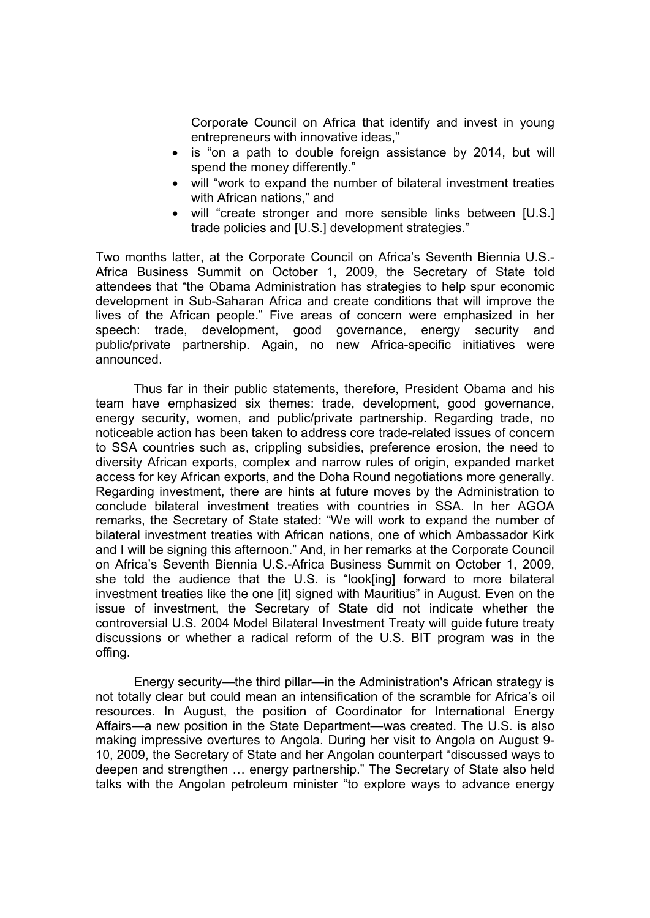Corporate Council on Africa that identify and invest in young entrepreneurs with innovative ideas,"

- is "on a path to double foreign assistance by 2014, but will spend the money differently."
- will "work to expand the number of bilateral investment treaties with African nations," and
- will "create stronger and more sensible links between [U.S.] trade policies and [U.S.] development strategies."

Two months latter, at the Corporate Council on Africa's Seventh Biennia U.S.-Africa Business Summit on October 1, 2009, the Secretary of State told attendees that "the Obama Administration has strategies to help spur economic development in Sub-Saharan Africa and create conditions that will improve the lives of the African people." Five areas of concern were emphasized in her speech: trade, development, good governance, energy security and public/private partnership. Again, no new Africa-specific initiatives were announced.

Thus far in their public statements, therefore, President Obama and his team have emphasized six themes: trade, development, good governance, energy security, women, and public/private partnership. Regarding trade, no noticeable action has been taken to address core trade-related issues of concern to SSA countries such as, crippling subsidies, preference erosion, the need to diversity African exports, complex and narrow rules of origin, expanded market access for key African exports, and the Doha Round negotiations more generally. Regarding investment, there are hints at future moves by the Administration to conclude bilateral investment treaties with countries in SSA. In her AGOA remarks, the Secretary of State stated: "We will work to expand the number of bilateral investment treaties with African nations, one of which Ambassador Kirk and I will be signing this afternoon." And, in her remarks at the Corporate Council on Africa's Seventh Biennia U.S.-Africa Business Summit on October 1, 2009, she told the audience that the U.S. is "look[ing] forward to more bilateral investment treaties like the one [it] signed with Mauritius" in August. Even on the issue of investment, the Secretary of State did not indicate whether the controversial U.S. 2004 Model Bilateral Investment Treaty will guide future treaty discussions or whether a radical reform of the U.S. BIT program was in the offing.

Energy security—the third pillar—in the Administration's African strategy is not totally clear but could mean an intensification of the scramble for Africa's oil resources. In August, the position of Coordinator for International Energy Affairs—a new position in the State Department—was created. The U.S. is also making impressive overtures to Angola. During her visit to Angola on August 9-10, 2009, the Secretary of State and her Angolan counterpart "discussed ways to deepen and strengthen … energy partnership." The Secretary of State also held talks with the Angolan petroleum minister "to explore ways to advance energy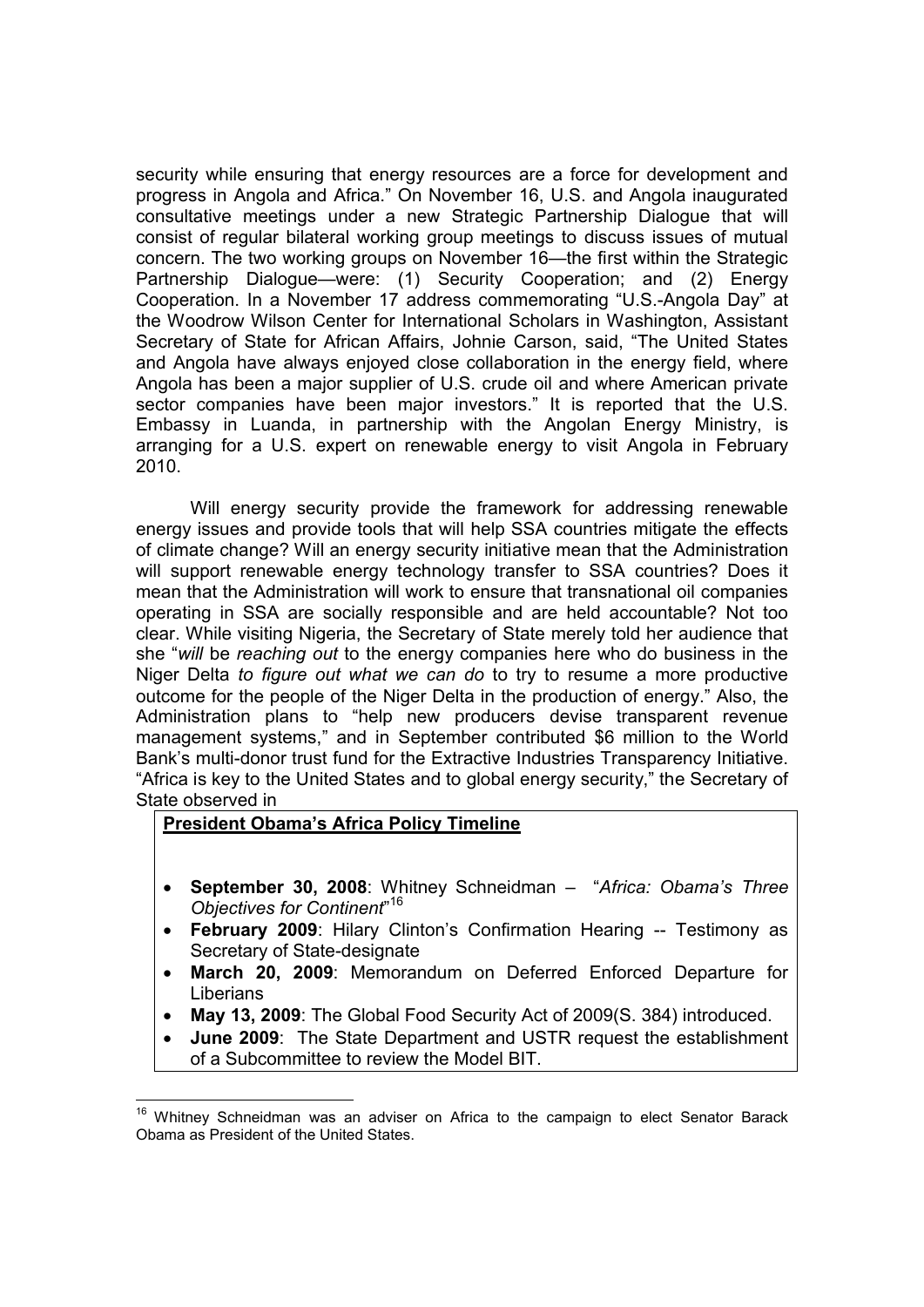security while ensuring that energy resources are a force for development and progress in Angola and Africa." On November 16, U.S. and Angola inaugurated consultative meetings under a new Strategic Partnership Dialogue that will consist of regular bilateral working group meetings to discuss issues of mutual concern. The two working groups on November 16—the first within the Strategic Partnership Dialogue—were: (1) Security Cooperation; and (2) Energy Cooperation. In a November 17 address commemorating "U.S.-Angola Day" at the Woodrow Wilson Center for International Scholars in Washington, Assistant Secretary of State for African Affairs, Johnie Carson, said, "The United States and Angola have always enjoyed close collaboration in the energy field, where Angola has been a major supplier of U.S. crude oil and where American private sector companies have been major investors." It is reported that the U.S. Embassy in Luanda, in partnership with the Angolan Energy Ministry, is arranging for a U.S. expert on renewable energy to visit Angola in February 2010.

Will energy security provide the framework for addressing renewable energy issues and provide tools that will help SSA countries mitigate the effects of climate change? Will an energy security initiative mean that the Administration will support renewable energy technology transfer to SSA countries? Does it mean that the Administration will work to ensure that transnational oil companies operating in SSA are socially responsible and are held accountable? Not too clear. While visiting Nigeria, the Secretary of State merely told her audience that she "*will* be *reaching out* to the energy companies here who do business in the Niger Delta *to figure out what we can do* to try to resume a more productive outcome for the people of the Niger Delta in the production of energy." Also, the Administration plans to "help new producers devise transparent revenue management systems," and in September contributed $6 million to the World Bank's multi-donor trust fund for the Extractive Industries Transparency Initiative. "Africa is key to the United States and to global energy security," the Secretary of State observed in

**President Obama's Africa Policy Timeline**

- **September 30, 2008**: Whitney Schneidman – "*Africa: Obama's Three Objectives for Continent*"[16]
- **February 2009**: Hilary Clinton's Confirmation Hearing -- Testimony as Secretary of State-designate
- **March 20, 2009**: Memorandum on Deferred Enforced Departure for Liberians
- **May 13, 2009**: The Global Food Security Act of 2009(S. 384) introduced.
- **June 2009**: The State Department and USTR request the establishment of a Subcommittee to review the Model BIT.

[16] Whitney Schneidman was an adviser on Africa to the campaign to elect Senator Barack Obama as President of the United States.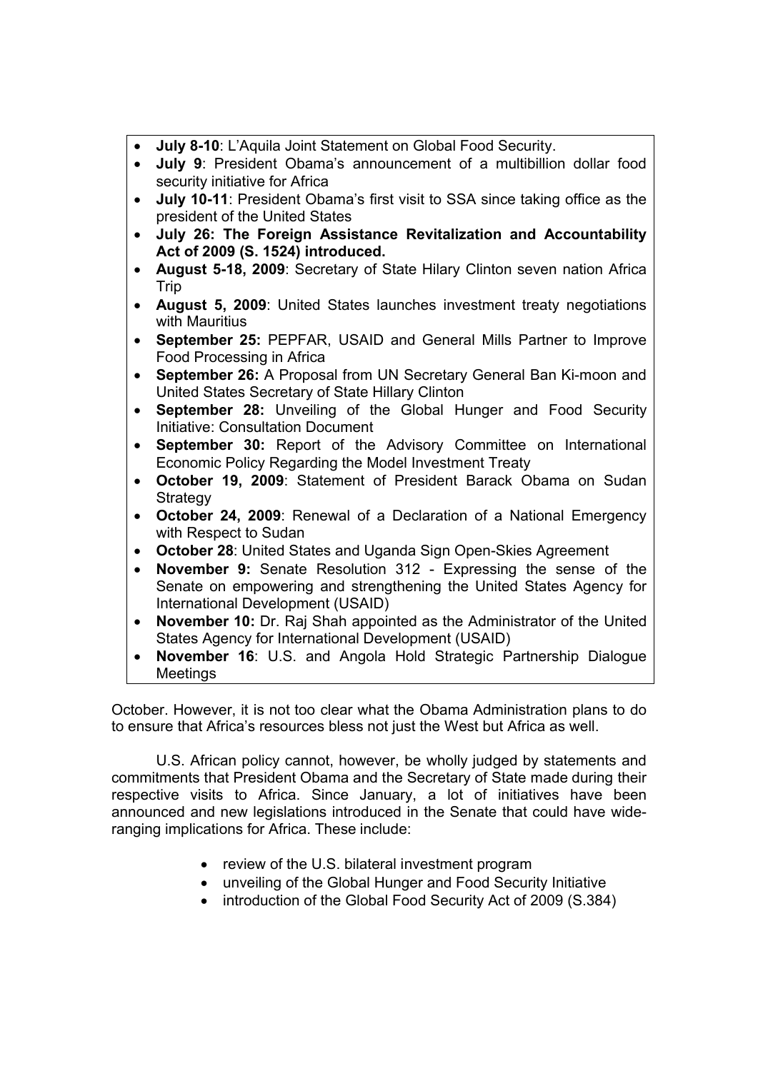- **July 8-10**: L'Aquila Joint Statement on Global Food Security.
- **July 9**: President Obama's announcement of a multibillion dollar food security initiative for Africa
- **July 10-11**: President Obama's first visit to SSA since taking office as the president of the United States
- **July 26: The Foreign Assistance Revitalization and Accountability Act of 2009 (S. 1524) introduced.**
- **August 5-18, 2009**: Secretary of State Hilary Clinton seven nation Africa Trip
- **August 5, 2009**: United States launches investment treaty negotiations with Mauritius
- **September 25:** PEPFAR, USAID and General Mills Partner to Improve Food Processing in Africa
- **September 26:** A Proposal from UN Secretary General Ban Ki-moon and United States Secretary of State Hillary Clinton
- **September 28:** Unveiling of the Global Hunger and Food Security Initiative: Consultation Document
- **September 30:** Report of the Advisory Committee on International Economic Policy Regarding the Model Investment Treaty
- **October 19, 2009**: Statement of President Barack Obama on Sudan Strategy
- **October 24, 2009**: Renewal of a Declaration of a National Emergency with Respect to Sudan
- **October 28**: United States and Uganda Sign Open-Skies Agreement
- **November 9:** Senate Resolution 312 - Expressing the sense of the Senate on empowering and strengthening the United States Agency for International Development (USAID)
- **November 10:** Dr. Raj Shah appointed as the Administrator of the United States Agency for International Development (USAID)
- **November 16**: U.S. and Angola Hold Strategic Partnership Dialogue Meetings

October. However, it is not too clear what the Obama Administration plans to do to ensure that Africa's resources bless not just the West but Africa as well.

U.S. African policy cannot, however, be wholly judged by statements and commitments that President Obama and the Secretary of State made during their respective visits to Africa. Since January, a lot of initiatives have been announced and new legislations introduced in the Senate that could have wide-ranging implications for Africa. These include:

- review of the U.S. bilateral investment program
- unveiling of the Global Hunger and Food Security Initiative
- introduction of the Global Food Security Act of 2009 (S.384)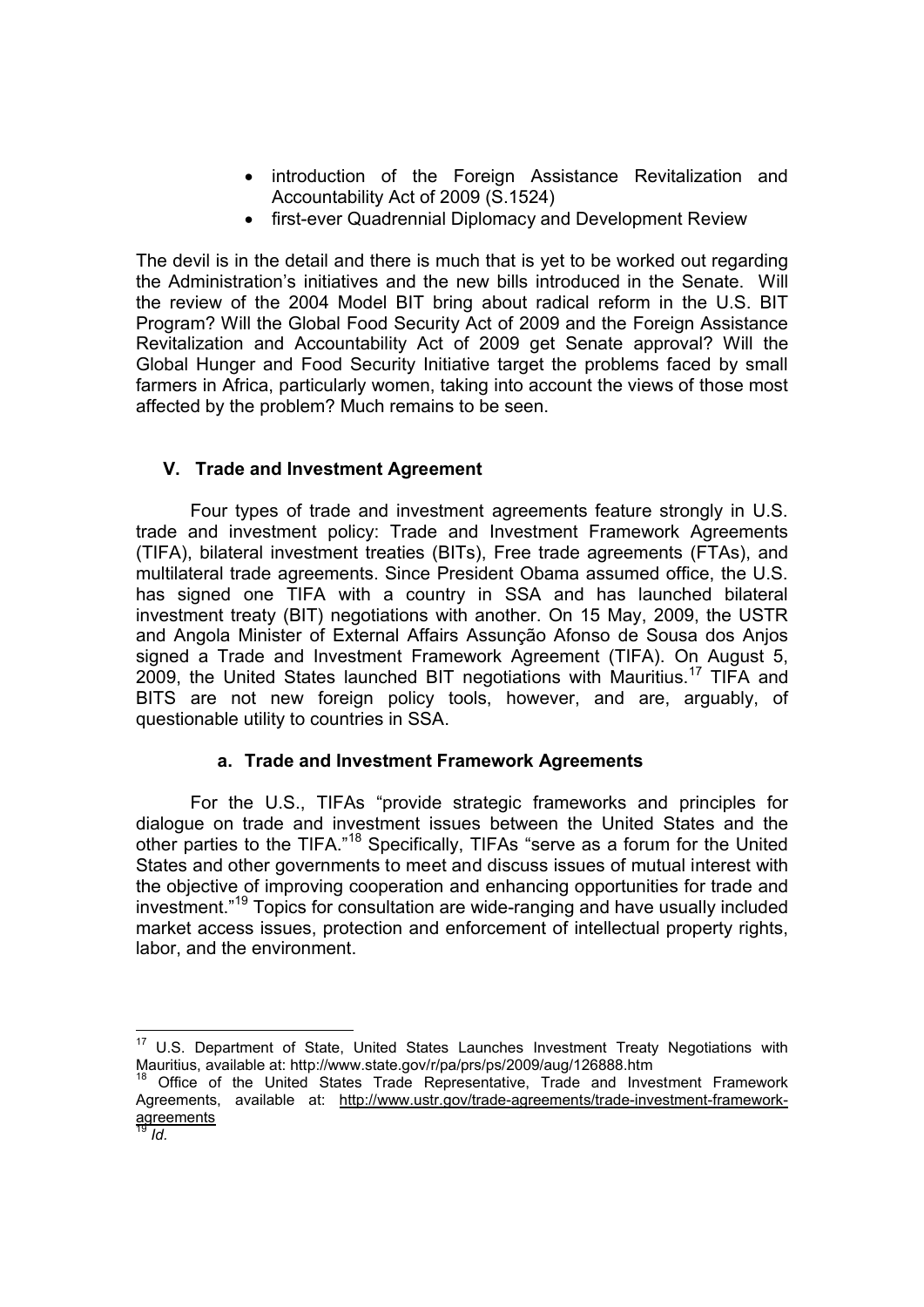- introduction of the Foreign Assistance Revitalization and Accountability Act of 2009 (S.1524)
- first-ever Quadrennial Diplomacy and Development Review

The devil is in the detail and there is much that is yet to be worked out regarding the Administration's initiatives and the new bills introduced in the Senate. Will the review of the 2004 Model BIT bring about radical reform in the U.S. BIT Program? Will the Global Food Security Act of 2009 and the Foreign Assistance Revitalization and Accountability Act of 2009 get Senate approval? Will the Global Hunger and Food Security Initiative target the problems faced by small farmers in Africa, particularly women, taking into account the views of those most affected by the problem? Much remains to be seen.

## V. Trade and Investment Agreement

Four types of trade and investment agreements feature strongly in U.S. trade and investment policy: Trade and Investment Framework Agreements (TIFA), bilateral investment treaties (BITs), Free trade agreements (FTAs), and multilateral trade agreements. Since President Obama assumed office, the U.S. has signed one TIFA with a country in SSA and has launched bilateral investment treaty (BIT) negotiations with another. On 15 May, 2009, the USTR and Angola Minister of External Affairs Assunção Afonso de Sousa dos Anjos signed a Trade and Investment Framework Agreement (TIFA). On August 5, 2009, the United States launched BIT negotiations with Mauritius.[17] TIFA and BITS are not new foreign policy tools, however, and are, arguably, of questionable utility to countries in SSA.

### a. Trade and Investment Framework Agreements

For the U.S., TIFAs "provide strategic frameworks and principles for dialogue on trade and investment issues between the United States and the other parties to the TIFA."[18] Specifically, TIFAs "serve as a forum for the United States and other governments to meet and discuss issues of mutual interest with the objective of improving cooperation and enhancing opportunities for trade and investment."[19] Topics for consultation are wide-ranging and have usually included market access issues, protection and enforcement of intellectual property rights, labor, and the environment.

---

[17] U.S. Department of State, United States Launches Investment Treaty Negotiations with Mauritius, available at: http://www.state.gov/r/pa/prs/ps/2009/aug/126888.htm

[18] Office of the United States Trade Representative, Trade and Investment Framework Agreements, available at: http://www.ustr.gov/trade-agreements/trade-investment-framework-agreements

[19] *Id*.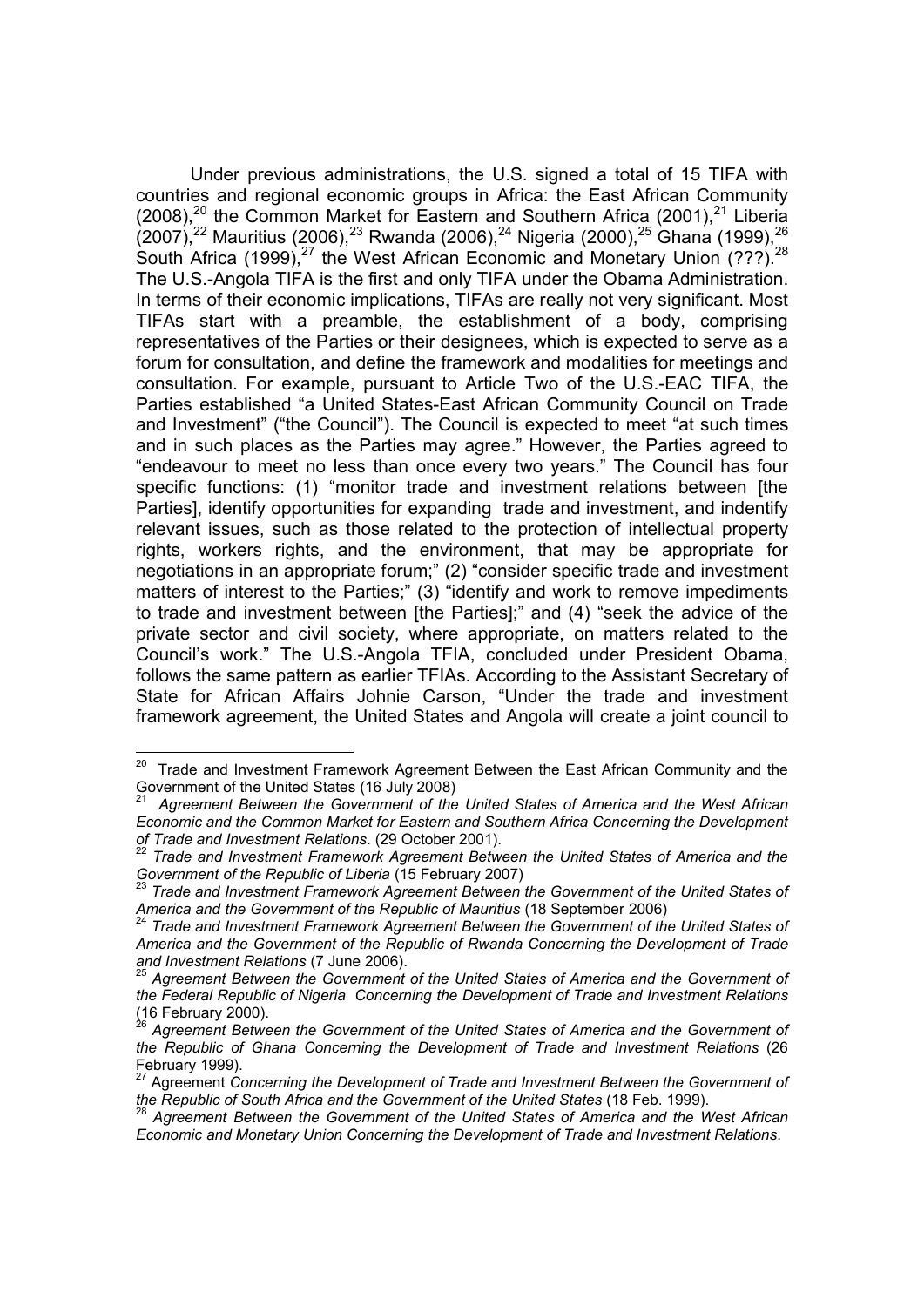Under previous administrations, the U.S. signed a total of 15 TIFA with countries and regional economic groups in Africa: the East African Community (2008),[20] the Common Market for Eastern and Southern Africa (2001),[21] Liberia (2007),[22] Mauritius (2006),[23] Rwanda (2006),[24] Nigeria (2000),[25] Ghana (1999),[26] South Africa (1999),[27] the West African Economic and Monetary Union (???).[28] The U.S.-Angola TIFA is the first and only TIFA under the Obama Administration. In terms of their economic implications, TIFAs are really not very significant. Most TIFAs start with a preamble, the establishment of a body, comprising representatives of the Parties or their designees, which is expected to serve as a forum for consultation, and define the framework and modalities for meetings and consultation. For example, pursuant to Article Two of the U.S.-EAC TIFA, the Parties established "a United States-East African Community Council on Trade and Investment" ("the Council"). The Council is expected to meet "at such times and in such places as the Parties may agree." However, the Parties agreed to "endeavour to meet no less than once every two years." The Council has four specific functions: (1) "monitor trade and investment relations between [the Parties], identify opportunities for expanding trade and investment, and indentify relevant issues, such as those related to the protection of intellectual property rights, workers rights, and the environment, that may be appropriate for negotiations in an appropriate forum;" (2) "consider specific trade and investment matters of interest to the Parties;" (3) "identify and work to remove impediments to trade and investment between [the Parties];" and (4) "seek the advice of the private sector and civil society, where appropriate, on matters related to the Council's work." The U.S.-Angola TFIA, concluded under President Obama, follows the same pattern as earlier TFIAs. According to the Assistant Secretary of State for African Affairs Johnie Carson, "Under the trade and investment framework agreement, the United States and Angola will create a joint council to

---

[20] Trade and Investment Framework Agreement Between the East African Community and the Government of the United States (16 July 2008)

[21] *Agreement Between the Government of the United States of America and the West African Economic and the Common Market for Eastern and Southern Africa Concerning the Development of Trade and Investment Relations*. (29 October 2001).

[22] *Trade and Investment Framework Agreement Between the United States of America and the Government of the Republic of Liberia* (15 February 2007)

[23] *Trade and Investment Framework Agreement Between the Government of the United States of America and the Government of the Republic of Mauritius* (18 September 2006)

[24] *Trade and Investment Framework Agreement Between the Government of the United States of America and the Government of the Republic of Rwanda Concerning the Development of Trade and Investment Relations* (7 June 2006).

[25] *Agreement Between the Government of the United States of America and the Government of the Federal Republic of Nigeria Concerning the Development of Trade and Investment Relations* (16 February 2000).

[26] *Agreement Between the Government of the United States of America and the Government of the Republic of Ghana Concerning the Development of Trade and Investment Relations* (26 February 1999).

[27] Agreement *Concerning the Development of Trade and Investment Between the Government of the Republic of South Africa and the Government of the United States* (18 Feb. 1999).

[28] *Agreement Between the Government of the United States of America and the West African Economic and Monetary Union Concerning the Development of Trade and Investment Relations*.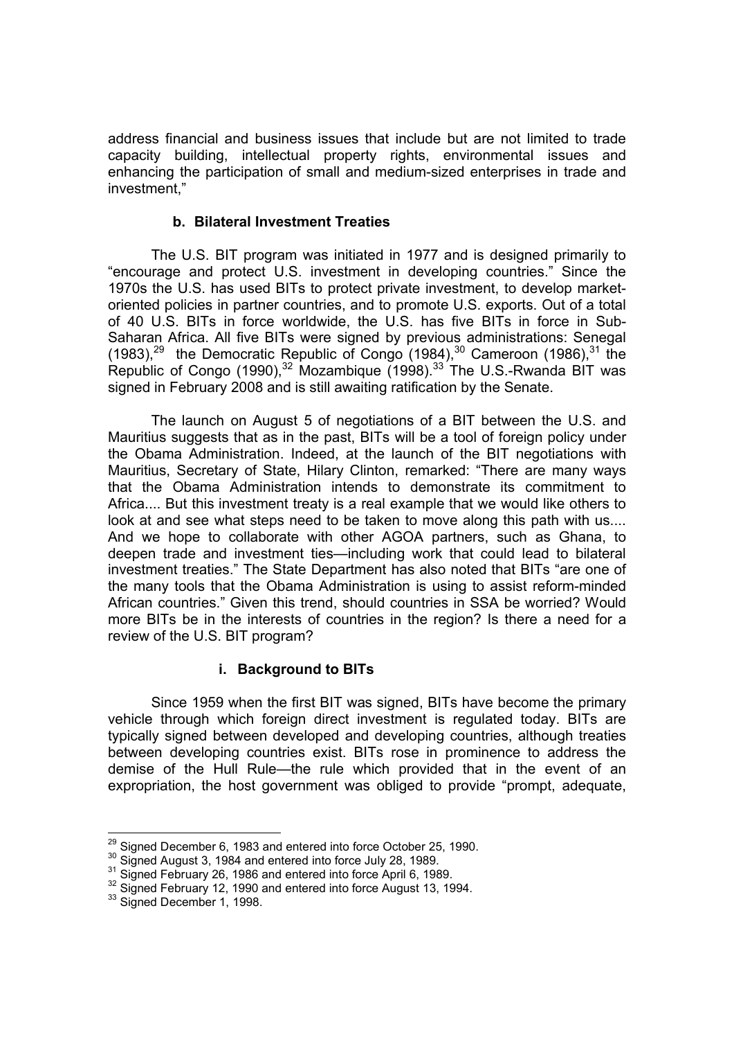address financial and business issues that include but are not limited to trade capacity building, intellectual property rights, environmental issues and enhancing the participation of small and medium-sized enterprises in trade and investment,"

### b. Bilateral Investment Treaties

The U.S. BIT program was initiated in 1977 and is designed primarily to "encourage and protect U.S. investment in developing countries." Since the 1970s the U.S. has used BITs to protect private investment, to develop market-oriented policies in partner countries, and to promote U.S. exports. Out of a total of 40 U.S. BITs in force worldwide, the U.S. has five BITs in force in Sub-Saharan Africa. All five BITs were signed by previous administrations: Senegal (1983),[29] the Democratic Republic of Congo (1984),[30] Cameroon (1986),[31] the Republic of Congo (1990),[32] Mozambique (1998).[33] The U.S.-Rwanda BIT was signed in February 2008 and is still awaiting ratification by the Senate.

The launch on August 5 of negotiations of a BIT between the U.S. and Mauritius suggests that as in the past, BITs will be a tool of foreign policy under the Obama Administration. Indeed, at the launch of the BIT negotiations with Mauritius, Secretary of State, Hilary Clinton, remarked: "There are many ways that the Obama Administration intends to demonstrate its commitment to Africa.... But this investment treaty is a real example that we would like others to look at and see what steps need to be taken to move along this path with us.... And we hope to collaborate with other AGOA partners, such as Ghana, to deepen trade and investment ties—including work that could lead to bilateral investment treaties." The State Department has also noted that BITs "are one of the many tools that the Obama Administration is using to assist reform-minded African countries." Given this trend, should countries in SSA be worried? Would more BITs be in the interests of countries in the region? Is there a need for a review of the U.S. BIT program?

#### i. Background to BITs

Since 1959 when the first BIT was signed, BITs have become the primary vehicle through which foreign direct investment is regulated today. BITs are typically signed between developed and developing countries, although treaties between developing countries exist. BITs rose in prominence to address the demise of the Hull Rule—the rule which provided that in the event of an expropriation, the host government was obliged to provide "prompt, adequate,

---

[29] Signed December 6, 1983 and entered into force October 25, 1990.

[30] Signed August 3, 1984 and entered into force July 28, 1989.

[31] Signed February 26, 1986 and entered into force April 6, 1989.

[32] Signed February 12, 1990 and entered into force August 13, 1994.

[33] Signed December 1, 1998.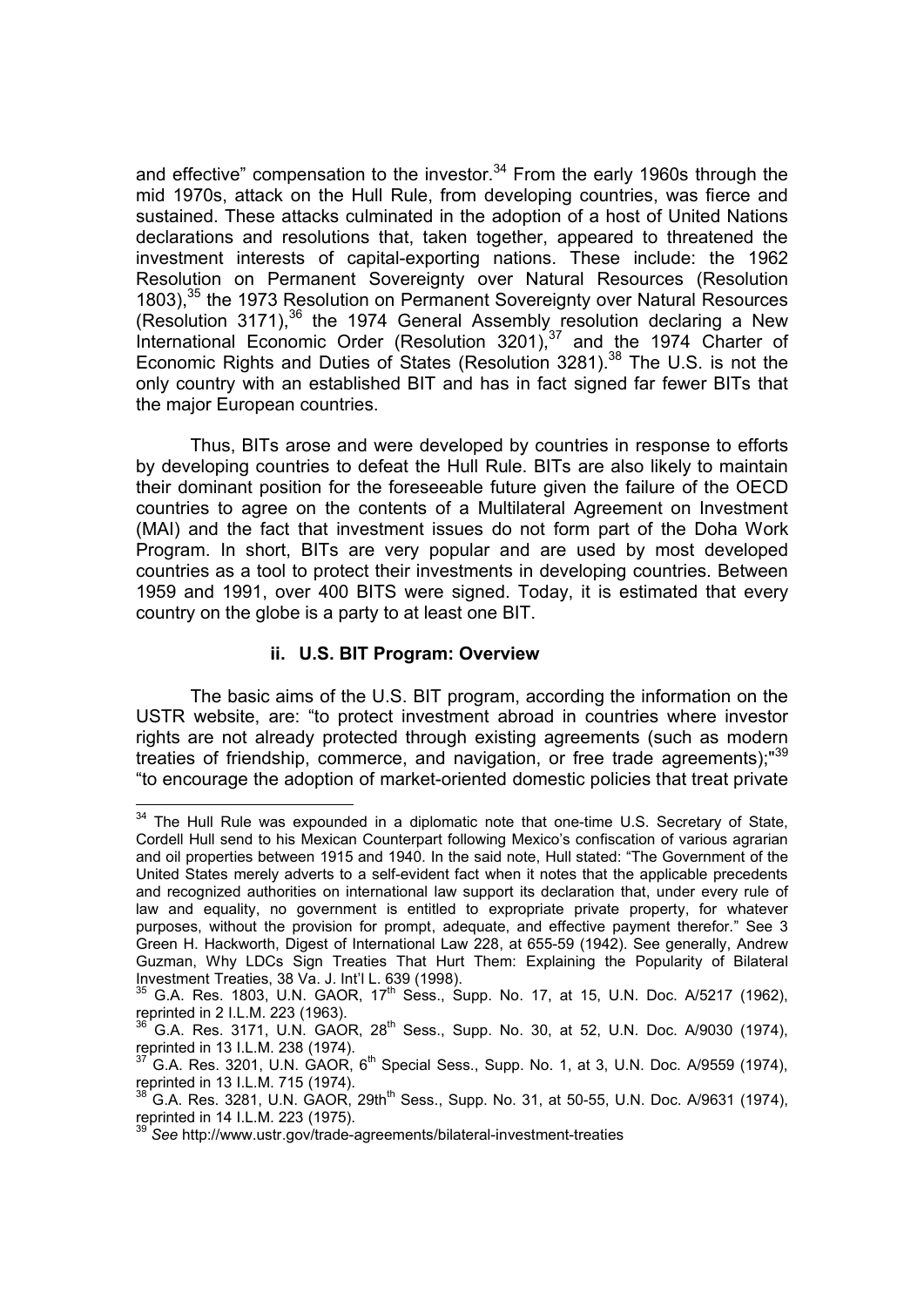and effective" compensation to the investor.[34] From the early 1960s through the mid 1970s, attack on the Hull Rule, from developing countries, was fierce and sustained. These attacks culminated in the adoption of a host of United Nations declarations and resolutions that, taken together, appeared to threatened the investment interests of capital-exporting nations. These include: the 1962 Resolution on Permanent Sovereignty over Natural Resources (Resolution 1803),[35] the 1973 Resolution on Permanent Sovereignty over Natural Resources (Resolution 3171),[36] the 1974 General Assembly resolution declaring a New International Economic Order (Resolution 3201),[37] and the 1974 Charter of Economic Rights and Duties of States (Resolution 3281).[38] The U.S. is not the only country with an established BIT and has in fact signed far fewer BITs that the major European countries.

Thus, BITs arose and were developed by countries in response to efforts by developing countries to defeat the Hull Rule. BITs are also likely to maintain their dominant position for the foreseeable future given the failure of the OECD countries to agree on the contents of a Multilateral Agreement on Investment (MAI) and the fact that investment issues do not form part of the Doha Work Program. In short, BITs are very popular and are used by most developed countries as a tool to protect their investments in developing countries. Between 1959 and 1991, over 400 BITS were signed. Today, it is estimated that every country on the globe is a party to at least one BIT.

### ii. U.S. BIT Program: Overview

The basic aims of the U.S. BIT program, according the information on the USTR website, are: "to protect investment abroad in countries where investor rights are not already protected through existing agreements (such as modern treaties of friendship, commerce, and navigation, or free trade agreements);"[39] "to encourage the adoption of market-oriented domestic policies that treat private

---

[34] The Hull Rule was expounded in a diplomatic note that one-time U.S. Secretary of State, Cordell Hull send to his Mexican Counterpart following Mexico's confiscation of various agrarian and oil properties between 1915 and 1940. In the said note, Hull stated: "The Government of the United States merely adverts to a self-evident fact when it notes that the applicable precedents and recognized authorities on international law support its declaration that, under every rule of law and equality, no government is entitled to expropriate private property, for whatever purposes, without the provision for prompt, adequate, and effective payment therefor." See 3 Green H. Hackworth, Digest of International Law 228, at 655-59 (1942). See generally, Andrew Guzman, Why LDCs Sign Treaties That Hurt Them: Explaining the Popularity of Bilateral Investment Treaties, 38 Va. J. Int'l L. 639 (1998).

[35] G.A. Res. 1803, U.N. GAOR, 17th Sess., Supp. No. 17, at 15, U.N. Doc. A/5217 (1962), reprinted in 2 I.L.M. 223 (1963).

[36] G.A. Res. 3171, U.N. GAOR, 28th Sess., Supp. No. 30, at 52, U.N. Doc. A/9030 (1974), reprinted in 13 I.L.M. 238 (1974).

[37] G.A. Res. 3201, U.N. GAOR, 6th Special Sess., Supp. No. 1, at 3, U.N. Doc. A/9559 (1974), reprinted in 13 I.L.M. 715 (1974).

[38] G.A. Res. 3281, U.N. GAOR, 29thth Sess., Supp. No. 31, at 50-55, U.N. Doc. A/9631 (1974), reprinted in 14 I.L.M. 223 (1975).

[39] *See* http://www.ustr.gov/trade-agreements/bilateral-investment-treaties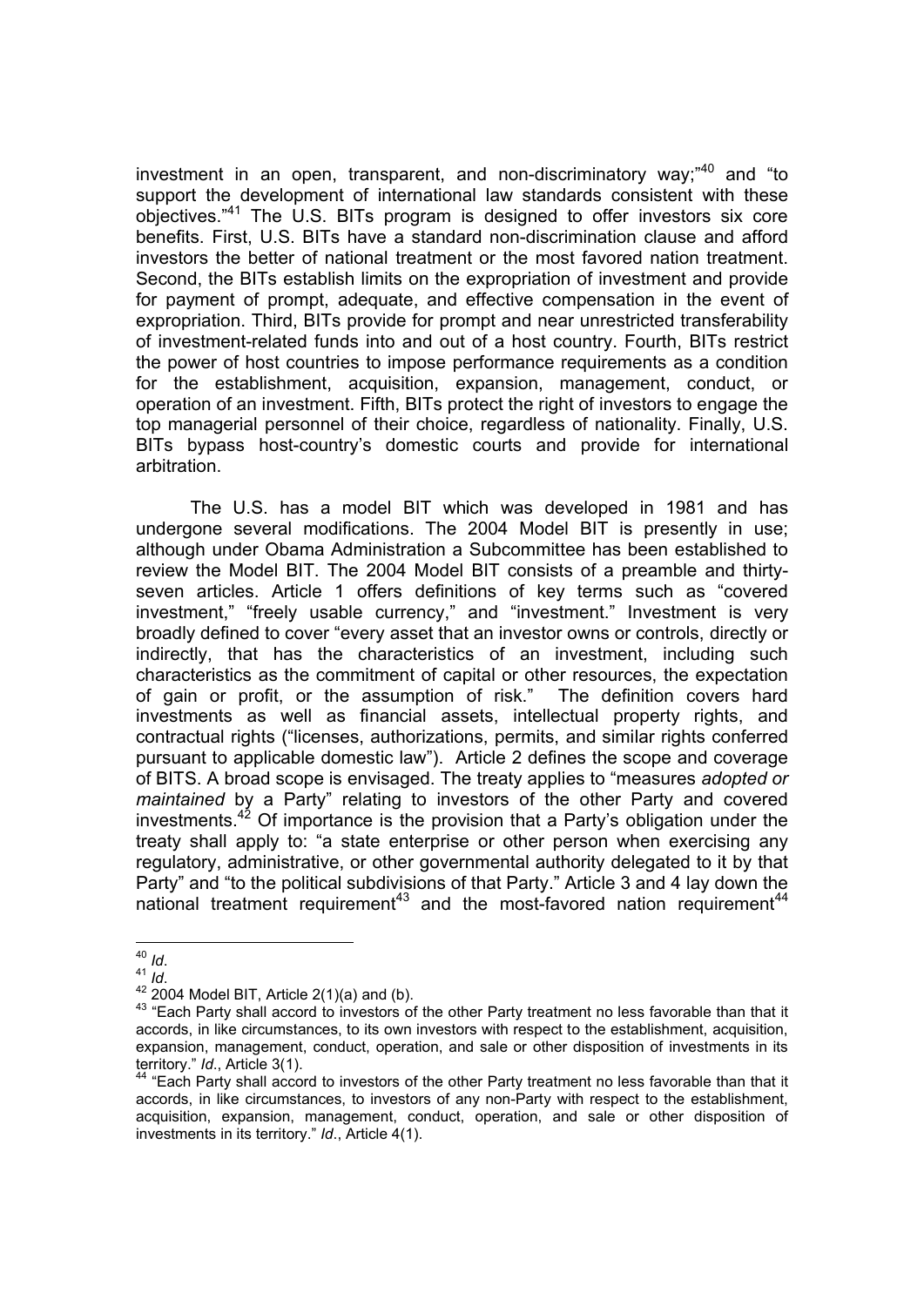investment in an open, transparent, and non-discriminatory way;"[40] and "to support the development of international law standards consistent with these objectives."[41] The U.S. BITs program is designed to offer investors six core benefits. First, U.S. BITs have a standard non-discrimination clause and afford investors the better of national treatment or the most favored nation treatment. Second, the BITs establish limits on the expropriation of investment and provide for payment of prompt, adequate, and effective compensation in the event of expropriation. Third, BITs provide for prompt and near unrestricted transferability of investment-related funds into and out of a host country. Fourth, BITs restrict the power of host countries to impose performance requirements as a condition for the establishment, acquisition, expansion, management, conduct, or operation of an investment. Fifth, BITs protect the right of investors to engage the top managerial personnel of their choice, regardless of nationality. Finally, U.S. BITs bypass host-country's domestic courts and provide for international arbitration.

The U.S. has a model BIT which was developed in 1981 and has undergone several modifications. The 2004 Model BIT is presently in use; although under Obama Administration a Subcommittee has been established to review the Model BIT. The 2004 Model BIT consists of a preamble and thirty-seven articles. Article 1 offers definitions of key terms such as "covered investment," "freely usable currency," and "investment." Investment is very broadly defined to cover "every asset that an investor owns or controls, directly or indirectly, that has the characteristics of an investment, including such characteristics as the commitment of capital or other resources, the expectation of gain or profit, or the assumption of risk." The definition covers hard investments as well as financial assets, intellectual property rights, and contractual rights ("licenses, authorizations, permits, and similar rights conferred pursuant to applicable domestic law"). Article 2 defines the scope and coverage of BITS. A broad scope is envisaged. The treaty applies to "measures *adopted or maintained* by a Party" relating to investors of the other Party and covered investments.[42] Of importance is the provision that a Party's obligation under the treaty shall apply to: "a state enterprise or other person when exercising any regulatory, administrative, or other governmental authority delegated to it by that Party" and "to the political subdivisions of that Party." Article 3 and 4 lay down the national treatment requirement[43] and the most-favored nation requirement[44]

---

[40] *Id*.

[41] *Id*.

[42] 2004 Model BIT, Article 2(1)(a) and (b).

[43] "Each Party shall accord to investors of the other Party treatment no less favorable than that it accords, in like circumstances, to its own investors with respect to the establishment, acquisition, expansion, management, conduct, operation, and sale or other disposition of investments in its territory." *Id*., Article 3(1).

[44] "Each Party shall accord to investors of the other Party treatment no less favorable than that it accords, in like circumstances, to investors of any non-Party with respect to the establishment, acquisition, expansion, management, conduct, operation, and sale or other disposition of investments in its territory." *Id*., Article 4(1).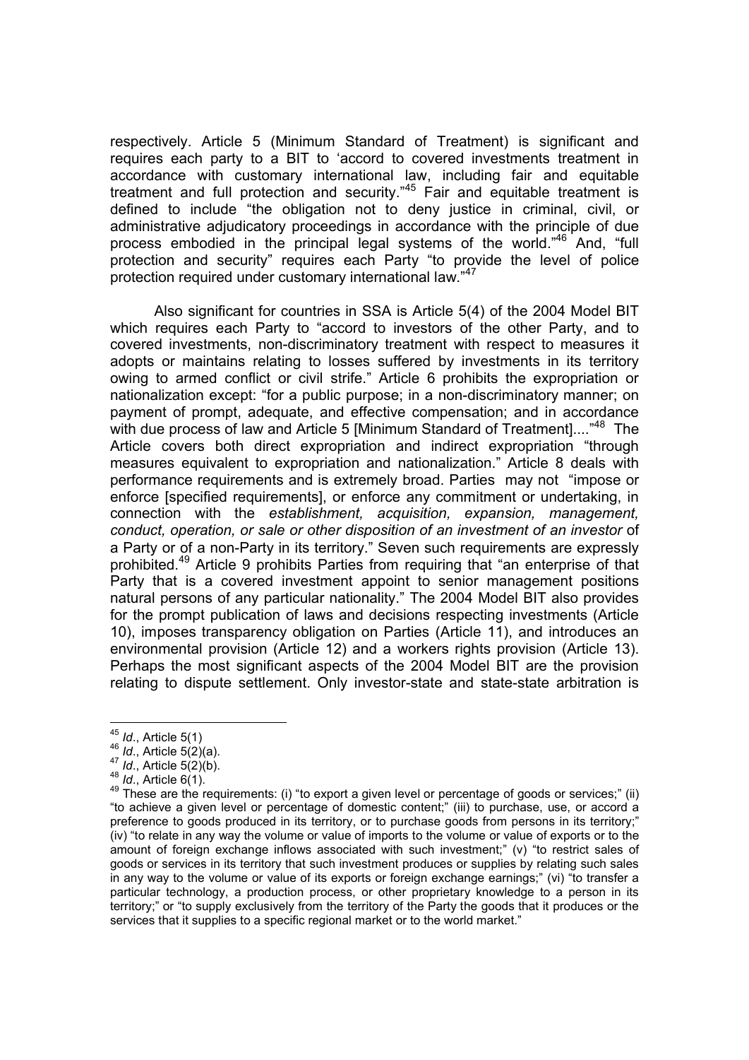respectively. Article 5 (Minimum Standard of Treatment) is significant and requires each party to a BIT to 'accord to covered investments treatment in accordance with customary international law, including fair and equitable treatment and full protection and security."[45] Fair and equitable treatment is defined to include "the obligation not to deny justice in criminal, civil, or administrative adjudicatory proceedings in accordance with the principle of due process embodied in the principal legal systems of the world."[46] And, "full protection and security" requires each Party "to provide the level of police protection required under customary international law."[47]

Also significant for countries in SSA is Article 5(4) of the 2004 Model BIT which requires each Party to "accord to investors of the other Party, and to covered investments, non-discriminatory treatment with respect to measures it adopts or maintains relating to losses suffered by investments in its territory owing to armed conflict or civil strife." Article 6 prohibits the expropriation or nationalization except: "for a public purpose; in a non-discriminatory manner; on payment of prompt, adequate, and effective compensation; and in accordance with due process of law and Article 5 [Minimum Standard of Treatment]...."[48] The Article covers both direct expropriation and indirect expropriation "through measures equivalent to expropriation and nationalization." Article 8 deals with performance requirements and is extremely broad. Parties may not "impose or enforce [specified requirements], or enforce any commitment or undertaking, in connection with the *establishment, acquisition, expansion, management, conduct, operation, or sale or other disposition of an investment of an investor* of a Party or of a non-Party in its territory." Seven such requirements are expressly prohibited.[49] Article 9 prohibits Parties from requiring that "an enterprise of that Party that is a covered investment appoint to senior management positions natural persons of any particular nationality." The 2004 Model BIT also provides for the prompt publication of laws and decisions respecting investments (Article 10), imposes transparency obligation on Parties (Article 11), and introduces an environmental provision (Article 12) and a workers rights provision (Article 13). Perhaps the most significant aspects of the 2004 Model BIT are the provision relating to dispute settlement. Only investor-state and state-state arbitration is

---

[45] *Id*., Article 5(1)

[46] *Id*., Article 5(2)(a).

[47] *Id*., Article 5(2)(b).

[48] *Id*., Article 6(1).

[49] These are the requirements: (i) "to export a given level or percentage of goods or services;" (ii) "to achieve a given level or percentage of domestic content;" (iii) to purchase, use, or accord a preference to goods produced in its territory, or to purchase goods from persons in its territory;" (iv) "to relate in any way the volume or value of imports to the volume or value of exports or to the amount of foreign exchange inflows associated with such investment;" (v) "to restrict sales of goods or services in its territory that such investment produces or supplies by relating such sales in any way to the volume or value of its exports or foreign exchange earnings;" (vi) "to transfer a particular technology, a production process, or other proprietary knowledge to a person in its territory;" or "to supply exclusively from the territory of the Party the goods that it produces or the services that it supplies to a specific regional market or to the world market."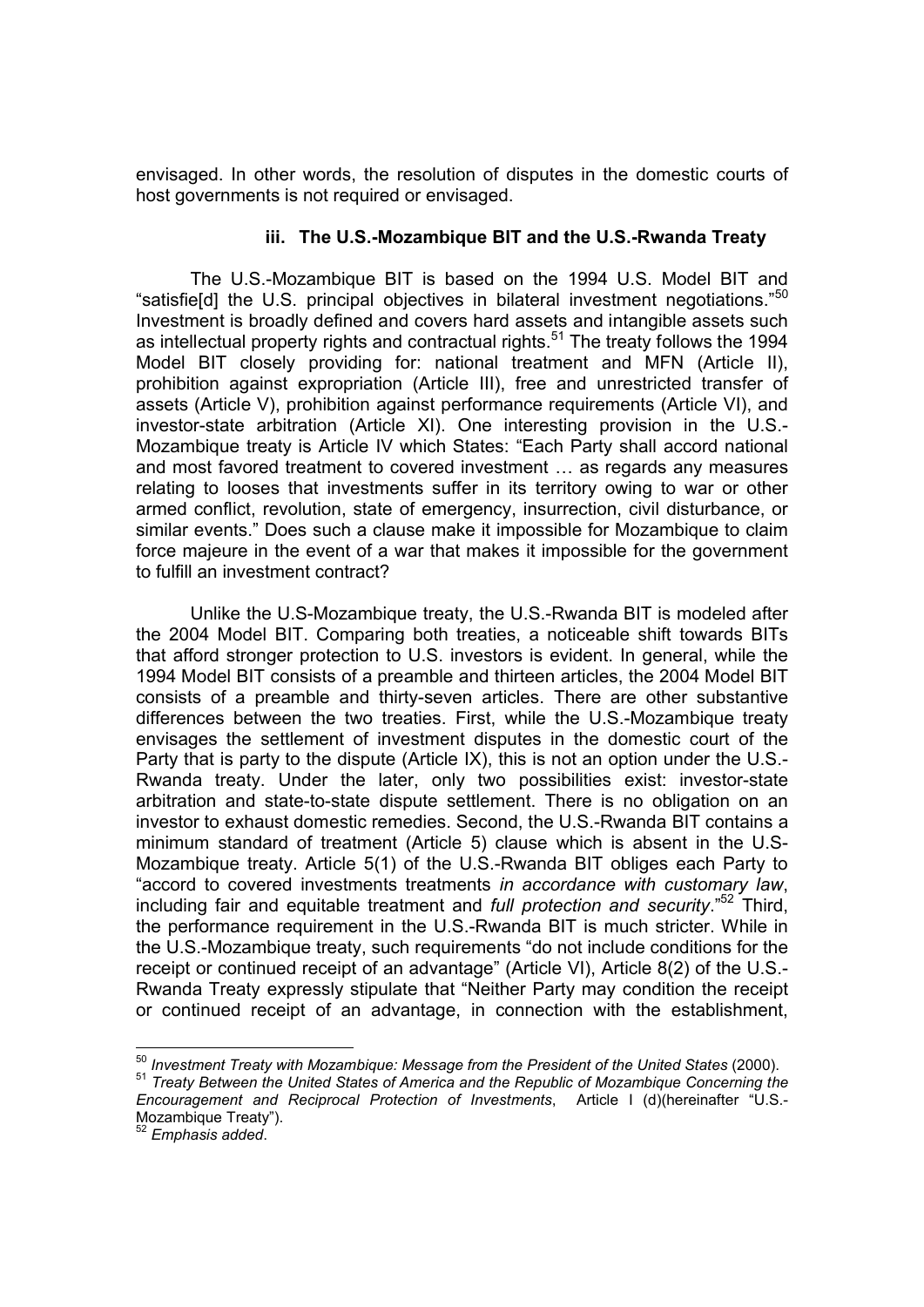envisaged. In other words, the resolution of disputes in the domestic courts of host governments is not required or envisaged.

### iii. The U.S.-Mozambique BIT and the U.S.-Rwanda Treaty

The U.S.-Mozambique BIT is based on the 1994 U.S. Model BIT and "satisfie[d] the U.S. principal objectives in bilateral investment negotiations."[50] Investment is broadly defined and covers hard assets and intangible assets such as intellectual property rights and contractual rights.[51] The treaty follows the 1994 Model BIT closely providing for: national treatment and MFN (Article II), prohibition against expropriation (Article III), free and unrestricted transfer of assets (Article V), prohibition against performance requirements (Article VI), and investor-state arbitration (Article XI). One interesting provision in the U.S.-Mozambique treaty is Article IV which States: "Each Party shall accord national and most favored treatment to covered investment … as regards any measures relating to looses that investments suffer in its territory owing to war or other armed conflict, revolution, state of emergency, insurrection, civil disturbance, or similar events." Does such a clause make it impossible for Mozambique to claim force majeure in the event of a war that makes it impossible for the government to fulfill an investment contract?

Unlike the U.S-Mozambique treaty, the U.S.-Rwanda BIT is modeled after the 2004 Model BIT. Comparing both treaties, a noticeable shift towards BITs that afford stronger protection to U.S. investors is evident. In general, while the 1994 Model BIT consists of a preamble and thirteen articles, the 2004 Model BIT consists of a preamble and thirty-seven articles. There are other substantive differences between the two treaties. First, while the U.S.-Mozambique treaty envisages the settlement of investment disputes in the domestic court of the Party that is party to the dispute (Article IX), this is not an option under the U.S.-Rwanda treaty. Under the later, only two possibilities exist: investor-state arbitration and state-to-state dispute settlement. There is no obligation on an investor to exhaust domestic remedies. Second, the U.S.-Rwanda BIT contains a minimum standard of treatment (Article 5) clause which is absent in the U.S-Mozambique treaty. Article 5(1) of the U.S.-Rwanda BIT obliges each Party to "accord to covered investments treatments *in accordance with customary law*, including fair and equitable treatment and *full protection and security*."[52] Third, the performance requirement in the U.S.-Rwanda BIT is much stricter. While in the U.S.-Mozambique treaty, such requirements "do not include conditions for the receipt or continued receipt of an advantage" (Article VI), Article 8(2) of the U.S.-Rwanda Treaty expressly stipulate that "Neither Party may condition the receipt or continued receipt of an advantage, in connection with the establishment,

---

[50] *Investment Treaty with Mozambique: Message from the President of the United States* (2000).

[51] *Treaty Between the United States of America and the Republic of Mozambique Concerning the Encouragement and Reciprocal Protection of Investments*, Article I (d)(hereinafter "U.S.-Mozambique Treaty").

[52] *Emphasis added*.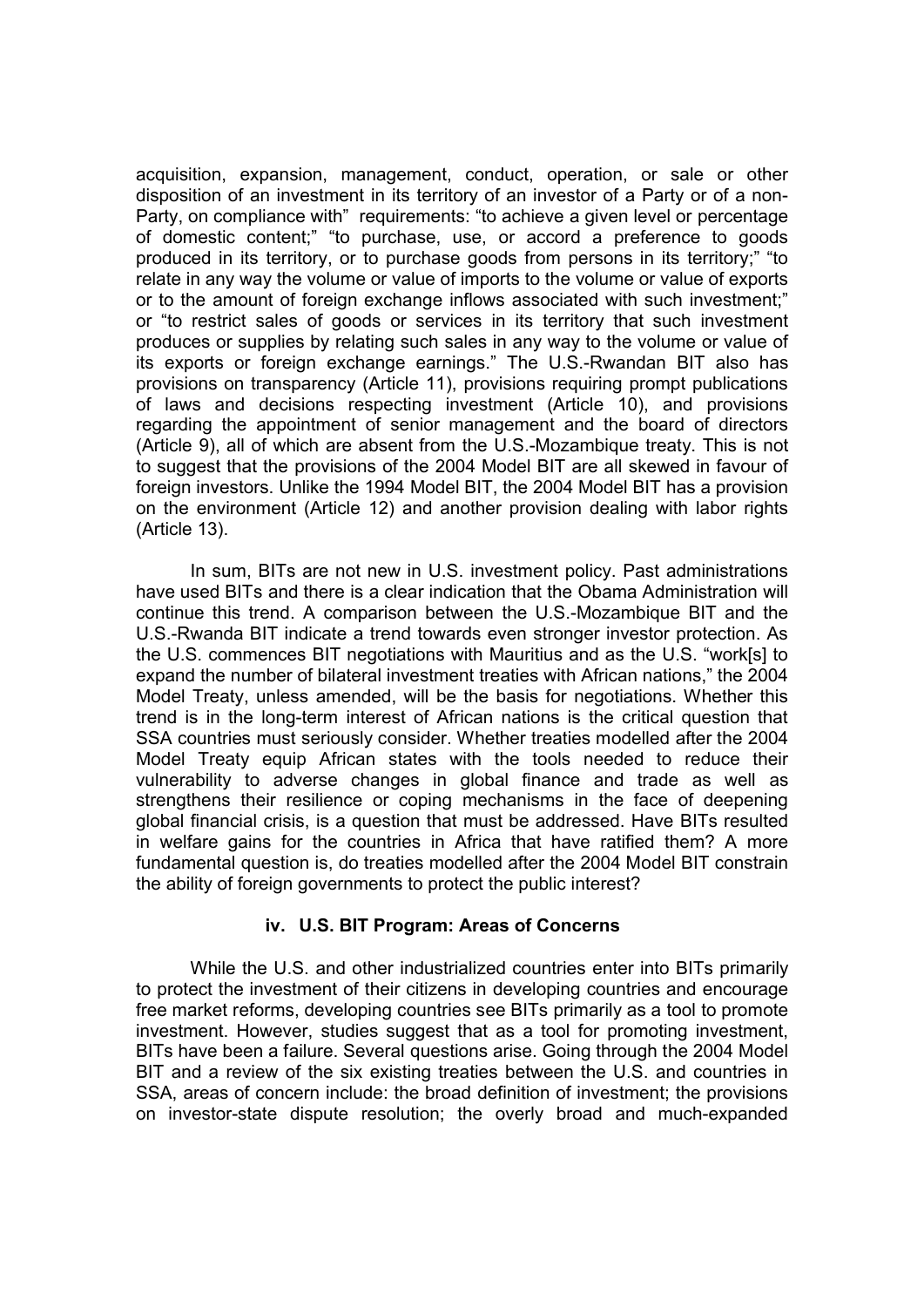acquisition, expansion, management, conduct, operation, or sale or other disposition of an investment in its territory of an investor of a Party or of a non-Party, on compliance with" requirements: "to achieve a given level or percentage of domestic content;" "to purchase, use, or accord a preference to goods produced in its territory, or to purchase goods from persons in its territory;" "to relate in any way the volume or value of imports to the volume or value of exports or to the amount of foreign exchange inflows associated with such investment;" or "to restrict sales of goods or services in its territory that such investment produces or supplies by relating such sales in any way to the volume or value of its exports or foreign exchange earnings." The U.S.-Rwandan BIT also has provisions on transparency (Article 11), provisions requiring prompt publications of laws and decisions respecting investment (Article 10), and provisions regarding the appointment of senior management and the board of directors (Article 9), all of which are absent from the U.S.-Mozambique treaty. This is not to suggest that the provisions of the 2004 Model BIT are all skewed in favour of foreign investors. Unlike the 1994 Model BIT, the 2004 Model BIT has a provision on the environment (Article 12) and another provision dealing with labor rights (Article 13).

In sum, BITs are not new in U.S. investment policy. Past administrations have used BITs and there is a clear indication that the Obama Administration will continue this trend. A comparison between the U.S.-Mozambique BIT and the U.S.-Rwanda BIT indicate a trend towards even stronger investor protection. As the U.S. commences BIT negotiations with Mauritius and as the U.S. "work[s] to expand the number of bilateral investment treaties with African nations," the 2004 Model Treaty, unless amended, will be the basis for negotiations. Whether this trend is in the long-term interest of African nations is the critical question that SSA countries must seriously consider. Whether treaties modelled after the 2004 Model Treaty equip African states with the tools needed to reduce their vulnerability to adverse changes in global finance and trade as well as strengthens their resilience or coping mechanisms in the face of deepening global financial crisis, is a question that must be addressed. Have BITs resulted in welfare gains for the countries in Africa that have ratified them? A more fundamental question is, do treaties modelled after the 2004 Model BIT constrain the ability of foreign governments to protect the public interest?

### iv. U.S. BIT Program: Areas of Concerns

While the U.S. and other industrialized countries enter into BITs primarily to protect the investment of their citizens in developing countries and encourage free market reforms, developing countries see BITs primarily as a tool to promote investment. However, studies suggest that as a tool for promoting investment, BITs have been a failure. Several questions arise. Going through the 2004 Model BIT and a review of the six existing treaties between the U.S. and countries in SSA, areas of concern include: the broad definition of investment; the provisions on investor-state dispute resolution; the overly broad and much-expanded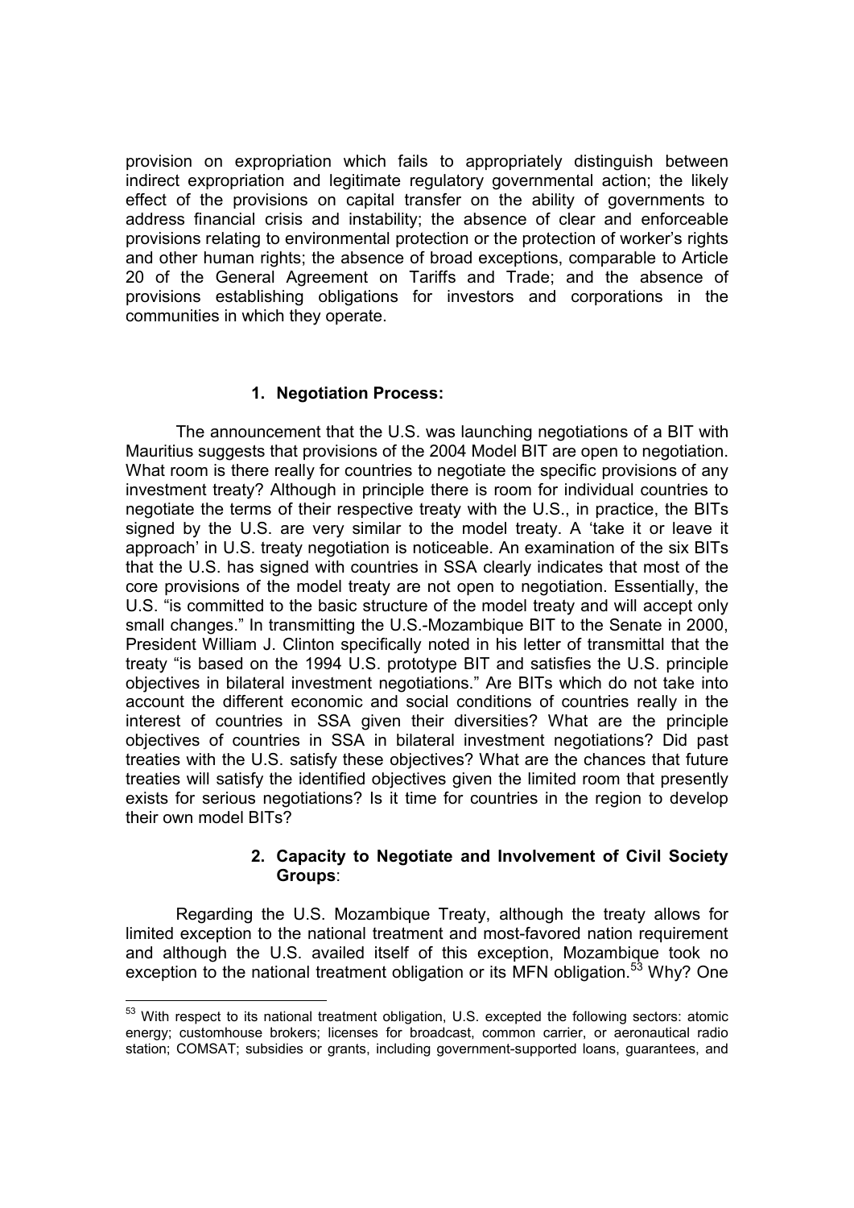provision on expropriation which fails to appropriately distinguish between indirect expropriation and legitimate regulatory governmental action; the likely effect of the provisions on capital transfer on the ability of governments to address financial crisis and instability; the absence of clear and enforceable provisions relating to environmental protection or the protection of worker's rights and other human rights; the absence of broad exceptions, comparable to Article 20 of the General Agreement on Tariffs and Trade; and the absence of provisions establishing obligations for investors and corporations in the communities in which they operate.

### 1. Negotiation Process:

The announcement that the U.S. was launching negotiations of a BIT with Mauritius suggests that provisions of the 2004 Model BIT are open to negotiation. What room is there really for countries to negotiate the specific provisions of any investment treaty? Although in principle there is room for individual countries to negotiate the terms of their respective treaty with the U.S., in practice, the BITs signed by the U.S. are very similar to the model treaty. A 'take it or leave it approach' in U.S. treaty negotiation is noticeable. An examination of the six BITs that the U.S. has signed with countries in SSA clearly indicates that most of the core provisions of the model treaty are not open to negotiation. Essentially, the U.S. "is committed to the basic structure of the model treaty and will accept only small changes." In transmitting the U.S.-Mozambique BIT to the Senate in 2000, President William J. Clinton specifically noted in his letter of transmittal that the treaty "is based on the 1994 U.S. prototype BIT and satisfies the U.S. principle objectives in bilateral investment negotiations." Are BITs which do not take into account the different economic and social conditions of countries really in the interest of countries in SSA given their diversities? What are the principle objectives of countries in SSA in bilateral investment negotiations? Did past treaties with the U.S. satisfy these objectives? What are the chances that future treaties will satisfy the identified objectives given the limited room that presently exists for serious negotiations? Is it time for countries in the region to develop their own model BITs?

### 2. Capacity to Negotiate and Involvement of Civil Society Groups:

Regarding the U.S. Mozambique Treaty, although the treaty allows for limited exception to the national treatment and most-favored nation requirement and although the U.S. availed itself of this exception, Mozambique took no exception to the national treatment obligation or its MFN obligation.[53] Why? One

[53] With respect to its national treatment obligation, U.S. excepted the following sectors: atomic energy; customhouse brokers; licenses for broadcast, common carrier, or aeronautical radio station; COMSAT; subsidies or grants, including government-supported loans, guarantees, and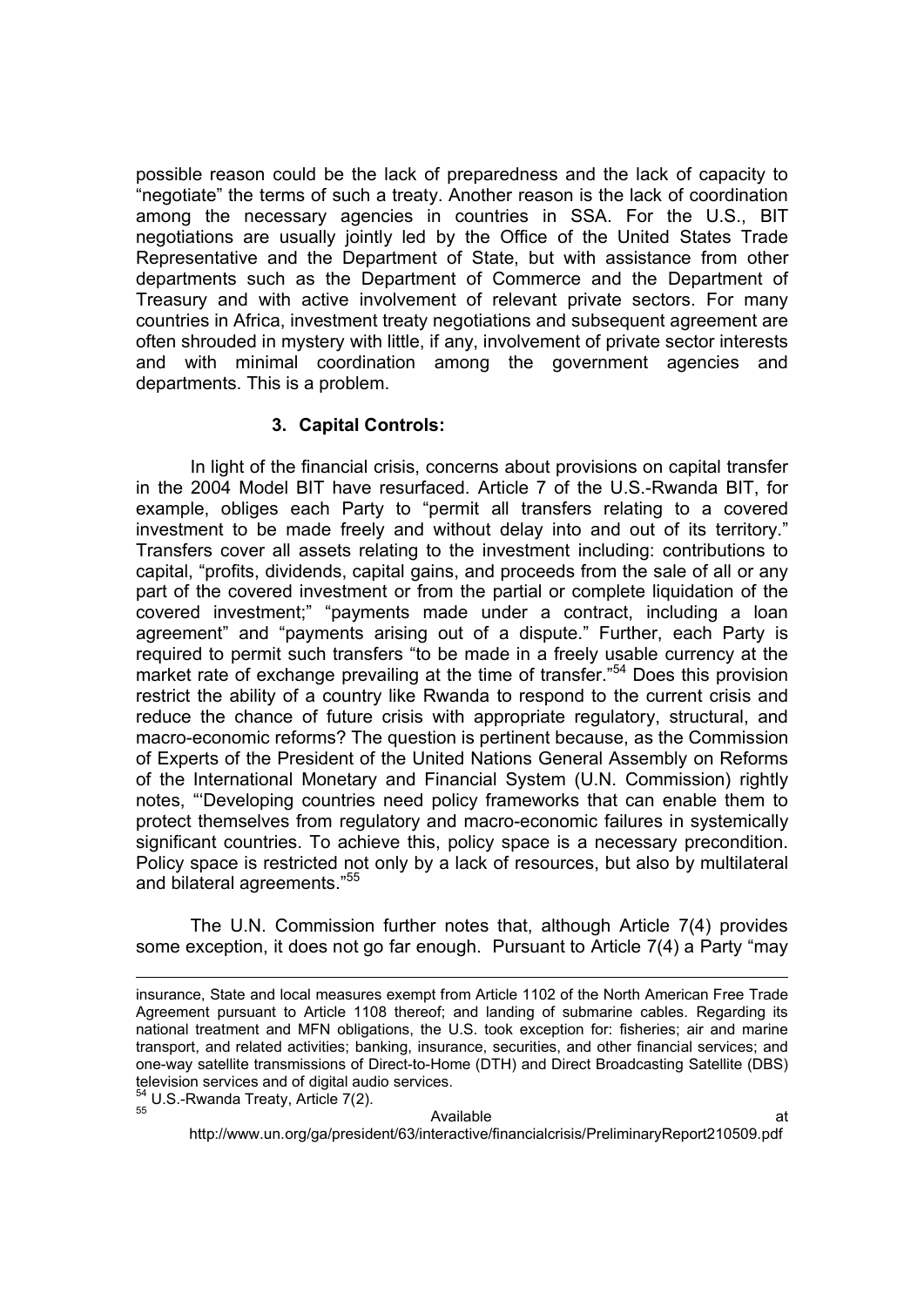possible reason could be the lack of preparedness and the lack of capacity to "negotiate" the terms of such a treaty. Another reason is the lack of coordination among the necessary agencies in countries in SSA. For the U.S., BIT negotiations are usually jointly led by the Office of the United States Trade Representative and the Department of State, but with assistance from other departments such as the Department of Commerce and the Department of Treasury and with active involvement of relevant private sectors. For many countries in Africa, investment treaty negotiations and subsequent agreement are often shrouded in mystery with little, if any, involvement of private sector interests and with minimal coordination among the government agencies and departments. This is a problem.

### 3. Capital Controls:

In light of the financial crisis, concerns about provisions on capital transfer in the 2004 Model BIT have resurfaced. Article 7 of the U.S.-Rwanda BIT, for example, obliges each Party to "permit all transfers relating to a covered investment to be made freely and without delay into and out of its territory." Transfers cover all assets relating to the investment including: contributions to capital, "profits, dividends, capital gains, and proceeds from the sale of all or any part of the covered investment or from the partial or complete liquidation of the covered investment;" "payments made under a contract, including a loan agreement" and "payments arising out of a dispute." Further, each Party is required to permit such transfers "to be made in a freely usable currency at the market rate of exchange prevailing at the time of transfer."[54] Does this provision restrict the ability of a country like Rwanda to respond to the current crisis and reduce the chance of future crisis with appropriate regulatory, structural, and macro-economic reforms? The question is pertinent because, as the Commission of Experts of the President of the United Nations General Assembly on Reforms of the International Monetary and Financial System (U.N. Commission) rightly notes, "'Developing countries need policy frameworks that can enable them to protect themselves from regulatory and macro-economic failures in systemically significant countries. To achieve this, policy space is a necessary precondition. Policy space is restricted not only by a lack of resources, but also by multilateral and bilateral agreements."[55]

The U.N. Commission further notes that, although Article 7(4) provides some exception, it does not go far enough. Pursuant to Article 7(4) a Party "may

---

insurance, State and local measures exempt from Article 1102 of the North American Free Trade Agreement pursuant to Article 1108 thereof; and landing of submarine cables. Regarding its national treatment and MFN obligations, the U.S. took exception for: fisheries; air and marine transport, and related activities; banking, insurance, securities, and other financial services; and one-way satellite transmissions of Direct-to-Home (DTH) and Direct Broadcasting Satellite (DBS) television services and of digital audio services.

[54] U.S.-Rwanda Treaty, Article 7(2).

[55] Available at http://www.un.org/ga/president/63/interactive/financialcrisis/PreliminaryReport210509.pdf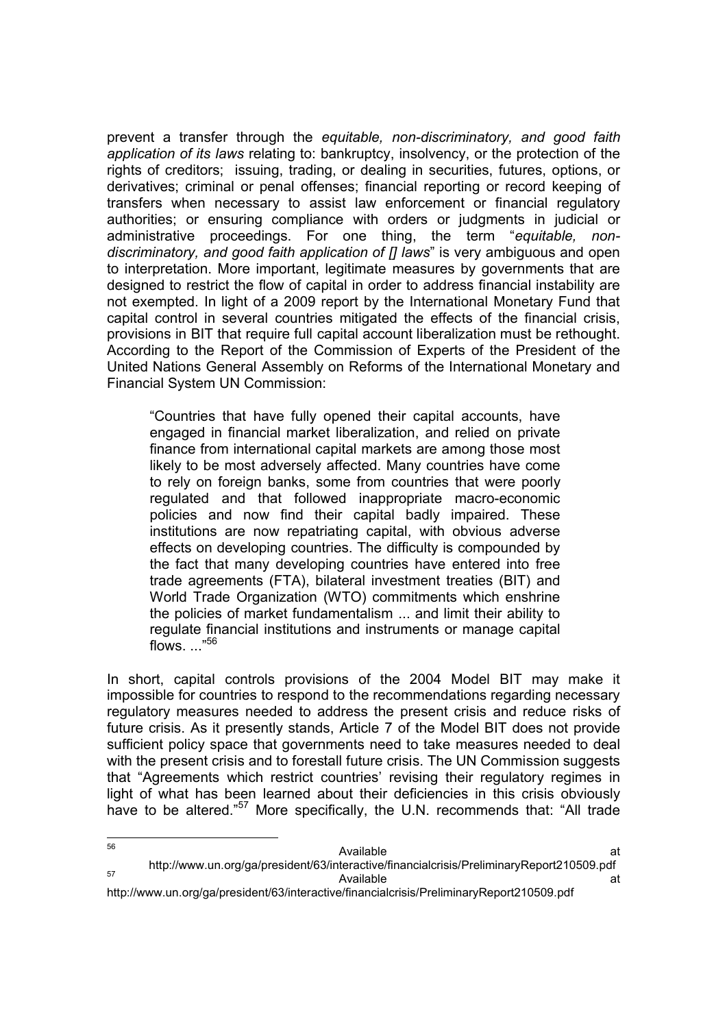prevent a transfer through the *equitable, non-discriminatory, and good faith application of its laws* relating to: bankruptcy, insolvency, or the protection of the rights of creditors; issuing, trading, or dealing in securities, futures, options, or derivatives; criminal or penal offenses; financial reporting or record keeping of transfers when necessary to assist law enforcement or financial regulatory authorities; or ensuring compliance with orders or judgments in judicial or administrative proceedings. For one thing, the term "*equitable, non-discriminatory, and good faith application of [] laws*" is very ambiguous and open to interpretation. More important, legitimate measures by governments that are designed to restrict the flow of capital in order to address financial instability are not exempted. In light of a 2009 report by the International Monetary Fund that capital control in several countries mitigated the effects of the financial crisis, provisions in BIT that require full capital account liberalization must be rethought. According to the Report of the Commission of Experts of the President of the United Nations General Assembly on Reforms of the International Monetary and Financial System UN Commission:

> "Countries that have fully opened their capital accounts, have engaged in financial market liberalization, and relied on private finance from international capital markets are among those most likely to be most adversely affected. Many countries have come to rely on foreign banks, some from countries that were poorly regulated and that followed inappropriate macro-economic policies and now find their capital badly impaired. These institutions are now repatriating capital, with obvious adverse effects on developing countries. The difficulty is compounded by the fact that many developing countries have entered into free trade agreements (FTA), bilateral investment treaties (BIT) and World Trade Organization (WTO) commitments which enshrine the policies of market fundamentalism ... and limit their ability to regulate financial institutions and instruments or manage capital flows. ..."[56]

In short, capital controls provisions of the 2004 Model BIT may make it impossible for countries to respond to the recommendations regarding necessary regulatory measures needed to address the present crisis and reduce risks of future crisis. As it presently stands, Article 7 of the Model BIT does not provide sufficient policy space that governments need to take measures needed to deal with the present crisis and to forestall future crisis. The UN Commission suggests that "Agreements which restrict countries' revising their regulatory regimes in light of what has been learned about their deficiencies in this crisis obviously have to be altered."[57] More specifically, the U.N. recommends that: "All trade

---

[56] Available at http://www.un.org/ga/president/63/interactive/financialcrisis/PreliminaryReport210509.pdf

[57] Available at http://www.un.org/ga/president/63/interactive/financialcrisis/PreliminaryReport210509.pdf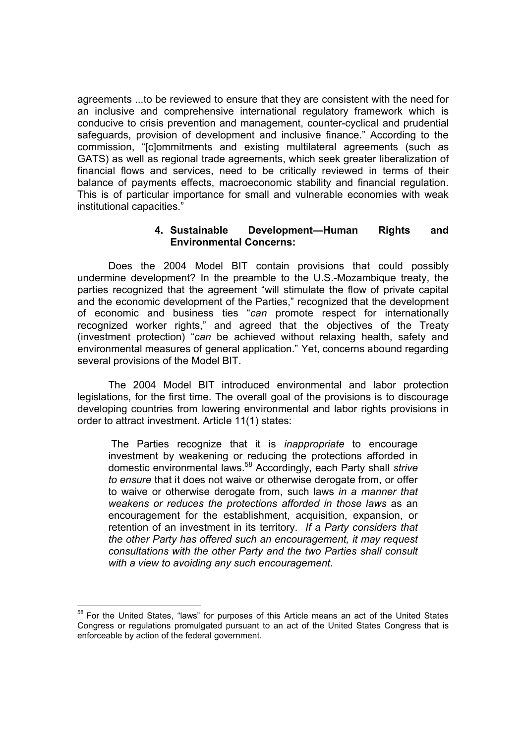agreements ...to be reviewed to ensure that they are consistent with the need for an inclusive and comprehensive international regulatory framework which is conducive to crisis prevention and management, counter-cyclical and prudential safeguards, provision of development and inclusive finance." According to the commission, "[c]ommitments and existing multilateral agreements (such as GATS) as well as regional trade agreements, which seek greater liberalization of financial flows and services, need to be critically reviewed in terms of their balance of payments effects, macroeconomic stability and financial regulation. This is of particular importance for small and vulnerable economies with weak institutional capacities."

### 4. Sustainable Development—Human Rights and Environmental Concerns:

Does the 2004 Model BIT contain provisions that could possibly undermine development? In the preamble to the U.S.-Mozambique treaty, the parties recognized that the agreement "will stimulate the flow of private capital and the economic development of the Parties," recognized that the development of economic and business ties "*can* promote respect for internationally recognized worker rights," and agreed that the objectives of the Treaty (investment protection) "*can* be achieved without relaxing health, safety and environmental measures of general application." Yet, concerns abound regarding several provisions of the Model BIT.

The 2004 Model BIT introduced environmental and labor protection legislations, for the first time. The overall goal of the provisions is to discourage developing countries from lowering environmental and labor rights provisions in order to attract investment. Article 11(1) states:

> The Parties recognize that it is *inappropriate* to encourage investment by weakening or reducing the protections afforded in domestic environmental laws.[58] Accordingly, each Party shall *strive to ensure* that it does not waive or otherwise derogate from, or offer to waive or otherwise derogate from, such laws *in a manner that weakens or reduces the protections afforded in those laws* as an encouragement for the establishment, acquisition, expansion, or retention of an investment in its territory. *If a Party considers that the other Party has offered such an encouragement, it may request consultations with the other Party and the two Parties shall consult with a view to avoiding any such encouragement*.

[58] For the United States, "laws" for purposes of this Article means an act of the United States Congress or regulations promulgated pursuant to an act of the United States Congress that is enforceable by action of the federal government.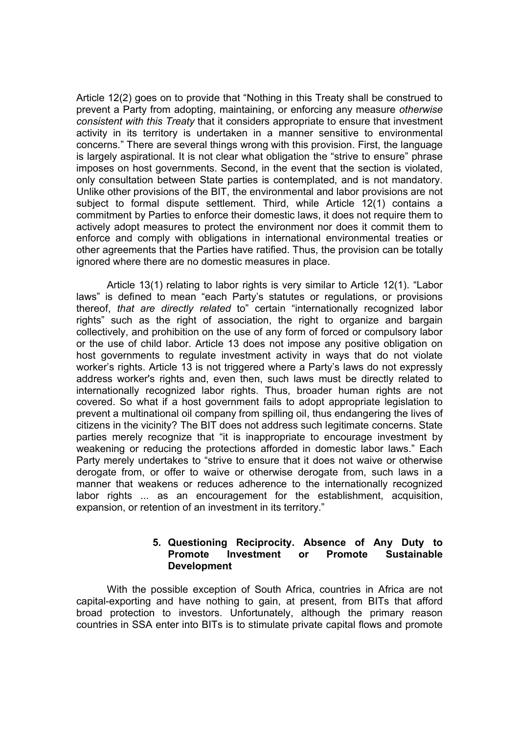Article 12(2) goes on to provide that "Nothing in this Treaty shall be construed to prevent a Party from adopting, maintaining, or enforcing any measure *otherwise consistent with this Treaty* that it considers appropriate to ensure that investment activity in its territory is undertaken in a manner sensitive to environmental concerns." There are several things wrong with this provision. First, the language is largely aspirational. It is not clear what obligation the "strive to ensure" phrase imposes on host governments. Second, in the event that the section is violated, only consultation between State parties is contemplated, and is not mandatory. Unlike other provisions of the BIT, the environmental and labor provisions are not subject to formal dispute settlement. Third, while Article 12(1) contains a commitment by Parties to enforce their domestic laws, it does not require them to actively adopt measures to protect the environment nor does it commit them to enforce and comply with obligations in international environmental treaties or other agreements that the Parties have ratified. Thus, the provision can be totally ignored where there are no domestic measures in place.

Article 13(1) relating to labor rights is very similar to Article 12(1). "Labor laws" is defined to mean "each Party's statutes or regulations, or provisions thereof, *that are directly related* to" certain "internationally recognized labor rights" such as the right of association, the right to organize and bargain collectively, and prohibition on the use of any form of forced or compulsory labor or the use of child labor. Article 13 does not impose any positive obligation on host governments to regulate investment activity in ways that do not violate worker's rights. Article 13 is not triggered where a Party's laws do not expressly address worker's rights and, even then, such laws must be directly related to internationally recognized labor rights. Thus, broader human rights are not covered. So what if a host government fails to adopt appropriate legislation to prevent a multinational oil company from spilling oil, thus endangering the lives of citizens in the vicinity? The BIT does not address such legitimate concerns. State parties merely recognize that "it is inappropriate to encourage investment by weakening or reducing the protections afforded in domestic labor laws." Each Party merely undertakes to "strive to ensure that it does not waive or otherwise derogate from, or offer to waive or otherwise derogate from, such laws in a manner that weakens or reduces adherence to the internationally recognized labor rights ... as an encouragement for the establishment, acquisition, expansion, or retention of an investment in its territory."

### 5. Questioning Reciprocity. Absence of Any Duty to Promote Investment or Promote Sustainable Development

With the possible exception of South Africa, countries in Africa are not capital-exporting and have nothing to gain, at present, from BITs that afford broad protection to investors. Unfortunately, although the primary reason countries in SSA enter into BITs is to stimulate private capital flows and promote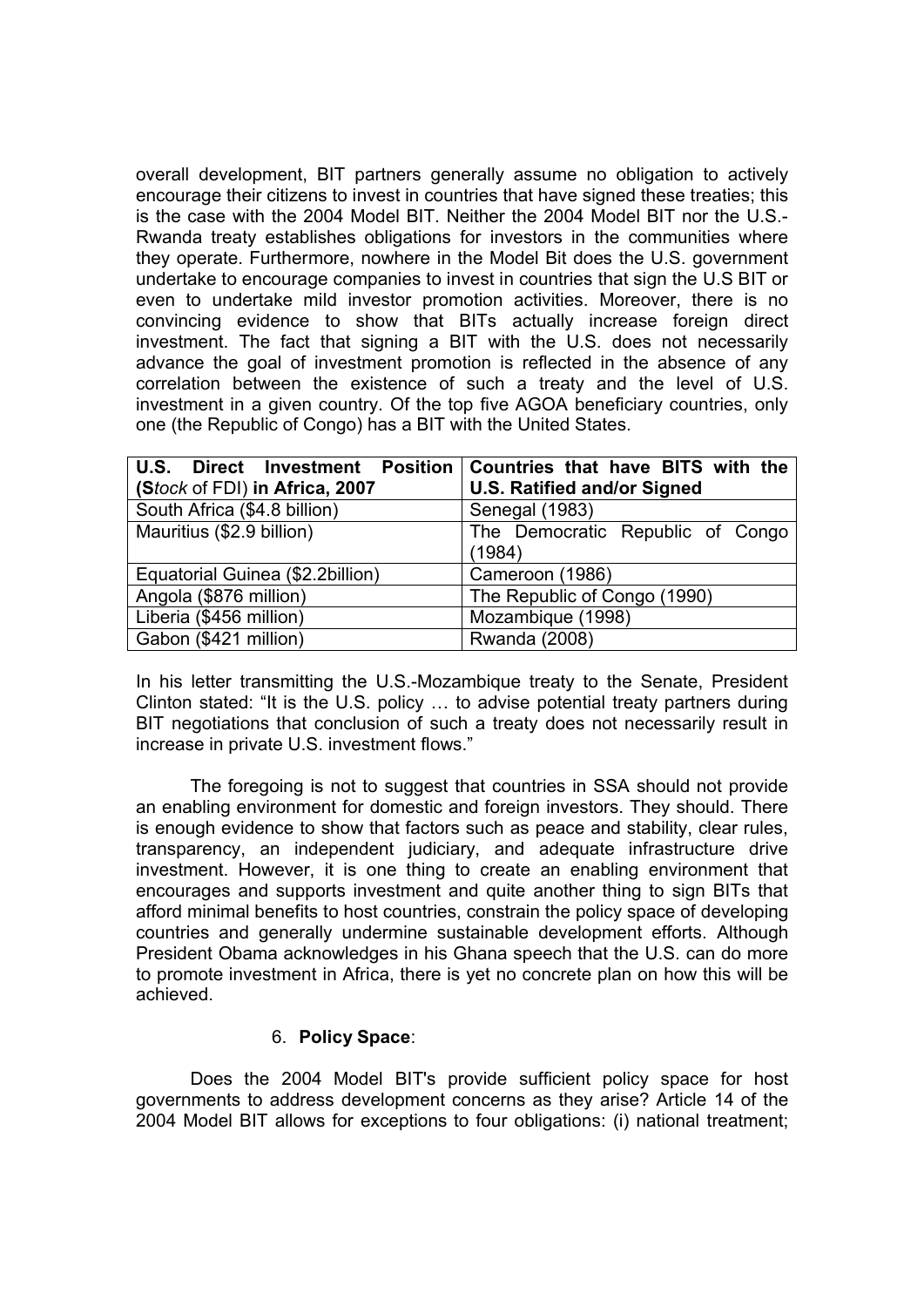overall development, BIT partners generally assume no obligation to actively encourage their citizens to invest in countries that have signed these treaties; this is the case with the 2004 Model BIT. Neither the 2004 Model BIT nor the U.S.-Rwanda treaty establishes obligations for investors in the communities where they operate. Furthermore, nowhere in the Model Bit does the U.S. government undertake to encourage companies to invest in countries that sign the U.S BIT or even to undertake mild investor promotion activities. Moreover, there is no convincing evidence to show that BITs actually increase foreign direct investment. The fact that signing a BIT with the U.S. does not necessarily advance the goal of investment promotion is reflected in the absence of any correlation between the existence of such a treaty and the level of U.S. investment in a given country. Of the top five AGOA beneficiary countries, only one (the Republic of Congo) has a BIT with the United States.

| **U.S. Direct Investment Position (S*tock* of FDI) in Africa, 2007** | **Countries that have BITS with the U.S. Ratified and/or Signed** |
|---|---|
| South Africa ($4.8 billion) | Senegal (1983) |
| Mauritius ($2.9 billion) | The Democratic Republic of Congo (1984) |
| Equatorial Guinea ($2.2billion) | Cameroon (1986) |
| Angola ($876 million) | The Republic of Congo (1990) |
| Liberia ($456 million) | Mozambique (1998) |
| Gabon ($421 million) | Rwanda (2008) |

In his letter transmitting the U.S.-Mozambique treaty to the Senate, President Clinton stated: "It is the U.S. policy … to advise potential treaty partners during BIT negotiations that conclusion of such a treaty does not necessarily result in increase in private U.S. investment flows."

The foregoing is not to suggest that countries in SSA should not provide an enabling environment for domestic and foreign investors. They should. There is enough evidence to show that factors such as peace and stability, clear rules, transparency, an independent judiciary, and adequate infrastructure drive investment. However, it is one thing to create an enabling environment that encourages and supports investment and quite another thing to sign BITs that afford minimal benefits to host countries, constrain the policy space of developing countries and generally undermine sustainable development efforts. Although President Obama acknowledges in his Ghana speech that the U.S. can do more to promote investment in Africa, there is yet no concrete plan on how this will be achieved.

6. **Policy Space**:

Does the 2004 Model BIT's provide sufficient policy space for host governments to address development concerns as they arise? Article 14 of the 2004 Model BIT allows for exceptions to four obligations: (i) national treatment;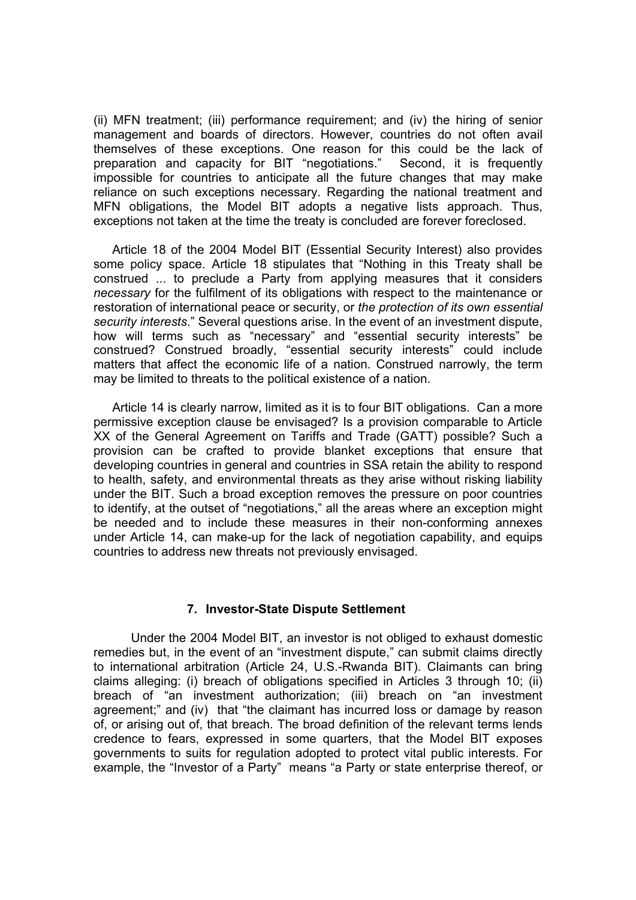(ii) MFN treatment; (iii) performance requirement; and (iv) the hiring of senior management and boards of directors. However, countries do not often avail themselves of these exceptions. One reason for this could be the lack of preparation and capacity for BIT "negotiations." Second, it is frequently impossible for countries to anticipate all the future changes that may make reliance on such exceptions necessary. Regarding the national treatment and MFN obligations, the Model BIT adopts a negative lists approach. Thus, exceptions not taken at the time the treaty is concluded are forever foreclosed.

Article 18 of the 2004 Model BIT (Essential Security Interest) also provides some policy space. Article 18 stipulates that "Nothing in this Treaty shall be construed ... to preclude a Party from applying measures that it considers *necessary* for the fulfilment of its obligations with respect to the maintenance or restoration of international peace or security, or *the protection of its own essential security interests*." Several questions arise. In the event of an investment dispute, how will terms such as "necessary" and "essential security interests" be construed? Construed broadly, "essential security interests" could include matters that affect the economic life of a nation. Construed narrowly, the term may be limited to threats to the political existence of a nation.

Article 14 is clearly narrow, limited as it is to four BIT obligations. Can a more permissive exception clause be envisaged? Is a provision comparable to Article XX of the General Agreement on Tariffs and Trade (GATT) possible? Such a provision can be crafted to provide blanket exceptions that ensure that developing countries in general and countries in SSA retain the ability to respond to health, safety, and environmental threats as they arise without risking liability under the BIT. Such a broad exception removes the pressure on poor countries to identify, at the outset of "negotiations," all the areas where an exception might be needed and to include these measures in their non-conforming annexes under Article 14, can make-up for the lack of negotiation capability, and equips countries to address new threats not previously envisaged.

### 7. Investor-State Dispute Settlement

Under the 2004 Model BIT, an investor is not obliged to exhaust domestic remedies but, in the event of an "investment dispute," can submit claims directly to international arbitration (Article 24, U.S.-Rwanda BIT). Claimants can bring claims alleging: (i) breach of obligations specified in Articles 3 through 10; (ii) breach of "an investment authorization; (iii) breach on "an investment agreement;" and (iv) that "the claimant has incurred loss or damage by reason of, or arising out of, that breach. The broad definition of the relevant terms lends credence to fears, expressed in some quarters, that the Model BIT exposes governments to suits for regulation adopted to protect vital public interests. For example, the "Investor of a Party" means "a Party or state enterprise thereof, or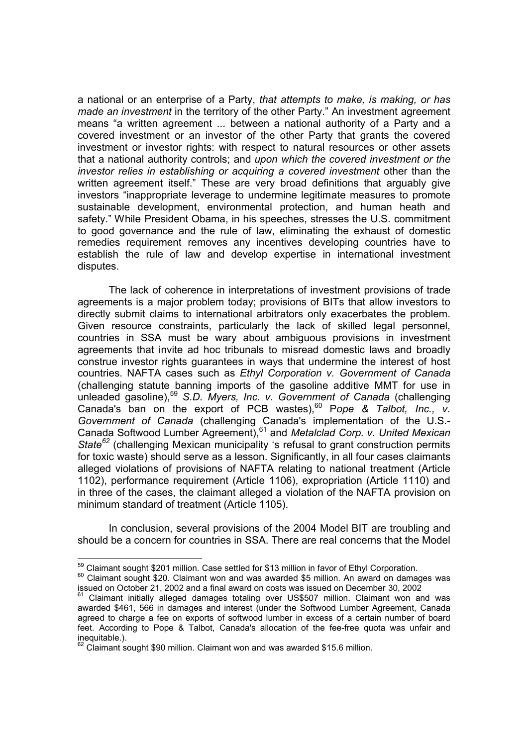a national or an enterprise of a Party, *that attempts to make, is making, or has made an investment* in the territory of the other Party." An investment agreement means "a written agreement ... between a national authority of a Party and a covered investment or an investor of the other Party that grants the covered investment or investor rights: with respect to natural resources or other assets that a national authority controls; and *upon which the covered investment or the investor relies in establishing or acquiring a covered investment* other than the written agreement itself." These are very broad definitions that arguably give investors "inappropriate leverage to undermine legitimate measures to promote sustainable development, environmental protection, and human heath and safety." While President Obama, in his speeches, stresses the U.S. commitment to good governance and the rule of law, eliminating the exhaust of domestic remedies requirement removes any incentives developing countries have to establish the rule of law and develop expertise in international investment disputes.

The lack of coherence in interpretations of investment provisions of trade agreements is a major problem today; provisions of BITs that allow investors to directly submit claims to international arbitrators only exacerbates the problem. Given resource constraints, particularly the lack of skilled legal personnel, countries in SSA must be wary about ambiguous provisions in investment agreements that invite ad hoc tribunals to misread domestic laws and broadly construe investor rights guarantees in ways that undermine the interest of host countries. NAFTA cases such as *Ethyl Corporation v. Government of Canada* (challenging statute banning imports of the gasoline additive MMT for use in unleaded gasoline),[59] *S.D. Myers, Inc. v. Government of Canada* (challenging Canada's ban on the export of PCB wastes),[60] P*ope & Talbot, Inc., v. Government of Canada* (challenging Canada's implementation of the U.S.-Canada Softwood Lumber Agreement),[61] and *Metalclad Corp. v. United Mexican State*[62] (challenging Mexican municipality 's refusal to grant construction permits for toxic waste) should serve as a lesson. Significantly, in all four cases claimants alleged violations of provisions of NAFTA relating to national treatment (Article 1102), performance requirement (Article 1106), expropriation (Article 1110) and in three of the cases, the claimant alleged a violation of the NAFTA provision on minimum standard of treatment (Article 1105).

In conclusion, several provisions of the 2004 Model BIT are troubling and should be a concern for countries in SSA. There are real concerns that the Model

---

[59] Claimant sought $201 million. Case settled for $13 million in favor of Ethyl Corporation.

[60] Claimant sought $20. Claimant won and was awarded $5 million. An award on damages was issued on October 21, 2002 and a final award on costs was issued on December 30, 2002

[61] Claimant initially alleged damages totaling over US$507 million. Claimant won and was awarded $461, 566 in damages and interest (under the Softwood Lumber Agreement, Canada agreed to charge a fee on exports of softwood lumber in excess of a certain number of board feet. According to Pope & Talbot, Canada's allocation of the fee-free quota was unfair and inequitable.).

[62] Claimant sought $90 million. Claimant won and was awarded $15.6 million.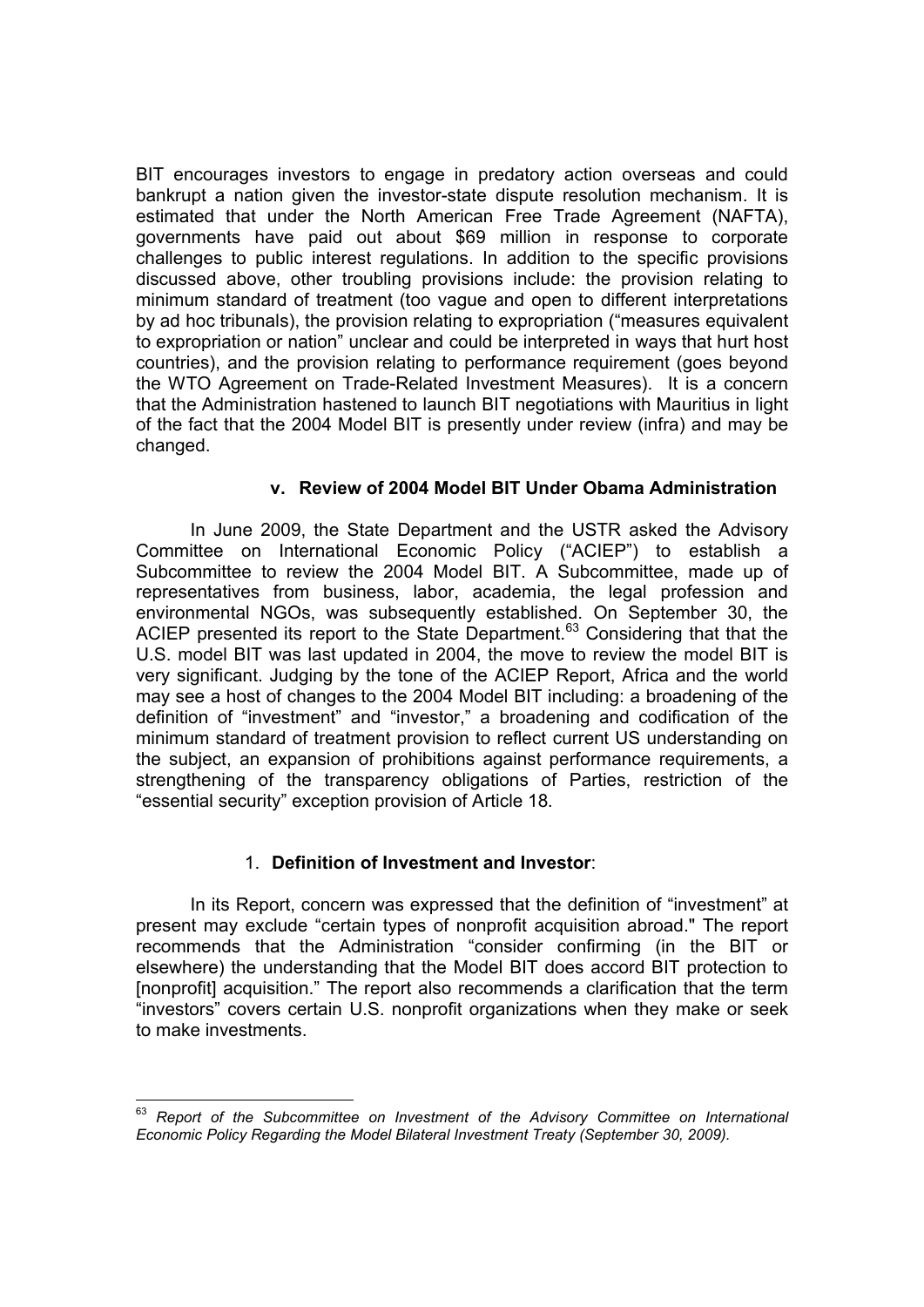BIT encourages investors to engage in predatory action overseas and could bankrupt a nation given the investor-state dispute resolution mechanism. It is estimated that under the North American Free Trade Agreement (NAFTA), governments have paid out about $69 million in response to corporate challenges to public interest regulations. In addition to the specific provisions discussed above, other troubling provisions include: the provision relating to minimum standard of treatment (too vague and open to different interpretations by ad hoc tribunals), the provision relating to expropriation ("measures equivalent to expropriation or nation" unclear and could be interpreted in ways that hurt host countries), and the provision relating to performance requirement (goes beyond the WTO Agreement on Trade-Related Investment Measures). It is a concern that the Administration hastened to launch BIT negotiations with Mauritius in light of the fact that the 2004 Model BIT is presently under review (infra) and may be changed.

### v. Review of 2004 Model BIT Under Obama Administration

In June 2009, the State Department and the USTR asked the Advisory Committee on International Economic Policy ("ACIEP") to establish a Subcommittee to review the 2004 Model BIT. A Subcommittee, made up of representatives from business, labor, academia, the legal profession and environmental NGOs, was subsequently established. On September 30, the ACIEP presented its report to the State Department.[63] Considering that that the U.S. model BIT was last updated in 2004, the move to review the model BIT is very significant. Judging by the tone of the ACIEP Report, Africa and the world may see a host of changes to the 2004 Model BIT including: a broadening of the definition of "investment" and "investor," a broadening and codification of the minimum standard of treatment provision to reflect current US understanding on the subject, an expansion of prohibitions against performance requirements, a strengthening of the transparency obligations of Parties, restriction of the "essential security" exception provision of Article 18.

1. **Definition of Investment and Investor**:

In its Report, concern was expressed that the definition of "investment" at present may exclude "certain types of nonprofit acquisition abroad." The report recommends that the Administration "consider confirming (in the BIT or elsewhere) the understanding that the Model BIT does accord BIT protection to [nonprofit] acquisition." The report also recommends a clarification that the term "investors" covers certain U.S. nonprofit organizations when they make or seek to make investments.

---

[63] *Report of the Subcommittee on Investment of the Advisory Committee on International Economic Policy Regarding the Model Bilateral Investment Treaty (September 30, 2009).*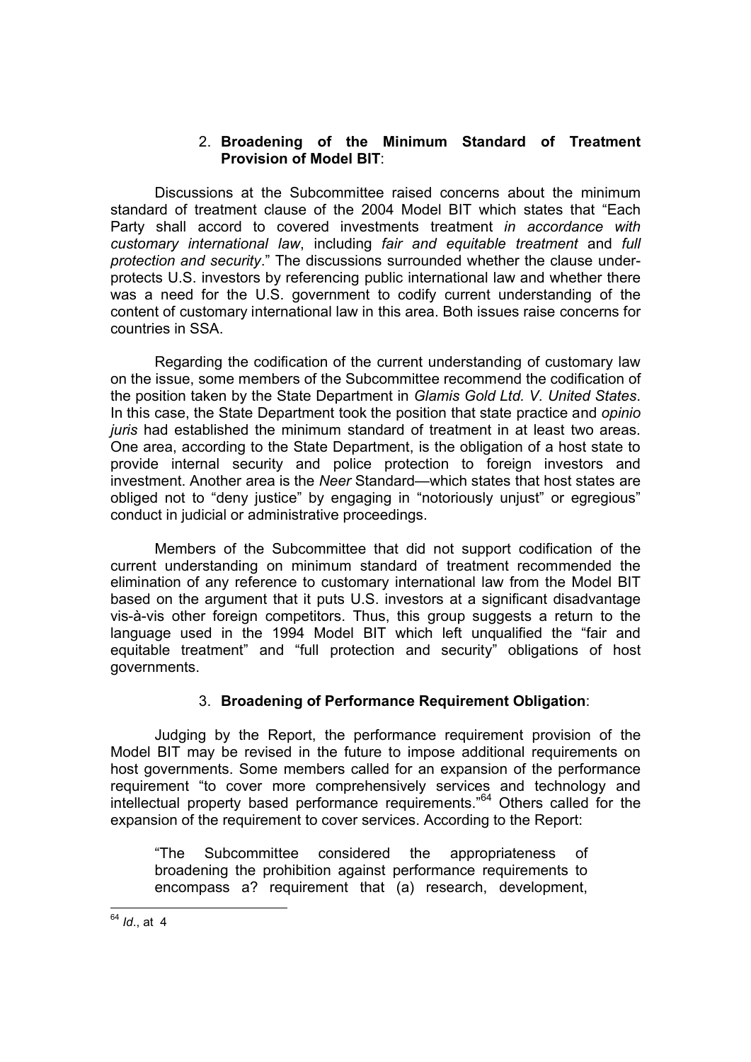2. **Broadening of the Minimum Standard of Treatment Provision of Model BIT**:

Discussions at the Subcommittee raised concerns about the minimum standard of treatment clause of the 2004 Model BIT which states that "Each Party shall accord to covered investments treatment *in accordance with customary international law*, including *fair and equitable treatment* and *full protection and security*." The discussions surrounded whether the clause under-protects U.S. investors by referencing public international law and whether there was a need for the U.S. government to codify current understanding of the content of customary international law in this area. Both issues raise concerns for countries in SSA.

Regarding the codification of the current understanding of customary law on the issue, some members of the Subcommittee recommend the codification of the position taken by the State Department in *Glamis Gold Ltd. V. United States*. In this case, the State Department took the position that state practice and *opinio juris* had established the minimum standard of treatment in at least two areas. One area, according to the State Department, is the obligation of a host state to provide internal security and police protection to foreign investors and investment. Another area is the *Neer* Standard—which states that host states are obliged not to "deny justice" by engaging in "notoriously unjust" or egregious" conduct in judicial or administrative proceedings.

Members of the Subcommittee that did not support codification of the current understanding on minimum standard of treatment recommended the elimination of any reference to customary international law from the Model BIT based on the argument that it puts U.S. investors at a significant disadvantage vis-à-vis other foreign competitors. Thus, this group suggests a return to the language used in the 1994 Model BIT which left unqualified the "fair and equitable treatment" and "full protection and security" obligations of host governments.

3. **Broadening of Performance Requirement Obligation**:

Judging by the Report, the performance requirement provision of the Model BIT may be revised in the future to impose additional requirements on host governments. Some members called for an expansion of the performance requirement "to cover more comprehensively services and technology and intellectual property based performance requirements."[64] Others called for the expansion of the requirement to cover services. According to the Report:

> "The Subcommittee considered the appropriateness of broadening the prohibition against performance requirements to encompass a? requirement that (a) research, development,

[64] *Id*., at 4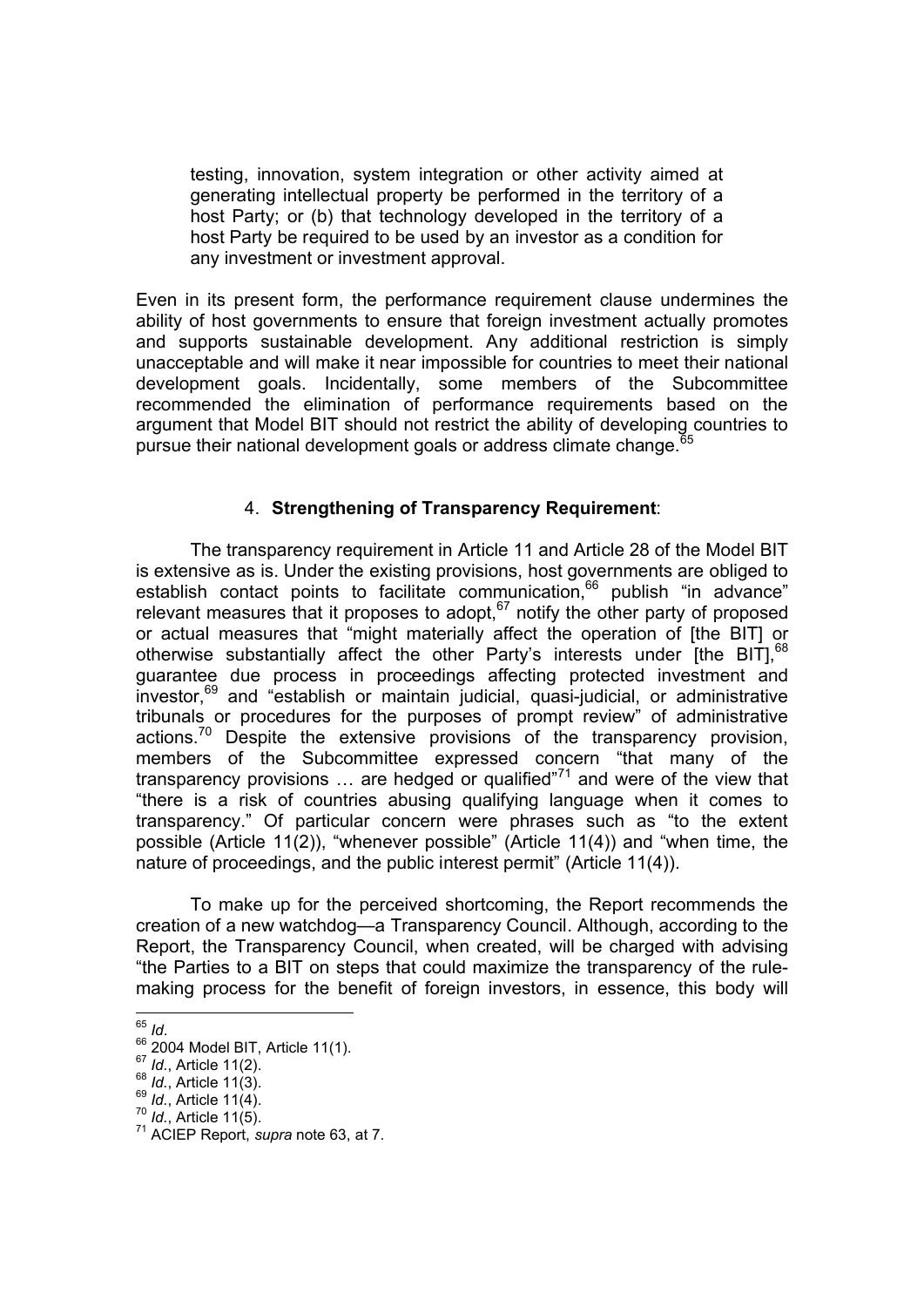> testing, innovation, system integration or other activity aimed at generating intellectual property be performed in the territory of a host Party; or (b) that technology developed in the territory of a host Party be required to be used by an investor as a condition for any investment or investment approval.

Even in its present form, the performance requirement clause undermines the ability of host governments to ensure that foreign investment actually promotes and supports sustainable development. Any additional restriction is simply unacceptable and will make it near impossible for countries to meet their national development goals. Incidentally, some members of the Subcommittee recommended the elimination of performance requirements based on the argument that Model BIT should not restrict the ability of developing countries to pursue their national development goals or address climate change.[65]

### 4. **Strengthening of Transparency Requirement**:

The transparency requirement in Article 11 and Article 28 of the Model BIT is extensive as is. Under the existing provisions, host governments are obliged to establish contact points to facilitate communication,[66] publish "in advance" relevant measures that it proposes to adopt,[67] notify the other party of proposed or actual measures that "might materially affect the operation of [the BIT] or otherwise substantially affect the other Party's interests under [the BIT],[68] guarantee due process in proceedings affecting protected investment and investor,[69] and "establish or maintain judicial, quasi-judicial, or administrative tribunals or procedures for the purposes of prompt review" of administrative actions.[70] Despite the extensive provisions of the transparency provision, members of the Subcommittee expressed concern "that many of the transparency provisions … are hedged or qualified"[71] and were of the view that "there is a risk of countries abusing qualifying language when it comes to transparency." Of particular concern were phrases such as "to the extent possible (Article 11(2)), "whenever possible" (Article 11(4)) and "when time, the nature of proceedings, and the public interest permit" (Article 11(4)).

To make up for the perceived shortcoming, the Report recommends the creation of a new watchdog—a Transparency Council. Although, according to the Report, the Transparency Council, when created, will be charged with advising "the Parties to a BIT on steps that could maximize the transparency of the rule-making process for the benefit of foreign investors, in essence, this body will

---

[65] *Id*.
[66] 2004 Model BIT, Article 11(1).
[67] *Id*., Article 11(2).
[68] *Id*., Article 11(3).
[69] *Id*., Article 11(4).
[70] *Id*., Article 11(5).
[71] ACIEP Report, *supra* note 63, at 7.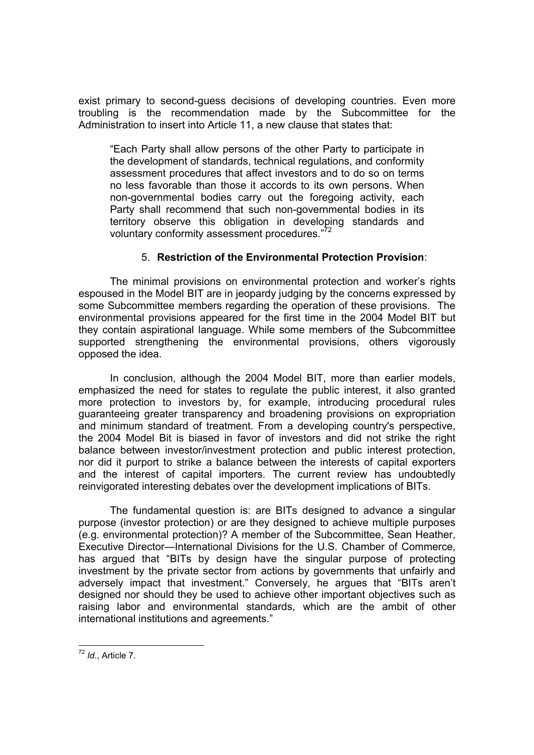exist primary to second-guess decisions of developing countries. Even more troubling is the recommendation made by the Subcommittee for the Administration to insert into Article 11, a new clause that states that:

> "Each Party shall allow persons of the other Party to participate in the development of standards, technical regulations, and conformity assessment procedures that affect investors and to do so on terms no less favorable than those it accords to its own persons. When non-governmental bodies carry out the foregoing activity, each Party shall recommend that such non-governmental bodies in its territory observe this obligation in developing standards and voluntary conformity assessment procedures."[72]

5. **Restriction of the Environmental Protection Provision**:

The minimal provisions on environmental protection and worker's rights espoused in the Model BIT are in jeopardy judging by the concerns expressed by some Subcommittee members regarding the operation of these provisions. The environmental provisions appeared for the first time in the 2004 Model BIT but they contain aspirational language. While some members of the Subcommittee supported strengthening the environmental provisions, others vigorously opposed the idea.

In conclusion, although the 2004 Model BIT, more than earlier models, emphasized the need for states to regulate the public interest, it also granted more protection to investors by, for example, introducing procedural rules guaranteeing greater transparency and broadening provisions on expropriation and minimum standard of treatment. From a developing country's perspective, the 2004 Model Bit is biased in favor of investors and did not strike the right balance between investor/investment protection and public interest protection, nor did it purport to strike a balance between the interests of capital exporters and the interest of capital importers. The current review has undoubtedly reinvigorated interesting debates over the development implications of BITs.

The fundamental question is: are BITs designed to advance a singular purpose (investor protection) or are they designed to achieve multiple purposes (e.g. environmental protection)? A member of the Subcommittee, Sean Heather, Executive Director—International Divisions for the U.S. Chamber of Commerce, has argued that "BITs by design have the singular purpose of protecting investment by the private sector from actions by governments that unfairly and adversely impact that investment." Conversely, he argues that "BITs aren't designed nor should they be used to achieve other important objectives such as raising labor and environmental standards, which are the ambit of other international institutions and agreements."

---

[72] *Id*., Article 7.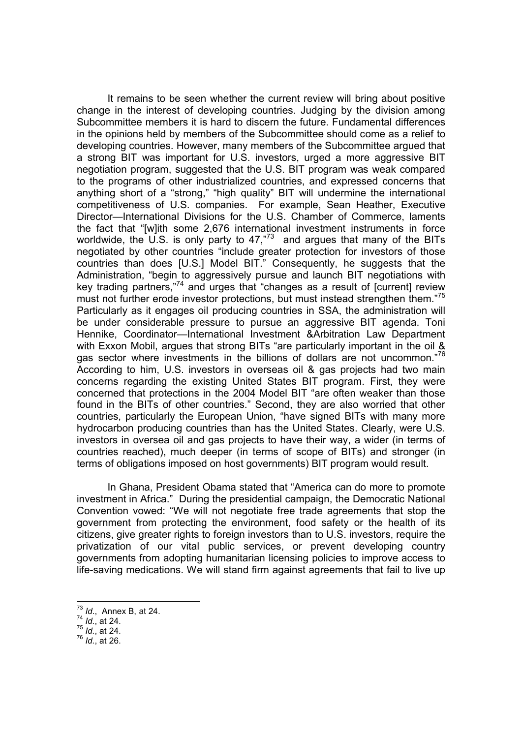It remains to be seen whether the current review will bring about positive change in the interest of developing countries. Judging by the division among Subcommittee members it is hard to discern the future. Fundamental differences in the opinions held by members of the Subcommittee should come as a relief to developing countries. However, many members of the Subcommittee argued that a strong BIT was important for U.S. investors, urged a more aggressive BIT negotiation program, suggested that the U.S. BIT program was weak compared to the programs of other industrialized countries, and expressed concerns that anything short of a "strong," "high quality" BIT will undermine the international competitiveness of U.S. companies. For example, Sean Heather, Executive Director—International Divisions for the U.S. Chamber of Commerce, laments the fact that "[w]ith some 2,676 international investment instruments in force worldwide, the U.S. is only party to 47,"[73] and argues that many of the BITs negotiated by other countries "include greater protection for investors of those countries than does [U.S.] Model BIT." Consequently, he suggests that the Administration, "begin to aggressively pursue and launch BIT negotiations with key trading partners,"[74] and urges that "changes as a result of [current] review must not further erode investor protections, but must instead strengthen them."[75] Particularly as it engages oil producing countries in SSA, the administration will be under considerable pressure to pursue an aggressive BIT agenda. Toni Hennike, Coordinator—International Investment &Arbitration Law Department with Exxon Mobil, argues that strong BITs "are particularly important in the oil & gas sector where investments in the billions of dollars are not uncommon."[76] According to him, U.S. investors in overseas oil & gas projects had two main concerns regarding the existing United States BIT program. First, they were concerned that protections in the 2004 Model BIT "are often weaker than those found in the BITs of other countries." Second, they are also worried that other countries, particularly the European Union, "have signed BITs with many more hydrocarbon producing countries than has the United States. Clearly, were U.S. investors in oversea oil and gas projects to have their way, a wider (in terms of countries reached), much deeper (in terms of scope of BITs) and stronger (in terms of obligations imposed on host governments) BIT program would result.

In Ghana, President Obama stated that "America can do more to promote investment in Africa." During the presidential campaign, the Democratic National Convention vowed: "We will not negotiate free trade agreements that stop the government from protecting the environment, food safety or the health of its citizens, give greater rights to foreign investors than to U.S. investors, require the privatization of our vital public services, or prevent developing country governments from adopting humanitarian licensing policies to improve access to life-saving medications. We will stand firm against agreements that fail to live up

---

[73] *Id*., Annex B, at 24.

[74] *Id*., at 24.

[75] *Id*., at 24.

[76] *Id*., at 26.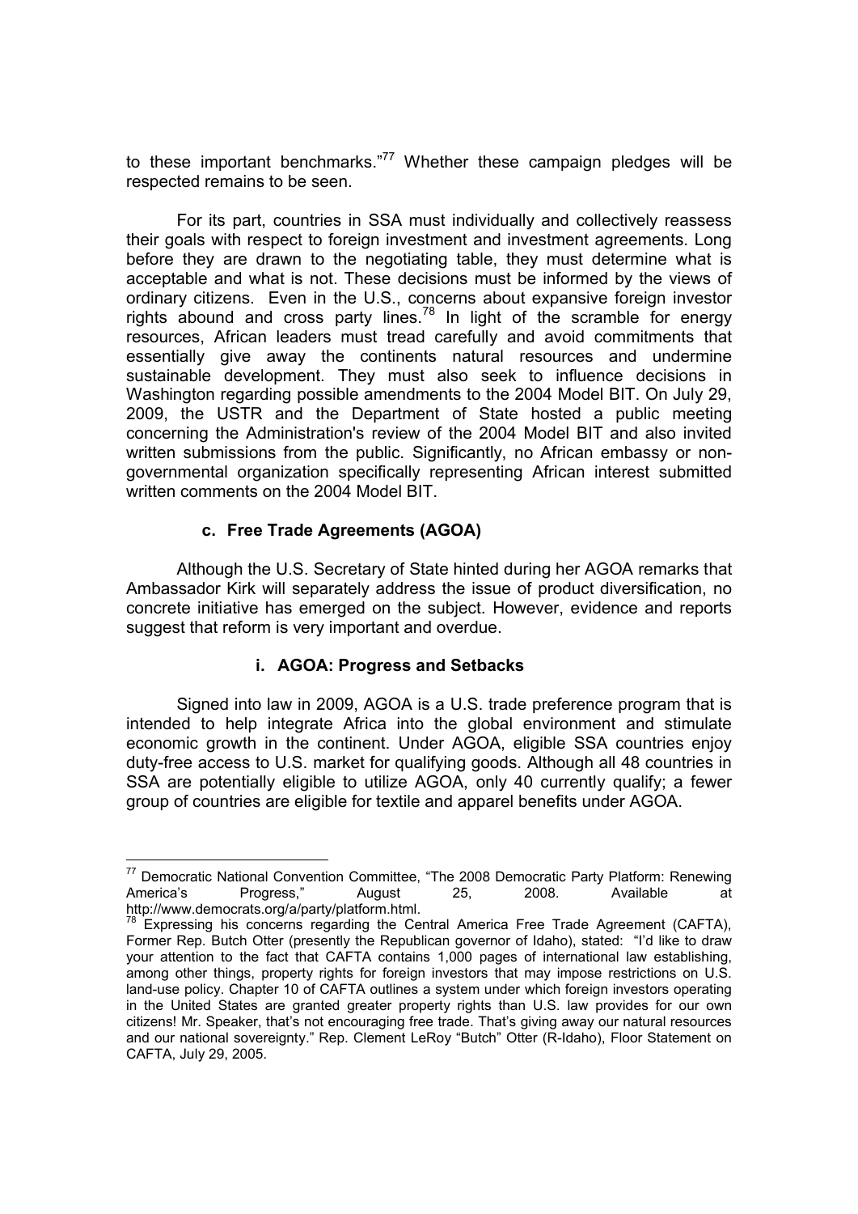to these important benchmarks."[77] Whether these campaign pledges will be respected remains to be seen.

For its part, countries in SSA must individually and collectively reassess their goals with respect to foreign investment and investment agreements. Long before they are drawn to the negotiating table, they must determine what is acceptable and what is not. These decisions must be informed by the views of ordinary citizens. Even in the U.S., concerns about expansive foreign investor rights abound and cross party lines.[78] In light of the scramble for energy resources, African leaders must tread carefully and avoid commitments that essentially give away the continents natural resources and undermine sustainable development. They must also seek to influence decisions in Washington regarding possible amendments to the 2004 Model BIT. On July 29, 2009, the USTR and the Department of State hosted a public meeting concerning the Administration's review of the 2004 Model BIT and also invited written submissions from the public. Significantly, no African embassy or non-governmental organization specifically representing African interest submitted written comments on the 2004 Model BIT.

### c. Free Trade Agreements (AGOA)

Although the U.S. Secretary of State hinted during her AGOA remarks that Ambassador Kirk will separately address the issue of product diversification, no concrete initiative has emerged on the subject. However, evidence and reports suggest that reform is very important and overdue.

#### i. AGOA: Progress and Setbacks

Signed into law in 2009, AGOA is a U.S. trade preference program that is intended to help integrate Africa into the global environment and stimulate economic growth in the continent. Under AGOA, eligible SSA countries enjoy duty-free access to U.S. market for qualifying goods. Although all 48 countries in SSA are potentially eligible to utilize AGOA, only 40 currently qualify; a fewer group of countries are eligible for textile and apparel benefits under AGOA.

---

[77] Democratic National Convention Committee, "The 2008 Democratic Party Platform: Renewing America's Progress," August 25, 2008. Available at http://www.democrats.org/a/party/platform.html.

[78] Expressing his concerns regarding the Central America Free Trade Agreement (CAFTA), Former Rep. Butch Otter (presently the Republican governor of Idaho), stated: "I'd like to draw your attention to the fact that CAFTA contains 1,000 pages of international law establishing, among other things, property rights for foreign investors that may impose restrictions on U.S. land-use policy. Chapter 10 of CAFTA outlines a system under which foreign investors operating in the United States are granted greater property rights than U.S. law provides for our own citizens! Mr. Speaker, that's not encouraging free trade. That's giving away our natural resources and our national sovereignty." Rep. Clement LeRoy "Butch" Otter (R-Idaho), Floor Statement on CAFTA, July 29, 2005.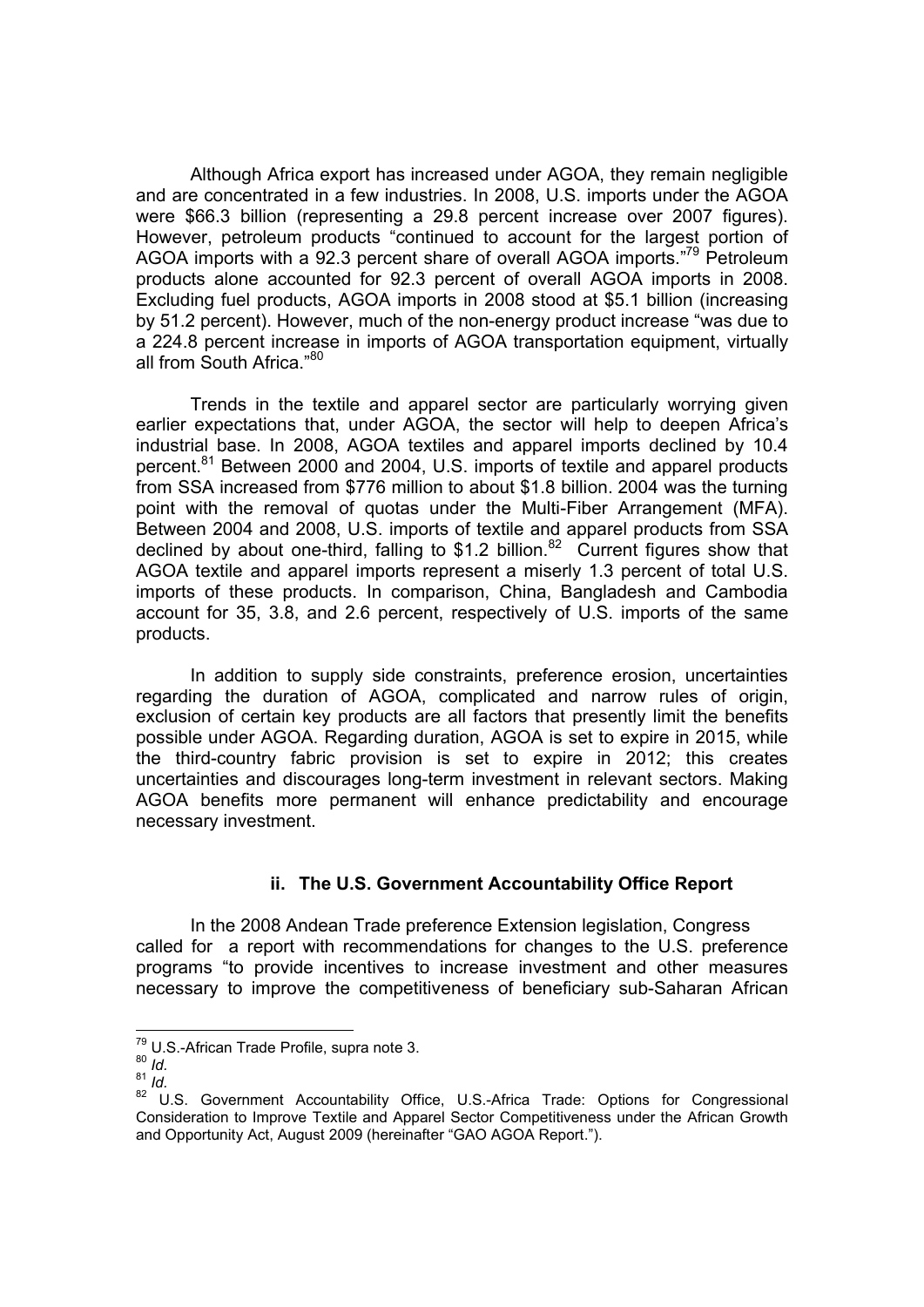Although Africa export has increased under AGOA, they remain negligible and are concentrated in a few industries. In 2008, U.S. imports under the AGOA were $66.3 billion (representing a 29.8 percent increase over 2007 figures). However, petroleum products "continued to account for the largest portion of AGOA imports with a 92.3 percent share of overall AGOA imports."[79] Petroleum products alone accounted for 92.3 percent of overall AGOA imports in 2008. Excluding fuel products, AGOA imports in 2008 stood at $5.1 billion (increasing by 51.2 percent). However, much of the non-energy product increase "was due to a 224.8 percent increase in imports of AGOA transportation equipment, virtually all from South Africa."[80]

Trends in the textile and apparel sector are particularly worrying given earlier expectations that, under AGOA, the sector will help to deepen Africa's industrial base. In 2008, AGOA textiles and apparel imports declined by 10.4 percent.[81] Between 2000 and 2004, U.S. imports of textile and apparel products from SSA increased from $776 million to about $1.8 billion. 2004 was the turning point with the removal of quotas under the Multi-Fiber Arrangement (MFA). Between 2004 and 2008, U.S. imports of textile and apparel products from SSA declined by about one-third, falling to $1.2 billion.[82] Current figures show that AGOA textile and apparel imports represent a miserly 1.3 percent of total U.S. imports of these products. In comparison, China, Bangladesh and Cambodia account for 35, 3.8, and 2.6 percent, respectively of U.S. imports of the same products.

In addition to supply side constraints, preference erosion, uncertainties regarding the duration of AGOA, complicated and narrow rules of origin, exclusion of certain key products are all factors that presently limit the benefits possible under AGOA. Regarding duration, AGOA is set to expire in 2015, while the third-country fabric provision is set to expire in 2012; this creates uncertainties and discourages long-term investment in relevant sectors. Making AGOA benefits more permanent will enhance predictability and encourage necessary investment.

### ii. The U.S. Government Accountability Office Report

In the 2008 Andean Trade preference Extension legislation, Congress called for a report with recommendations for changes to the U.S. preference programs "to provide incentives to increase investment and other measures necessary to improve the competitiveness of beneficiary sub-Saharan African

---

[79] U.S.-African Trade Profile, supra note 3.

[80] *Id.*

[81] *Id.*

[82] U.S. Government Accountability Office, U.S.-Africa Trade: Options for Congressional Consideration to Improve Textile and Apparel Sector Competitiveness under the African Growth and Opportunity Act, August 2009 (hereinafter "GAO AGOA Report.").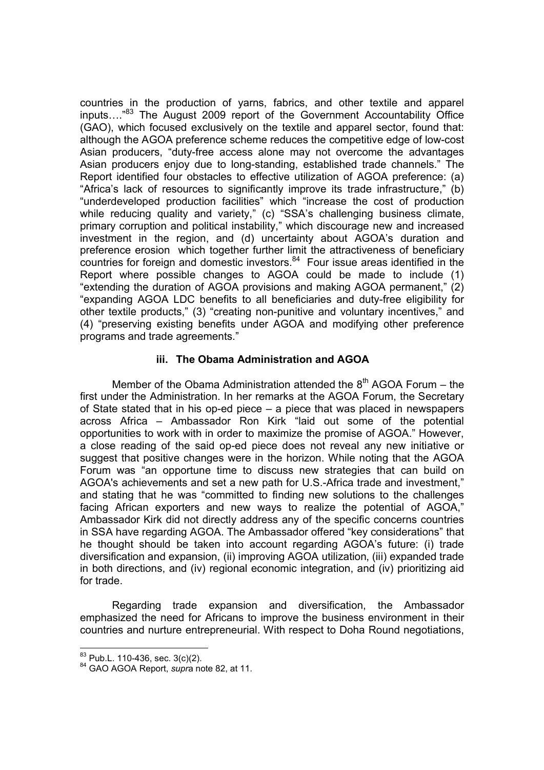countries in the production of yarns, fabrics, and other textile and apparel inputs…."[83] The August 2009 report of the Government Accountability Office (GAO), which focused exclusively on the textile and apparel sector, found that: although the AGOA preference scheme reduces the competitive edge of low-cost Asian producers, "duty-free access alone may not overcome the advantages Asian producers enjoy due to long-standing, established trade channels." The Report identified four obstacles to effective utilization of AGOA preference: (a) "Africa's lack of resources to significantly improve its trade infrastructure," (b) "underdeveloped production facilities" which "increase the cost of production while reducing quality and variety," (c) "SSA's challenging business climate, primary corruption and political instability," which discourage new and increased investment in the region, and (d) uncertainty about AGOA's duration and preference erosion which together further limit the attractiveness of beneficiary countries for foreign and domestic investors.[84] Four issue areas identified in the Report where possible changes to AGOA could be made to include (1) "extending the duration of AGOA provisions and making AGOA permanent," (2) "expanding AGOA LDC benefits to all beneficiaries and duty-free eligibility for other textile products," (3) "creating non-punitive and voluntary incentives," and (4) "preserving existing benefits under AGOA and modifying other preference programs and trade agreements."

### iii. The Obama Administration and AGOA

Member of the Obama Administration attended the 8th AGOA Forum – the first under the Administration. In her remarks at the AGOA Forum, the Secretary of State stated that in his op-ed piece – a piece that was placed in newspapers across Africa – Ambassador Ron Kirk "laid out some of the potential opportunities to work with in order to maximize the promise of AGOA." However, a close reading of the said op-ed piece does not reveal any new initiative or suggest that positive changes were in the horizon. While noting that the AGOA Forum was "an opportune time to discuss new strategies that can build on AGOA's achievements and set a new path for U.S.-Africa trade and investment," and stating that he was "committed to finding new solutions to the challenges facing African exporters and new ways to realize the potential of AGOA," Ambassador Kirk did not directly address any of the specific concerns countries in SSA have regarding AGOA. The Ambassador offered "key considerations" that he thought should be taken into account regarding AGOA's future: (i) trade diversification and expansion, (ii) improving AGOA utilization, (iii) expanded trade in both directions, and (iv) regional economic integration, and (iv) prioritizing aid for trade.

Regarding trade expansion and diversification, the Ambassador emphasized the need for Africans to improve the business environment in their countries and nurture entrepreneurial. With respect to Doha Round negotiations,

---

[83] Pub.L. 110-436, sec. 3(c)(2).

[84] GAO AGOA Report, *supra* note 82, at 11.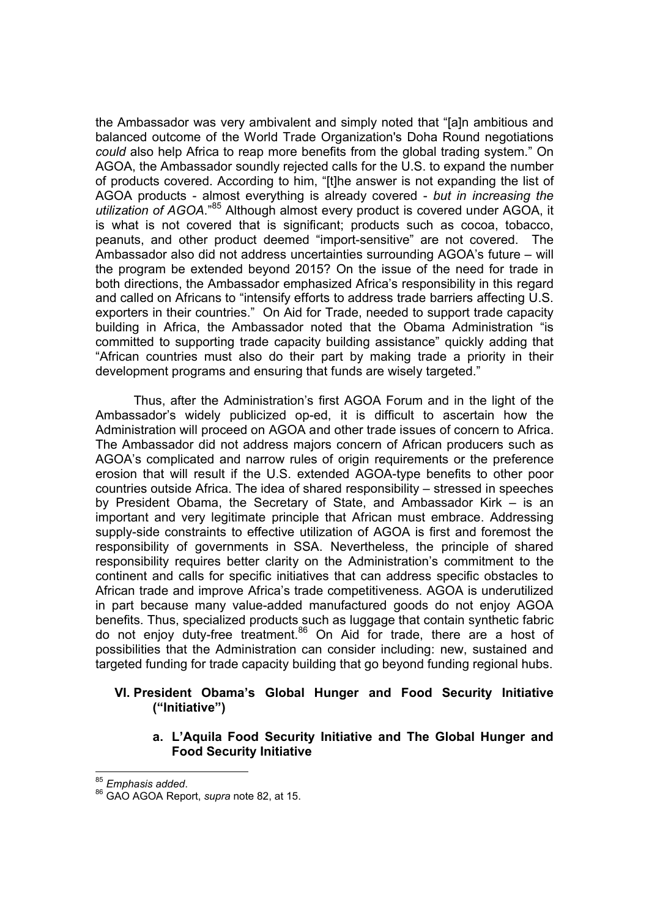the Ambassador was very ambivalent and simply noted that "[a]n ambitious and balanced outcome of the World Trade Organization's Doha Round negotiations *could* also help Africa to reap more benefits from the global trading system." On AGOA, the Ambassador soundly rejected calls for the U.S. to expand the number of products covered. According to him, "[t]he answer is not expanding the list of AGOA products - almost everything is already covered - *but in increasing the utilization of AGOA*."[85] Although almost every product is covered under AGOA, it is what is not covered that is significant; products such as cocoa, tobacco, peanuts, and other product deemed "import-sensitive" are not covered. The Ambassador also did not address uncertainties surrounding AGOA's future – will the program be extended beyond 2015? On the issue of the need for trade in both directions, the Ambassador emphasized Africa's responsibility in this regard and called on Africans to "intensify efforts to address trade barriers affecting U.S. exporters in their countries." On Aid for Trade, needed to support trade capacity building in Africa, the Ambassador noted that the Obama Administration "is committed to supporting trade capacity building assistance" quickly adding that "African countries must also do their part by making trade a priority in their development programs and ensuring that funds are wisely targeted."

Thus, after the Administration's first AGOA Forum and in the light of the Ambassador's widely publicized op-ed, it is difficult to ascertain how the Administration will proceed on AGOA and other trade issues of concern to Africa. The Ambassador did not address majors concern of African producers such as AGOA's complicated and narrow rules of origin requirements or the preference erosion that will result if the U.S. extended AGOA-type benefits to other poor countries outside Africa. The idea of shared responsibility – stressed in speeches by President Obama, the Secretary of State, and Ambassador Kirk – is an important and very legitimate principle that African must embrace. Addressing supply-side constraints to effective utilization of AGOA is first and foremost the responsibility of governments in SSA. Nevertheless, the principle of shared responsibility requires better clarity on the Administration's commitment to the continent and calls for specific initiatives that can address specific obstacles to African trade and improve Africa's trade competitiveness. AGOA is underutilized in part because many value-added manufactured goods do not enjoy AGOA benefits. Thus, specialized products such as luggage that contain synthetic fabric do not enjoy duty-free treatment.[86] On Aid for trade, there are a host of possibilities that the Administration can consider including: new, sustained and targeted funding for trade capacity building that go beyond funding regional hubs.

## VI. President Obama's Global Hunger and Food Security Initiative ("Initiative")

### a. L'Aquila Food Security Initiative and The Global Hunger and Food Security Initiative

---

[85] *Emphasis added*.

[86] GAO AGOA Report, *supra* note 82, at 15.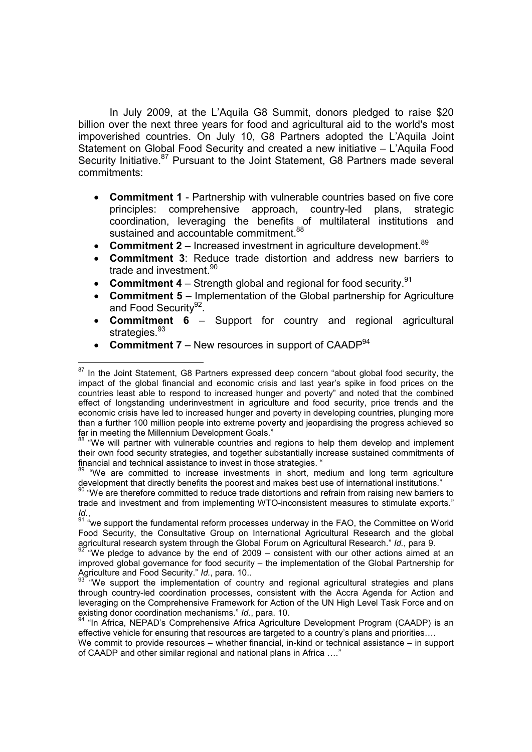In July 2009, at the L'Aquila G8 Summit, donors pledged to raise $20 billion over the next three years for food and agricultural aid to the world's most impoverished countries. On July 10, G8 Partners adopted the L'Aquila Joint Statement on Global Food Security and created a new initiative – L'Aquila Food Security Initiative.[87] Pursuant to the Joint Statement, G8 Partners made several commitments:

- **Commitment 1** - Partnership with vulnerable countries based on five core principles: comprehensive approach, country-led plans, strategic coordination, leveraging the benefits of multilateral institutions and sustained and accountable commitment.[88]
- **Commitment 2** – Increased investment in agriculture development.[89]
- **Commitment 3**: Reduce trade distortion and address new barriers to trade and investment.[90]
- **Commitment 4** – Strength global and regional for food security.[91]
- **Commitment 5** – Implementation of the Global partnership for Agriculture and Food Security[92].
- **Commitment 6** – Support for country and regional agricultural strategies.[93]
- **Commitment 7** – New resources in support of CAADP[94]

---

[87] In the Joint Statement, G8 Partners expressed deep concern "about global food security, the impact of the global financial and economic crisis and last year's spike in food prices on the countries least able to respond to increased hunger and poverty" and noted that the combined effect of longstanding underinvestment in agriculture and food security, price trends and the economic crisis have led to increased hunger and poverty in developing countries, plunging more than a further 100 million people into extreme poverty and jeopardising the progress achieved so far in meeting the Millennium Development Goals."

[88] "We will partner with vulnerable countries and regions to help them develop and implement their own food security strategies, and together substantially increase sustained commitments of financial and technical assistance to invest in those strategies. "

[89] "We are committed to increase investments in short, medium and long term agriculture development that directly benefits the poorest and makes best use of international institutions."

[90] "We are therefore committed to reduce trade distortions and refrain from raising new barriers to trade and investment and from implementing WTO-inconsistent measures to stimulate exports." *Id.*,

[91] "we support the fundamental reform processes underway in the FAO, the Committee on World Food Security, the Consultative Group on International Agricultural Research and the global agricultural research system through the Global Forum on Agricultural Research." *Id.*, para 9.

[92] "We pledge to advance by the end of 2009 – consistent with our other actions aimed at an improved global governance for food security – the implementation of the Global Partnership for Agriculture and Food Security." *Id.*, para. 10..

[93] "We support the implementation of country and regional agricultural strategies and plans through country-led coordination processes, consistent with the Accra Agenda for Action and leveraging on the Comprehensive Framework for Action of the UN High Level Task Force and on existing donor coordination mechanisms." *Id.*, para. 10.

[94] "In Africa, NEPAD's Comprehensive Africa Agriculture Development Program (CAADP) is an effective vehicle for ensuring that resources are targeted to a country's plans and priorities….
We commit to provide resources – whether financial, in-kind or technical assistance – in support of CAADP and other similar regional and national plans in Africa …."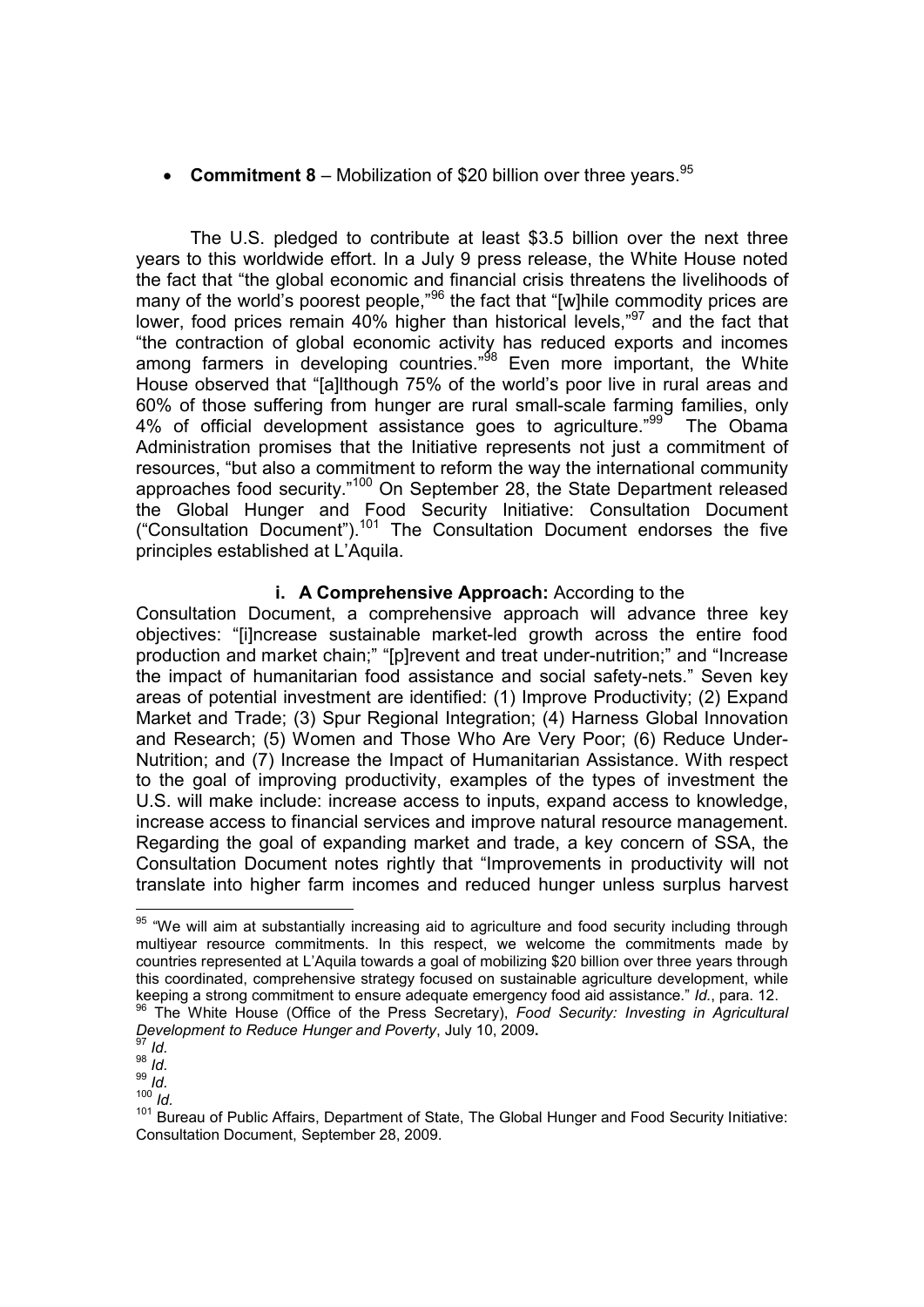- **Commitment 8** – Mobilization of $20 billion over three years.[95]

The U.S. pledged to contribute at least $3.5 billion over the next three years to this worldwide effort. In a July 9 press release, the White House noted the fact that "the global economic and financial crisis threatens the livelihoods of many of the world's poorest people,"[96] the fact that "[w]hile commodity prices are lower, food prices remain 40% higher than historical levels,"[97] and the fact that "the contraction of global economic activity has reduced exports and incomes among farmers in developing countries."[98] Even more important, the White House observed that "[a]lthough 75% of the world's poor live in rural areas and 60% of those suffering from hunger are rural small-scale farming families, only 4% of official development assistance goes to agriculture."[99] The Obama Administration promises that the Initiative represents not just a commitment of resources, "but also a commitment to reform the way the international community approaches food security."[100] On September 28, the State Department released the Global Hunger and Food Security Initiative: Consultation Document ("Consultation Document").[101] The Consultation Document endorses the five principles established at L'Aquila.

**i. A Comprehensive Approach:** According to the Consultation Document, a comprehensive approach will advance three key objectives: "[i]ncrease sustainable market-led growth across the entire food production and market chain;" "[p]revent and treat under-nutrition;" and "Increase the impact of humanitarian food assistance and social safety-nets." Seven key areas of potential investment are identified: (1) Improve Productivity; (2) Expand Market and Trade; (3) Spur Regional Integration; (4) Harness Global Innovation and Research; (5) Women and Those Who Are Very Poor; (6) Reduce Under-Nutrition; and (7) Increase the Impact of Humanitarian Assistance. With respect to the goal of improving productivity, examples of the types of investment the U.S. will make include: increase access to inputs, expand access to knowledge, increase access to financial services and improve natural resource management. Regarding the goal of expanding market and trade, a key concern of SSA, the Consultation Document notes rightly that "Improvements in productivity will not translate into higher farm incomes and reduced hunger unless surplus harvest

---

[95] "We will aim at substantially increasing aid to agriculture and food security including through multiyear resource commitments. In this respect, we welcome the commitments made by countries represented at L'Aquila towards a goal of mobilizing $20 billion over three years through this coordinated, comprehensive strategy focused on sustainable agriculture development, while keeping a strong commitment to ensure adequate emergency food aid assistance." *Id.*, para. 12.

[96] The White House (Office of the Press Secretary), *Food Security: Investing in Agricultural Development to Reduce Hunger and Poverty*, July 10, 2009.

[97] *Id.*

[98] *Id.*

[99] *Id.*

[100] *Id.*

[101] Bureau of Public Affairs, Department of State, The Global Hunger and Food Security Initiative: Consultation Document, September 28, 2009.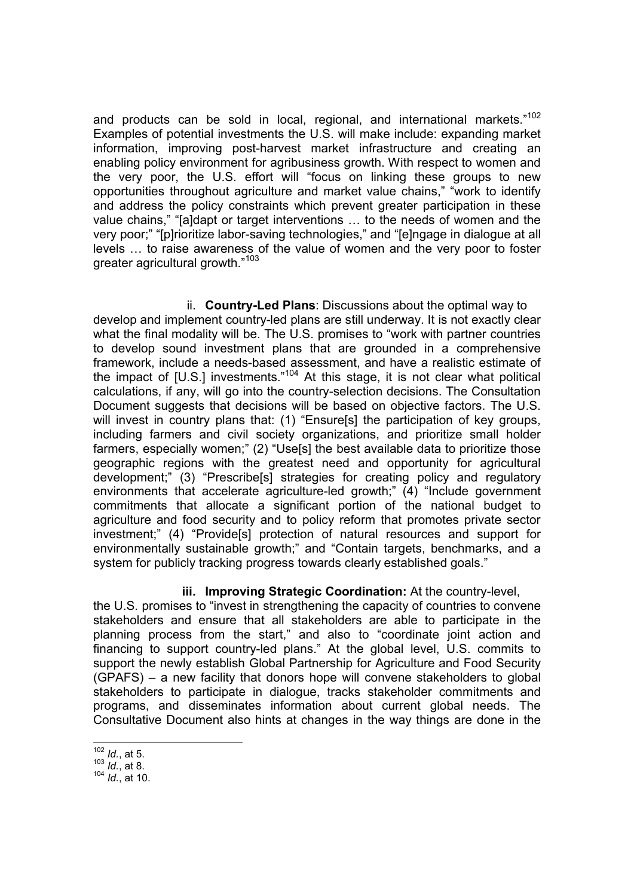and products can be sold in local, regional, and international markets."[102] Examples of potential investments the U.S. will make include: expanding market information, improving post-harvest market infrastructure and creating an enabling policy environment for agribusiness growth. With respect to women and the very poor, the U.S. effort will "focus on linking these groups to new opportunities throughout agriculture and market value chains," "work to identify and address the policy constraints which prevent greater participation in these value chains," "[a]dapt or target interventions … to the needs of women and the very poor;" "[p]rioritize labor-saving technologies," and "[e]ngage in dialogue at all levels … to raise awareness of the value of women and the very poor to foster greater agricultural growth."[103]

ii. **Country-Led Plans**: Discussions about the optimal way to develop and implement country-led plans are still underway. It is not exactly clear what the final modality will be. The U.S. promises to "work with partner countries to develop sound investment plans that are grounded in a comprehensive framework, include a needs-based assessment, and have a realistic estimate of the impact of [U.S.] investments."[104] At this stage, it is not clear what political calculations, if any, will go into the country-selection decisions. The Consultation Document suggests that decisions will be based on objective factors. The U.S. will invest in country plans that: (1) "Ensure[s] the participation of key groups, including farmers and civil society organizations, and prioritize small holder farmers, especially women;" (2) "Use[s] the best available data to prioritize those geographic regions with the greatest need and opportunity for agricultural development;" (3) "Prescribe[s] strategies for creating policy and regulatory environments that accelerate agriculture-led growth;" (4) "Include government commitments that allocate a significant portion of the national budget to agriculture and food security and to policy reform that promotes private sector investment;" (4) "Provide[s] protection of natural resources and support for environmentally sustainable growth;" and "Contain targets, benchmarks, and a system for publicly tracking progress towards clearly established goals."

**iii. Improving Strategic Coordination:** At the country-level, the U.S. promises to "invest in strengthening the capacity of countries to convene stakeholders and ensure that all stakeholders are able to participate in the planning process from the start," and also to "coordinate joint action and financing to support country-led plans." At the global level, U.S. commits to support the newly establish Global Partnership for Agriculture and Food Security (GPAFS) – a new facility that donors hope will convene stakeholders to global stakeholders to participate in dialogue, tracks stakeholder commitments and programs, and disseminates information about current global needs. The Consultative Document also hints at changes in the way things are done in the

---

[102] *Id.*, at 5.
[103] *Id.*, at 8.
[104] *Id.*, at 10.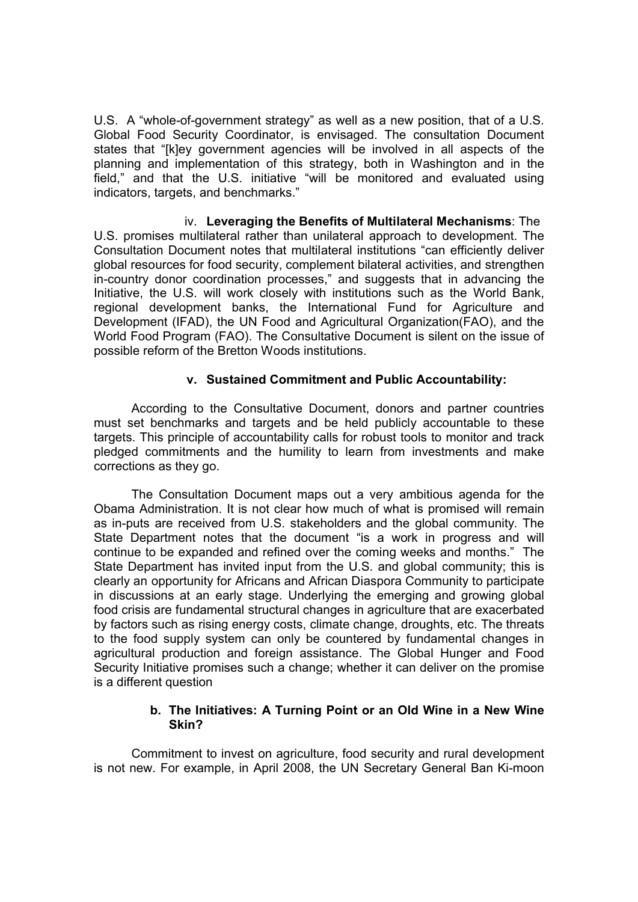U.S. A "whole-of-government strategy" as well as a new position, that of a U.S. Global Food Security Coordinator, is envisaged. The consultation Document states that "[k]ey government agencies will be involved in all aspects of the planning and implementation of this strategy, both in Washington and in the field," and that the U.S. initiative "will be monitored and evaluated using indicators, targets, and benchmarks."

iv. **Leveraging the Benefits of Multilateral Mechanisms**: The U.S. promises multilateral rather than unilateral approach to development. The Consultation Document notes that multilateral institutions "can efficiently deliver global resources for food security, complement bilateral activities, and strengthen in-country donor coordination processes," and suggests that in advancing the Initiative, the U.S. will work closely with institutions such as the World Bank, regional development banks, the International Fund for Agriculture and Development (IFAD), the UN Food and Agricultural Organization(FAO), and the World Food Program (FAO). The Consultative Document is silent on the issue of possible reform of the Bretton Woods institutions.

**v. Sustained Commitment and Public Accountability:**

According to the Consultative Document, donors and partner countries must set benchmarks and targets and be held publicly accountable to these targets. This principle of accountability calls for robust tools to monitor and track pledged commitments and the humility to learn from investments and make corrections as they go.

The Consultation Document maps out a very ambitious agenda for the Obama Administration. It is not clear how much of what is promised will remain as in-puts are received from U.S. stakeholders and the global community. The State Department notes that the document "is a work in progress and will continue to be expanded and refined over the coming weeks and months." The State Department has invited input from the U.S. and global community; this is clearly an opportunity for Africans and African Diaspora Community to participate in discussions at an early stage. Underlying the emerging and growing global food crisis are fundamental structural changes in agriculture that are exacerbated by factors such as rising energy costs, climate change, droughts, etc. The threats to the food supply system can only be countered by fundamental changes in agricultural production and foreign assistance. The Global Hunger and Food Security Initiative promises such a change; whether it can deliver on the promise is a different question

**b. The Initiatives: A Turning Point or an Old Wine in a New Wine Skin?**

Commitment to invest on agriculture, food security and rural development is not new. For example, in April 2008, the UN Secretary General Ban Ki-moon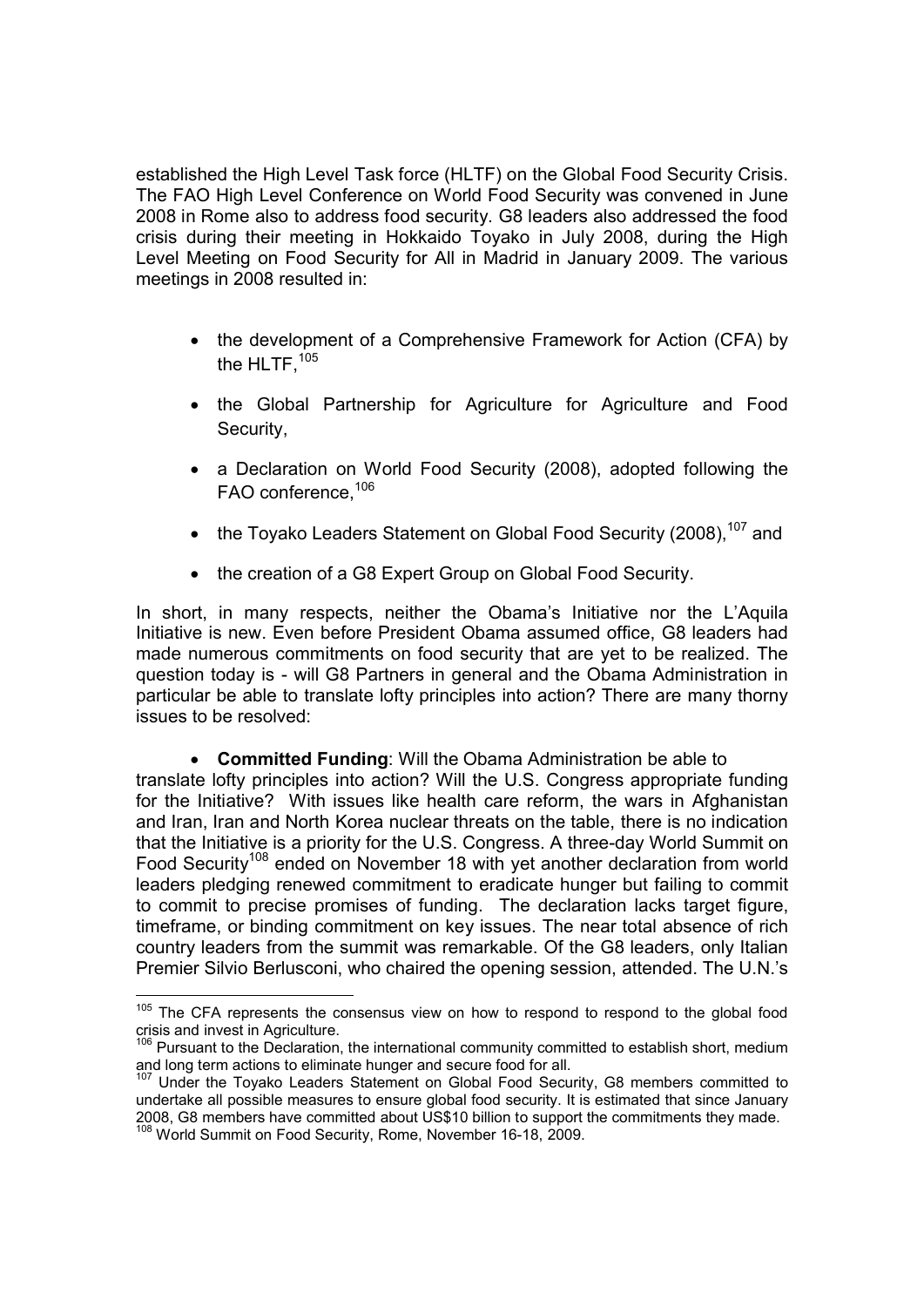established the High Level Task force (HLTF) on the Global Food Security Crisis. The FAO High Level Conference on World Food Security was convened in June 2008 in Rome also to address food security. G8 leaders also addressed the food crisis during their meeting in Hokkaido Toyako in July 2008, during the High Level Meeting on Food Security for All in Madrid in January 2009. The various meetings in 2008 resulted in:

- the development of a Comprehensive Framework for Action (CFA) by the HLTF,[105]
- the Global Partnership for Agriculture for Agriculture and Food Security,
- a Declaration on World Food Security (2008), adopted following the FAO conference,[106]
- the Toyako Leaders Statement on Global Food Security (2008),[107] and
- the creation of a G8 Expert Group on Global Food Security.

In short, in many respects, neither the Obama's Initiative nor the L'Aquila Initiative is new. Even before President Obama assumed office, G8 leaders had made numerous commitments on food security that are yet to be realized. The question today is - will G8 Partners in general and the Obama Administration in particular be able to translate lofty principles into action? There are many thorny issues to be resolved:

- **Committed Funding**: Will the Obama Administration be able to translate lofty principles into action? Will the U.S. Congress appropriate funding for the Initiative? With issues like health care reform, the wars in Afghanistan and Iran, Iran and North Korea nuclear threats on the table, there is no indication that the Initiative is a priority for the U.S. Congress. A three-day World Summit on Food Security[108] ended on November 18 with yet another declaration from world leaders pledging renewed commitment to eradicate hunger but failing to commit to commit to precise promises of funding. The declaration lacks target figure, timeframe, or binding commitment on key issues. The near total absence of rich country leaders from the summit was remarkable. Of the G8 leaders, only Italian Premier Silvio Berlusconi, who chaired the opening session, attended. The U.N.'s

---

[105] The CFA represents the consensus view on how to respond to respond to the global food crisis and invest in Agriculture.

[106] Pursuant to the Declaration, the international community committed to establish short, medium and long term actions to eliminate hunger and secure food for all.

[107] Under the Toyako Leaders Statement on Global Food Security, G8 members committed to undertake all possible measures to ensure global food security. It is estimated that since January 2008, G8 members have committed about US$10 billion to support the commitments they made.

[108] World Summit on Food Security, Rome, November 16-18, 2009.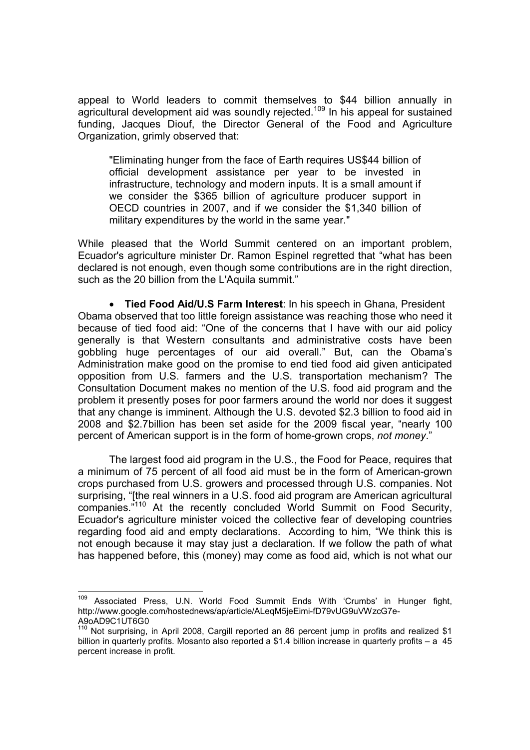appeal to World leaders to commit themselves to $44 billion annually in agricultural development aid was soundly rejected.[109] In his appeal for sustained funding, Jacques Diouf, the Director General of the Food and Agriculture Organization, grimly observed that:

> "Eliminating hunger from the face of Earth requires US$44 billion of official development assistance per year to be invested in infrastructure, technology and modern inputs. It is a small amount if we consider the $365 billion of agriculture producer support in OECD countries in 2007, and if we consider the $1,340 billion of military expenditures by the world in the same year."

While pleased that the World Summit centered on an important problem, Ecuador's agriculture minister Dr. Ramon Espinel regretted that "what has been declared is not enough, even though some contributions are in the right direction, such as the 20 billion from the L'Aquila summit."

- **Tied Food Aid/U.S Farm Interest**: In his speech in Ghana, President Obama observed that too little foreign assistance was reaching those who need it because of tied food aid: "One of the concerns that I have with our aid policy generally is that Western consultants and administrative costs have been gobbling huge percentages of our aid overall." But, can the Obama's Administration make good on the promise to end tied food aid given anticipated opposition from U.S. farmers and the U.S. transportation mechanism? The Consultation Document makes no mention of the U.S. food aid program and the problem it presently poses for poor farmers around the world nor does it suggest that any change is imminent. Although the U.S. devoted $2.3 billion to food aid in 2008 and $2.7billion has been set aside for the 2009 fiscal year, "nearly 100 percent of American support is in the form of home-grown crops, *not money*."

The largest food aid program in the U.S., the Food for Peace, requires that a minimum of 75 percent of all food aid must be in the form of American-grown crops purchased from U.S. growers and processed through U.S. companies. Not surprising, "[the real winners in a U.S. food aid program are American agricultural companies."[110] At the recently concluded World Summit on Food Security, Ecuador's agriculture minister voiced the collective fear of developing countries regarding food aid and empty declarations. According to him, "We think this is not enough because it may stay just a declaration. If we follow the path of what has happened before, this (money) may come as food aid, which is not what our

---

[109] Associated Press, U.N. World Food Summit Ends With 'Crumbs' in Hunger fight, http://www.google.com/hostednews/ap/article/ALeqM5jeEimi-fD79vUG9uVWzcG7e-A9oAD9C1UT6G0

[110] Not surprising, in April 2008, Cargill reported an 86 percent jump in profits and realized $1 billion in quarterly profits. Mosanto also reported a $1.4 billion increase in quarterly profits – a 45 percent increase in profit.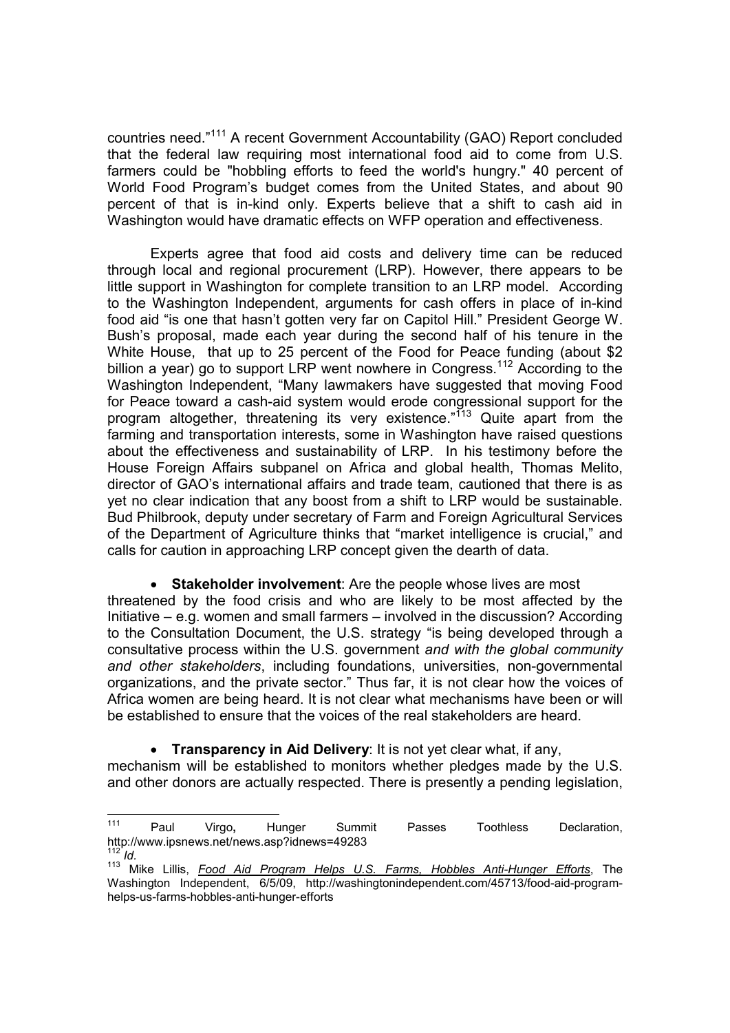countries need."[111] A recent Government Accountability (GAO) Report concluded that the federal law requiring most international food aid to come from U.S. farmers could be "hobbling efforts to feed the world's hungry." 40 percent of World Food Program's budget comes from the United States, and about 90 percent of that is in-kind only. Experts believe that a shift to cash aid in Washington would have dramatic effects on WFP operation and effectiveness.

Experts agree that food aid costs and delivery time can be reduced through local and regional procurement (LRP). However, there appears to be little support in Washington for complete transition to an LRP model. According to the Washington Independent, arguments for cash offers in place of in-kind food aid "is one that hasn't gotten very far on Capitol Hill." President George W. Bush's proposal, made each year during the second half of his tenure in the White House, that up to 25 percent of the Food for Peace funding (about $2 billion a year) go to support LRP went nowhere in Congress.[112] According to the Washington Independent, "Many lawmakers have suggested that moving Food for Peace toward a cash-aid system would erode congressional support for the program altogether, threatening its very existence."[113] Quite apart from the farming and transportation interests, some in Washington have raised questions about the effectiveness and sustainability of LRP. In his testimony before the House Foreign Affairs subpanel on Africa and global health, Thomas Melito, director of GAO's international affairs and trade team, cautioned that there is as yet no clear indication that any boost from a shift to LRP would be sustainable. Bud Philbrook, deputy under secretary of Farm and Foreign Agricultural Services of the Department of Agriculture thinks that "market intelligence is crucial," and calls for caution in approaching LRP concept given the dearth of data.

- **Stakeholder involvement**: Are the people whose lives are most threatened by the food crisis and who are likely to be most affected by the Initiative – e.g. women and small farmers – involved in the discussion? According to the Consultation Document, the U.S. strategy "is being developed through a consultative process within the U.S. government *and with the global community and other stakeholders*, including foundations, universities, non-governmental organizations, and the private sector." Thus far, it is not clear how the voices of Africa women are being heard. It is not clear what mechanisms have been or will be established to ensure that the voices of the real stakeholders are heard.

- **Transparency in Aid Delivery**: It is not yet clear what, if any, mechanism will be established to monitors whether pledges made by the U.S. and other donors are actually respected. There is presently a pending legislation,

---

[111] Paul Virgo, Hunger Summit Passes Toothless Declaration, http://www.ipsnews.net/news.asp?idnews=49283

[112] *Id.*

[113] Mike Lillis, *Food Aid Program Helps U.S. Farms, Hobbles Anti-Hunger Efforts*, The Washington Independent, 6/5/09, http://washingtonindependent.com/45713/food-aid-program-helps-us-farms-hobbles-anti-hunger-efforts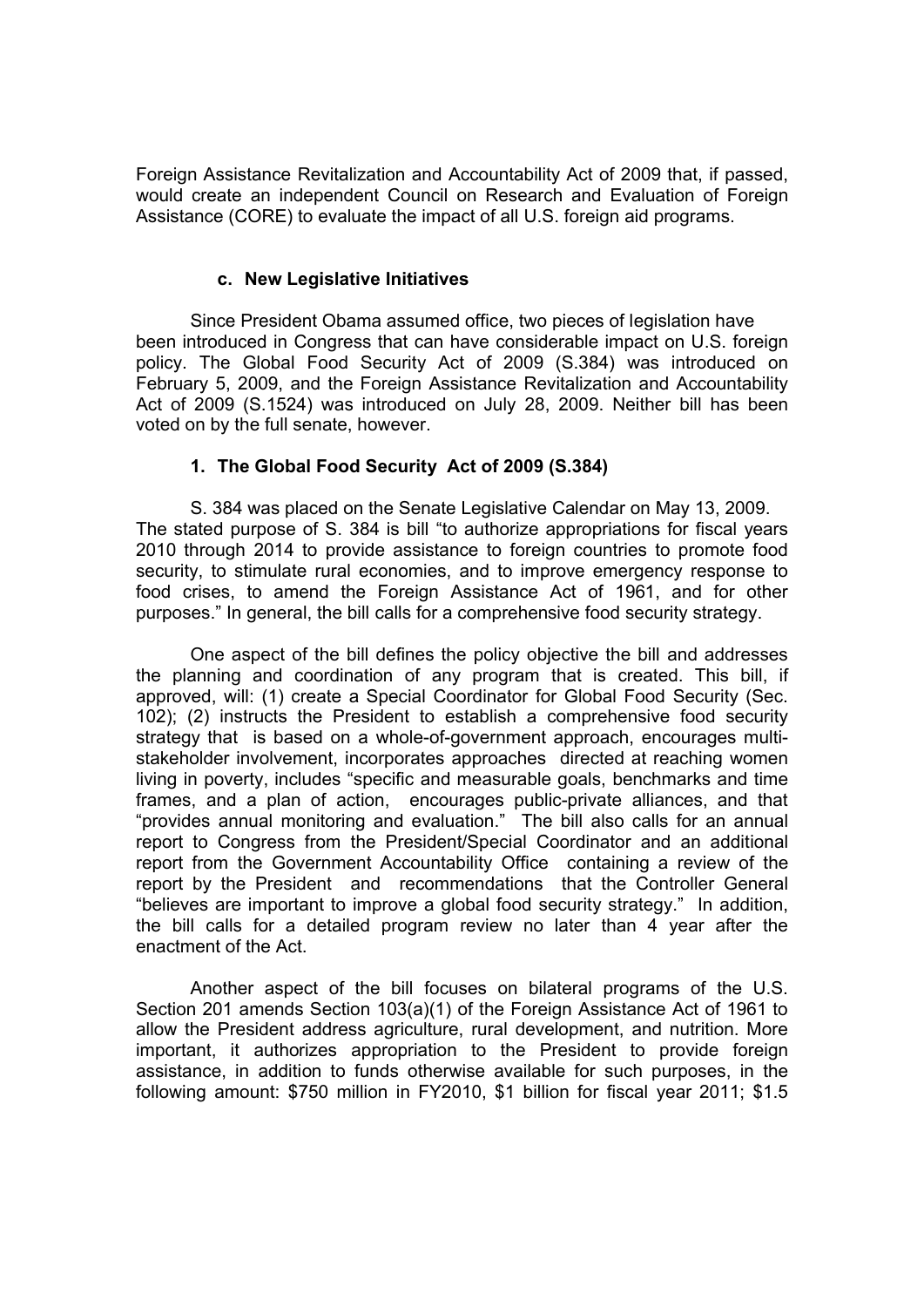Foreign Assistance Revitalization and Accountability Act of 2009 that, if passed, would create an independent Council on Research and Evaluation of Foreign Assistance (CORE) to evaluate the impact of all U.S. foreign aid programs.

### c. New Legislative Initiatives

Since President Obama assumed office, two pieces of legislation have been introduced in Congress that can have considerable impact on U.S. foreign policy. The Global Food Security Act of 2009 (S.384) was introduced on February 5, 2009, and the Foreign Assistance Revitalization and Accountability Act of 2009 (S.1524) was introduced on July 28, 2009. Neither bill has been voted on by the full senate, however.

#### 1. The Global Food Security Act of 2009 (S.384)

S. 384 was placed on the Senate Legislative Calendar on May 13, 2009. The stated purpose of S. 384 is bill "to authorize appropriations for fiscal years 2010 through 2014 to provide assistance to foreign countries to promote food security, to stimulate rural economies, and to improve emergency response to food crises, to amend the Foreign Assistance Act of 1961, and for other purposes." In general, the bill calls for a comprehensive food security strategy.

One aspect of the bill defines the policy objective the bill and addresses the planning and coordination of any program that is created. This bill, if approved, will: (1) create a Special Coordinator for Global Food Security (Sec. 102); (2) instructs the President to establish a comprehensive food security strategy that is based on a whole-of-government approach, encourages multi-stakeholder involvement, incorporates approaches directed at reaching women living in poverty, includes "specific and measurable goals, benchmarks and time frames, and a plan of action, encourages public-private alliances, and that "provides annual monitoring and evaluation." The bill also calls for an annual report to Congress from the President/Special Coordinator and an additional report from the Government Accountability Office containing a review of the report by the President and recommendations that the Controller General "believes are important to improve a global food security strategy." In addition, the bill calls for a detailed program review no later than 4 year after the enactment of the Act.

Another aspect of the bill focuses on bilateral programs of the U.S. Section 201 amends Section 103(a)(1) of the Foreign Assistance Act of 1961 to allow the President address agriculture, rural development, and nutrition. More important, it authorizes appropriation to the President to provide foreign assistance, in addition to funds otherwise available for such purposes, in the following amount: $750 million in FY2010, $1 billion for fiscal year 2011; $1.5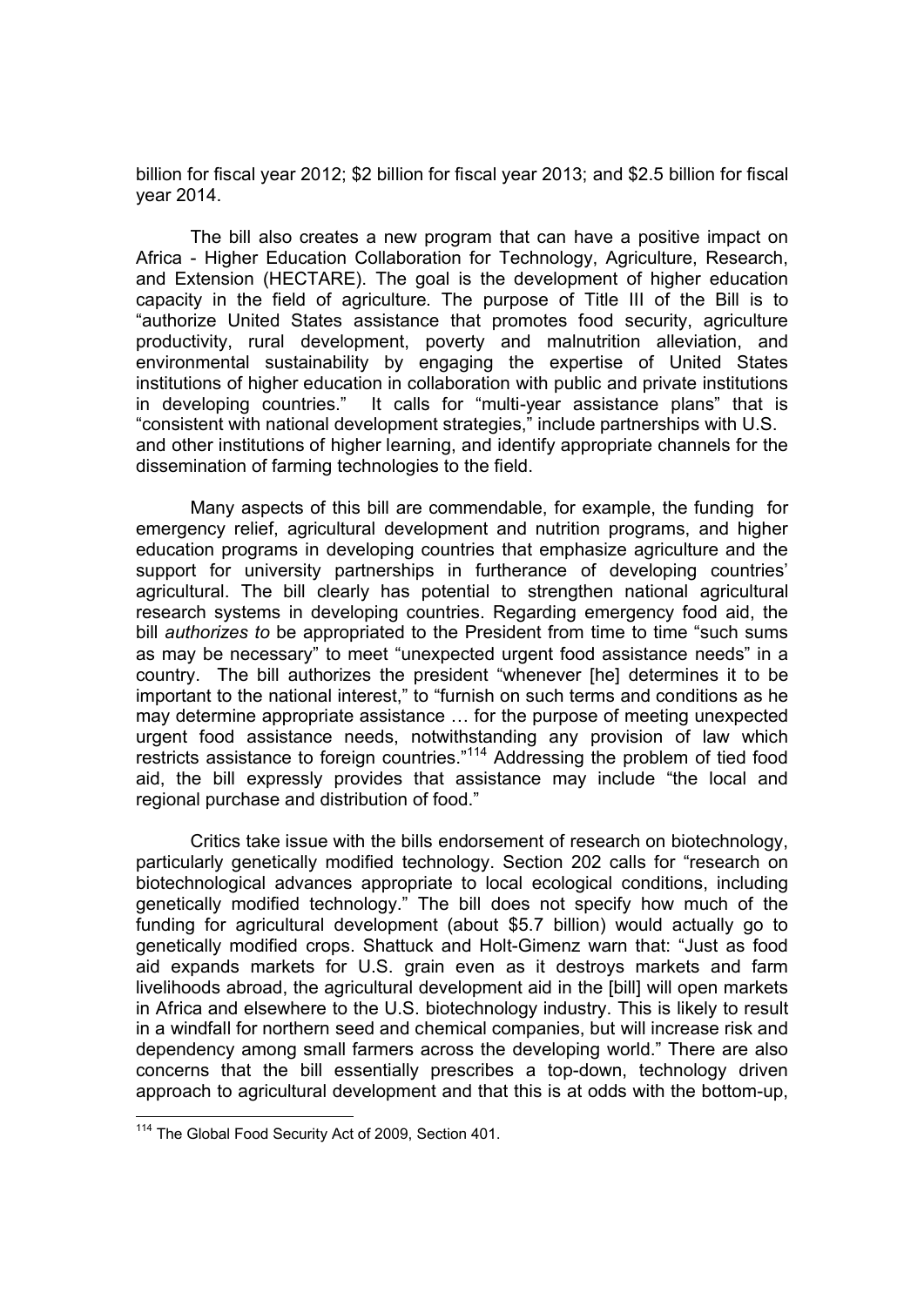billion for fiscal year 2012; $2 billion for fiscal year 2013; and $2.5 billion for fiscal year 2014.

The bill also creates a new program that can have a positive impact on Africa - Higher Education Collaboration for Technology, Agriculture, Research, and Extension (HECTARE). The goal is the development of higher education capacity in the field of agriculture. The purpose of Title III of the Bill is to "authorize United States assistance that promotes food security, agriculture productivity, rural development, poverty and malnutrition alleviation, and environmental sustainability by engaging the expertise of United States institutions of higher education in collaboration with public and private institutions in developing countries." It calls for "multi-year assistance plans" that is "consistent with national development strategies," include partnerships with U.S. and other institutions of higher learning, and identify appropriate channels for the dissemination of farming technologies to the field.

Many aspects of this bill are commendable, for example, the funding for emergency relief, agricultural development and nutrition programs, and higher education programs in developing countries that emphasize agriculture and the support for university partnerships in furtherance of developing countries' agricultural. The bill clearly has potential to strengthen national agricultural research systems in developing countries. Regarding emergency food aid, the bill *authorizes to* be appropriated to the President from time to time "such sums as may be necessary" to meet "unexpected urgent food assistance needs" in a country. The bill authorizes the president "whenever [he] determines it to be important to the national interest," to "furnish on such terms and conditions as he may determine appropriate assistance … for the purpose of meeting unexpected urgent food assistance needs, notwithstanding any provision of law which restricts assistance to foreign countries."[114] Addressing the problem of tied food aid, the bill expressly provides that assistance may include "the local and regional purchase and distribution of food."

Critics take issue with the bills endorsement of research on biotechnology, particularly genetically modified technology. Section 202 calls for "research on biotechnological advances appropriate to local ecological conditions, including genetically modified technology." The bill does not specify how much of the funding for agricultural development (about $5.7 billion) would actually go to genetically modified crops. Shattuck and Holt-Gimenz warn that: "Just as food aid expands markets for U.S. grain even as it destroys markets and farm livelihoods abroad, the agricultural development aid in the [bill] will open markets in Africa and elsewhere to the U.S. biotechnology industry. This is likely to result in a windfall for northern seed and chemical companies, but will increase risk and dependency among small farmers across the developing world." There are also concerns that the bill essentially prescribes a top-down, technology driven approach to agricultural development and that this is at odds with the bottom-up,

---

[114] The Global Food Security Act of 2009, Section 401.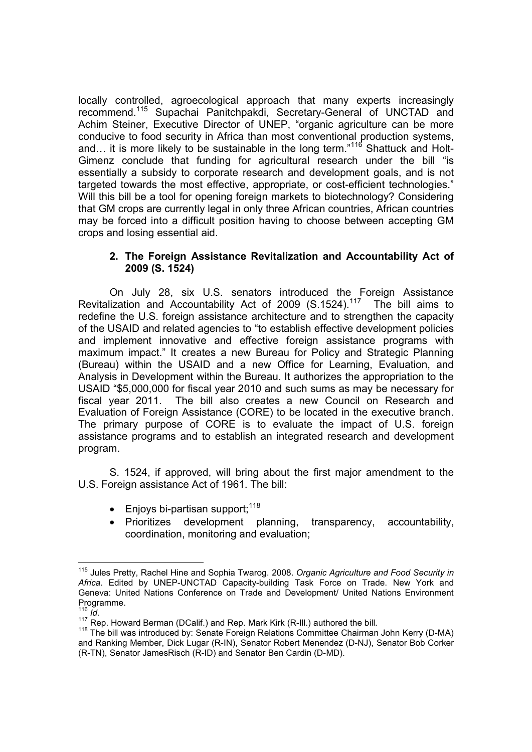locally controlled, agroecological approach that many experts increasingly recommend.[115] Supachai Panitchpakdi, Secretary-General of UNCTAD and Achim Steiner, Executive Director of UNEP, "organic agriculture can be more conducive to food security in Africa than most conventional production systems, and… it is more likely to be sustainable in the long term."[116] Shattuck and Holt-Gimenz conclude that funding for agricultural research under the bill "is essentially a subsidy to corporate research and development goals, and is not targeted towards the most effective, appropriate, or cost-efficient technologies." Will this bill be a tool for opening foreign markets to biotechnology? Considering that GM crops are currently legal in only three African countries, African countries may be forced into a difficult position having to choose between accepting GM crops and losing essential aid.

### 2. The Foreign Assistance Revitalization and Accountability Act of 2009 (S. 1524)

On July 28, six U.S. senators introduced the Foreign Assistance Revitalization and Accountability Act of 2009 (S.1524).[117] The bill aims to redefine the U.S. foreign assistance architecture and to strengthen the capacity of the USAID and related agencies to "to establish effective development policies and implement innovative and effective foreign assistance programs with maximum impact." It creates a new Bureau for Policy and Strategic Planning (Bureau) within the USAID and a new Office for Learning, Evaluation, and Analysis in Development within the Bureau. It authorizes the appropriation to the USAID "$5,000,000 for fiscal year 2010 and such sums as may be necessary for fiscal year 2011. The bill also creates a new Council on Research and Evaluation of Foreign Assistance (CORE) to be located in the executive branch. The primary purpose of CORE is to evaluate the impact of U.S. foreign assistance programs and to establish an integrated research and development program.

S. 1524, if approved, will bring about the first major amendment to the U.S. Foreign assistance Act of 1961. The bill:

- Enjoys bi-partisan support;[118]
- Prioritizes development planning, transparency, accountability, coordination, monitoring and evaluation;

---

[115] Jules Pretty, Rachel Hine and Sophia Twarog. 2008. *Organic Agriculture and Food Security in Africa*. Edited by UNEP-UNCTAD Capacity-building Task Force on Trade. New York and Geneva: United Nations Conference on Trade and Development/ United Nations Environment Programme.

[116] *Id.*

[117] Rep. Howard Berman (DCalif.) and Rep. Mark Kirk (R-Ill.) authored the bill.

[118] The bill was introduced by: Senate Foreign Relations Committee Chairman John Kerry (D-MA) and Ranking Member, Dick Lugar (R-IN), Senator Robert Menendez (D-NJ), Senator Bob Corker (R-TN), Senator JamesRisch (R-ID) and Senator Ben Cardin (D-MD).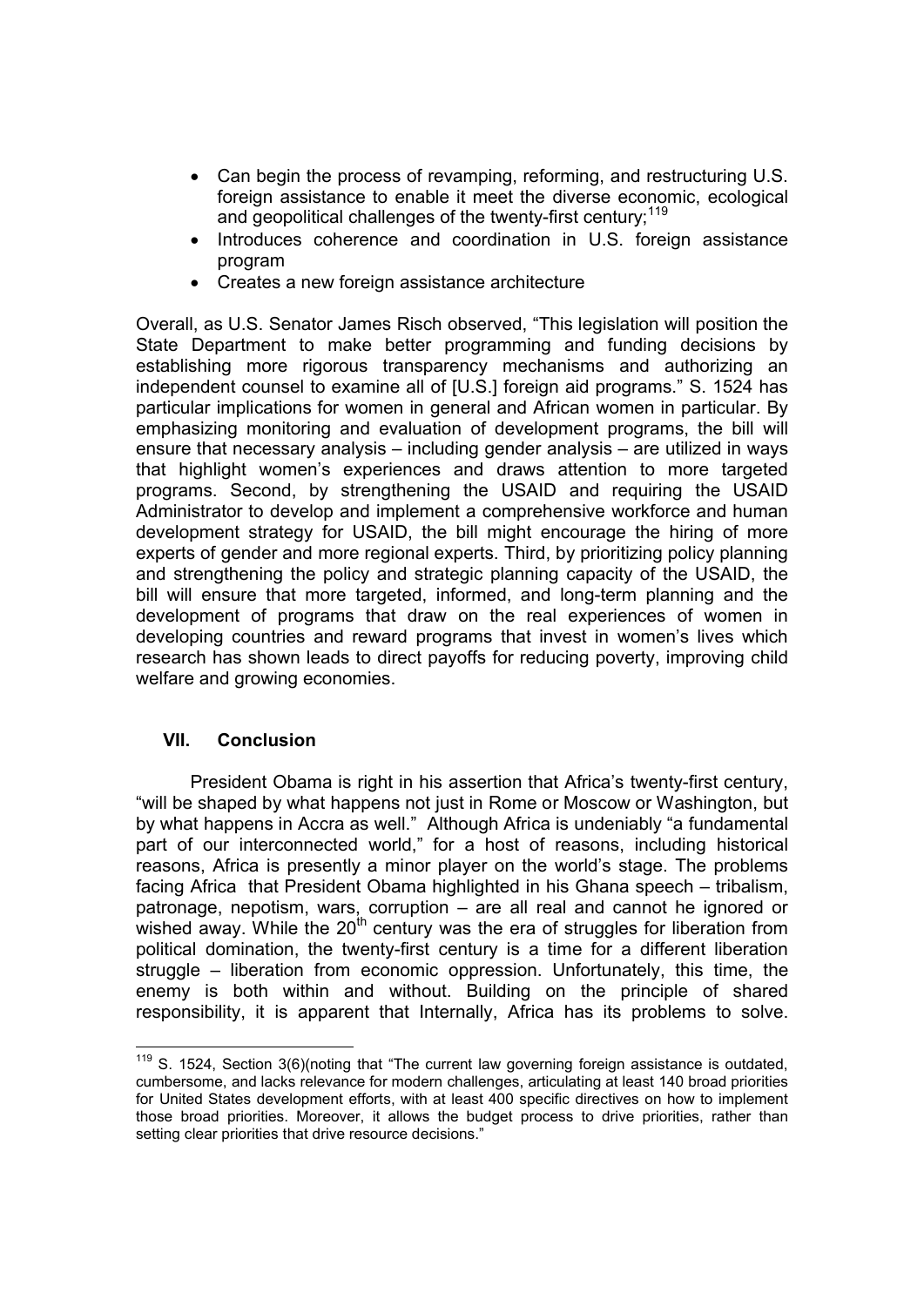- Can begin the process of revamping, reforming, and restructuring U.S. foreign assistance to enable it meet the diverse economic, ecological and geopolitical challenges of the twenty-first century;[119]
- Introduces coherence and coordination in U.S. foreign assistance program
- Creates a new foreign assistance architecture

Overall, as U.S. Senator James Risch observed, "This legislation will position the State Department to make better programming and funding decisions by establishing more rigorous transparency mechanisms and authorizing an independent counsel to examine all of [U.S.] foreign aid programs." S. 1524 has particular implications for women in general and African women in particular. By emphasizing monitoring and evaluation of development programs, the bill will ensure that necessary analysis – including gender analysis – are utilized in ways that highlight women's experiences and draws attention to more targeted programs. Second, by strengthening the USAID and requiring the USAID Administrator to develop and implement a comprehensive workforce and human development strategy for USAID, the bill might encourage the hiring of more experts of gender and more regional experts. Third, by prioritizing policy planning and strengthening the policy and strategic planning capacity of the USAID, the bill will ensure that more targeted, informed, and long-term planning and the development of programs that draw on the real experiences of women in developing countries and reward programs that invest in women's lives which research has shown leads to direct payoffs for reducing poverty, improving child welfare and growing economies.

## VII. Conclusion

President Obama is right in his assertion that Africa's twenty-first century, "will be shaped by what happens not just in Rome or Moscow or Washington, but by what happens in Accra as well." Although Africa is undeniably "a fundamental part of our interconnected world," for a host of reasons, including historical reasons, Africa is presently a minor player on the world's stage. The problems facing Africa that President Obama highlighted in his Ghana speech – tribalism, patronage, nepotism, wars, corruption – are all real and cannot he ignored or wished away. While the 20th century was the era of struggles for liberation from political domination, the twenty-first century is a time for a different liberation struggle – liberation from economic oppression. Unfortunately, this time, the enemy is both within and without. Building on the principle of shared responsibility, it is apparent that Internally, Africa has its problems to solve.

[119] S. 1524, Section 3(6)(noting that "The current law governing foreign assistance is outdated, cumbersome, and lacks relevance for modern challenges, articulating at least 140 broad priorities for United States development efforts, with at least 400 specific directives on how to implement those broad priorities. Moreover, it allows the budget process to drive priorities, rather than setting clear priorities that drive resource decisions."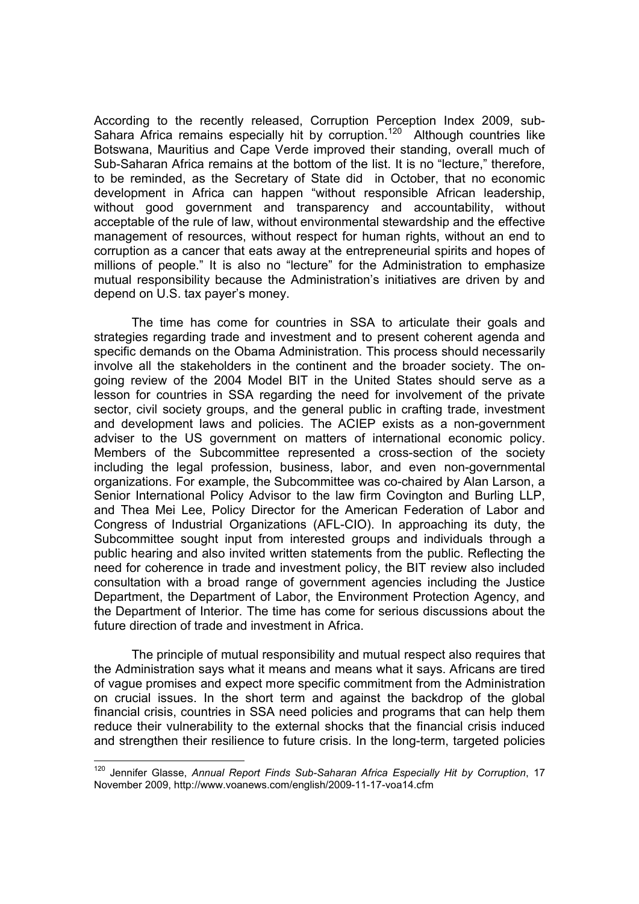According to the recently released, Corruption Perception Index 2009, sub-Sahara Africa remains especially hit by corruption.[120] Although countries like Botswana, Mauritius and Cape Verde improved their standing, overall much of Sub-Saharan Africa remains at the bottom of the list. It is no "lecture," therefore, to be reminded, as the Secretary of State did in October, that no economic development in Africa can happen "without responsible African leadership, without good government and transparency and accountability, without acceptable of the rule of law, without environmental stewardship and the effective management of resources, without respect for human rights, without an end to corruption as a cancer that eats away at the entrepreneurial spirits and hopes of millions of people." It is also no "lecture" for the Administration to emphasize mutual responsibility because the Administration's initiatives are driven by and depend on U.S. tax payer's money.

The time has come for countries in SSA to articulate their goals and strategies regarding trade and investment and to present coherent agenda and specific demands on the Obama Administration. This process should necessarily involve all the stakeholders in the continent and the broader society. The on-going review of the 2004 Model BIT in the United States should serve as a lesson for countries in SSA regarding the need for involvement of the private sector, civil society groups, and the general public in crafting trade, investment and development laws and policies. The ACIEP exists as a non-government adviser to the US government on matters of international economic policy. Members of the Subcommittee represented a cross-section of the society including the legal profession, business, labor, and even non-governmental organizations. For example, the Subcommittee was co-chaired by Alan Larson, a Senior International Policy Advisor to the law firm Covington and Burling LLP, and Thea Mei Lee, Policy Director for the American Federation of Labor and Congress of Industrial Organizations (AFL-CIO). In approaching its duty, the Subcommittee sought input from interested groups and individuals through a public hearing and also invited written statements from the public. Reflecting the need for coherence in trade and investment policy, the BIT review also included consultation with a broad range of government agencies including the Justice Department, the Department of Labor, the Environment Protection Agency, and the Department of Interior. The time has come for serious discussions about the future direction of trade and investment in Africa.

The principle of mutual responsibility and mutual respect also requires that the Administration says what it means and means what it says. Africans are tired of vague promises and expect more specific commitment from the Administration on crucial issues. In the short term and against the backdrop of the global financial crisis, countries in SSA need policies and programs that can help them reduce their vulnerability to the external shocks that the financial crisis induced and strengthen their resilience to future crisis. In the long-term, targeted policies

---

[120] Jennifer Glasse, *Annual Report Finds Sub-Saharan Africa Especially Hit by Corruption*, 17 November 2009, http://www.voanews.com/english/2009-11-17-voa14.cfm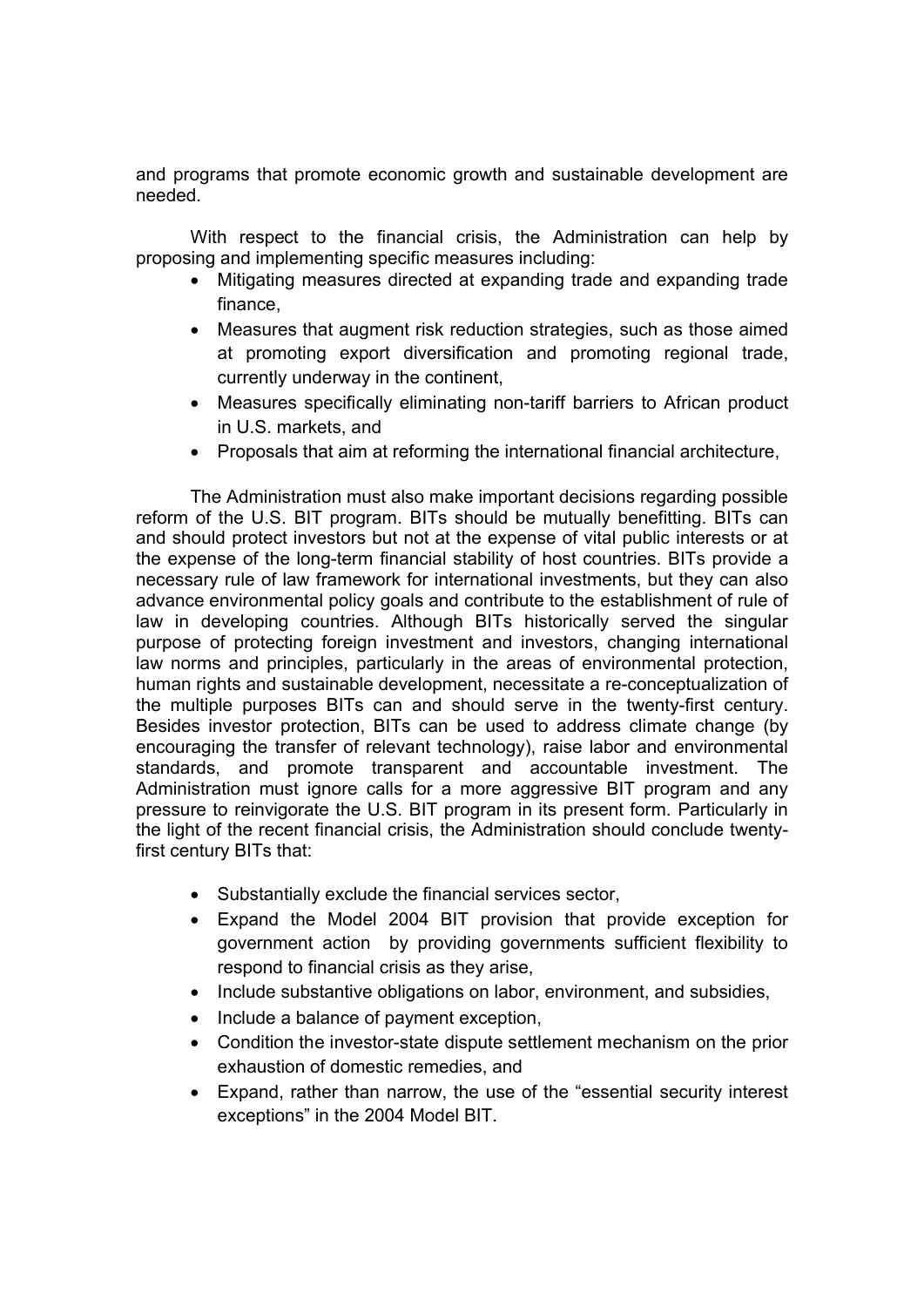and programs that promote economic growth and sustainable development are needed.

With respect to the financial crisis, the Administration can help by proposing and implementing specific measures including:

- Mitigating measures directed at expanding trade and expanding trade finance,
- Measures that augment risk reduction strategies, such as those aimed at promoting export diversification and promoting regional trade, currently underway in the continent,
- Measures specifically eliminating non-tariff barriers to African product in U.S. markets, and
- Proposals that aim at reforming the international financial architecture,

The Administration must also make important decisions regarding possible reform of the U.S. BIT program. BITs should be mutually benefitting. BITs can and should protect investors but not at the expense of vital public interests or at the expense of the long-term financial stability of host countries. BITs provide a necessary rule of law framework for international investments, but they can also advance environmental policy goals and contribute to the establishment of rule of law in developing countries. Although BITs historically served the singular purpose of protecting foreign investment and investors, changing international law norms and principles, particularly in the areas of environmental protection, human rights and sustainable development, necessitate a re-conceptualization of the multiple purposes BITs can and should serve in the twenty-first century. Besides investor protection, BITs can be used to address climate change (by encouraging the transfer of relevant technology), raise labor and environmental standards, and promote transparent and accountable investment. The Administration must ignore calls for a more aggressive BIT program and any pressure to reinvigorate the U.S. BIT program in its present form. Particularly in the light of the recent financial crisis, the Administration should conclude twenty-first century BITs that:

- Substantially exclude the financial services sector,
- Expand the Model 2004 BIT provision that provide exception for government action by providing governments sufficient flexibility to respond to financial crisis as they arise,
- Include substantive obligations on labor, environment, and subsidies,
- Include a balance of payment exception,
- Condition the investor-state dispute settlement mechanism on the prior exhaustion of domestic remedies, and
- Expand, rather than narrow, the use of the "essential security interest exceptions" in the 2004 Model BIT.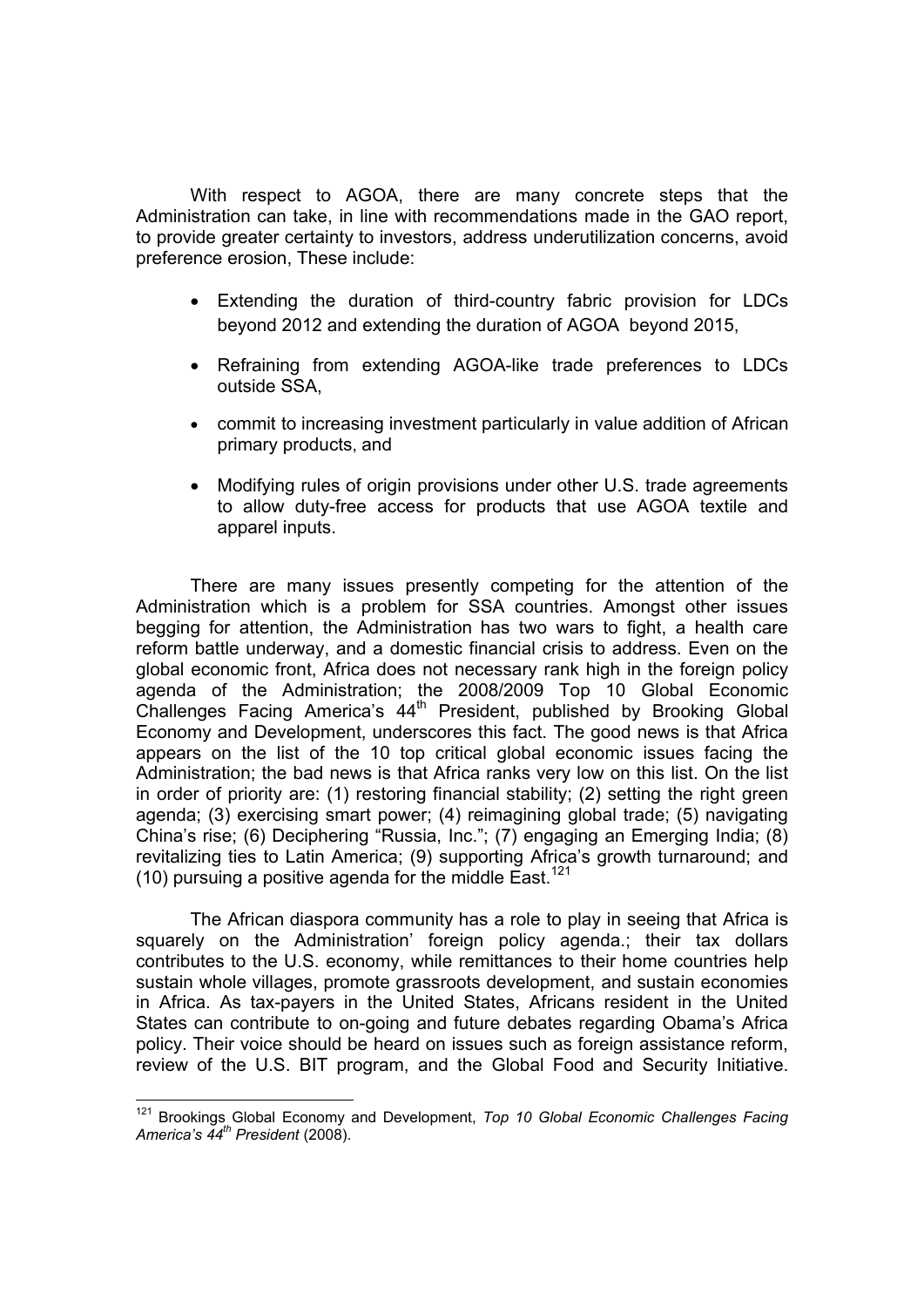With respect to AGOA, there are many concrete steps that the Administration can take, in line with recommendations made in the GAO report, to provide greater certainty to investors, address underutilization concerns, avoid preference erosion, These include:

- Extending the duration of third-country fabric provision for LDCs beyond 2012 and extending the duration of AGOA beyond 2015,
- Refraining from extending AGOA-like trade preferences to LDCs outside SSA,
- commit to increasing investment particularly in value addition of African primary products, and
- Modifying rules of origin provisions under other U.S. trade agreements to allow duty-free access for products that use AGOA textile and apparel inputs.

There are many issues presently competing for the attention of the Administration which is a problem for SSA countries. Amongst other issues begging for attention, the Administration has two wars to fight, a health care reform battle underway, and a domestic financial crisis to address. Even on the global economic front, Africa does not necessary rank high in the foreign policy agenda of the Administration; the 2008/2009 Top 10 Global Economic Challenges Facing America's 44th President, published by Brooking Global Economy and Development, underscores this fact. The good news is that Africa appears on the list of the 10 top critical global economic issues facing the Administration; the bad news is that Africa ranks very low on this list. On the list in order of priority are: (1) restoring financial stability; (2) setting the right green agenda; (3) exercising smart power; (4) reimagining global trade; (5) navigating China's rise; (6) Deciphering "Russia, Inc."; (7) engaging an Emerging India; (8) revitalizing ties to Latin America; (9) supporting Africa's growth turnaround; and (10) pursuing a positive agenda for the middle East.[121]

The African diaspora community has a role to play in seeing that Africa is squarely on the Administration' foreign policy agenda.; their tax dollars contributes to the U.S. economy, while remittances to their home countries help sustain whole villages, promote grassroots development, and sustain economies in Africa. As tax-payers in the United States, Africans resident in the United States can contribute to on-going and future debates regarding Obama's Africa policy. Their voice should be heard on issues such as foreign assistance reform, review of the U.S. BIT program, and the Global Food and Security Initiative.

---

[121] Brookings Global Economy and Development, *Top 10 Global Economic Challenges Facing America's 44th President* (2008).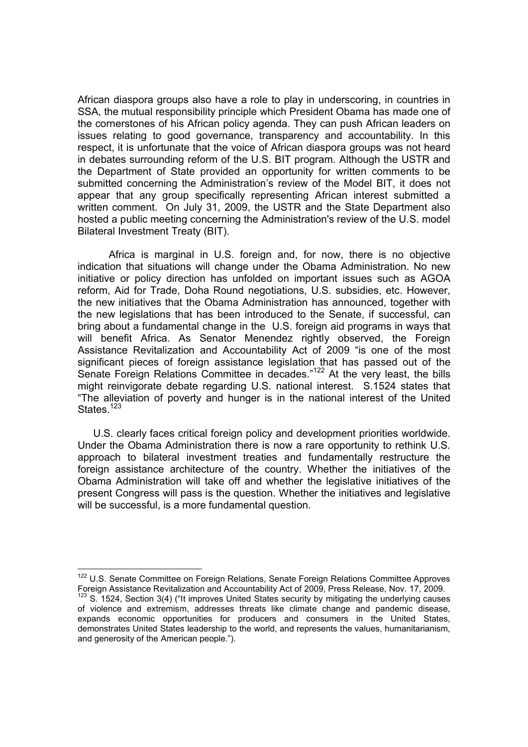African diaspora groups also have a role to play in underscoring, in countries in SSA, the mutual responsibility principle which President Obama has made one of the cornerstones of his African policy agenda. They can push African leaders on issues relating to good governance, transparency and accountability. In this respect, it is unfortunate that the voice of African diaspora groups was not heard in debates surrounding reform of the U.S. BIT program. Although the USTR and the Department of State provided an opportunity for written comments to be submitted concerning the Administration's review of the Model BIT, it does not appear that any group specifically representing African interest submitted a written comment. On July 31, 2009, the USTR and the State Department also hosted a public meeting concerning the Administration's review of the U.S. model Bilateral Investment Treaty (BIT).

Africa is marginal in U.S. foreign and, for now, there is no objective indication that situations will change under the Obama Administration. No new initiative or policy direction has unfolded on important issues such as AGOA reform, Aid for Trade, Doha Round negotiations, U.S. subsidies, etc. However, the new initiatives that the Obama Administration has announced, together with the new legislations that has been introduced to the Senate, if successful, can bring about a fundamental change in the U.S. foreign aid programs in ways that will benefit Africa. As Senator Menendez rightly observed, the Foreign Assistance Revitalization and Accountability Act of 2009 "is one of the most significant pieces of foreign assistance legislation that has passed out of the Senate Foreign Relations Committee in decades."[122] At the very least, the bills might reinvigorate debate regarding U.S. national interest. S.1524 states that "The alleviation of poverty and hunger is in the national interest of the United States.[123]

U.S. clearly faces critical foreign policy and development priorities worldwide. Under the Obama Administration there is now a rare opportunity to rethink U.S. approach to bilateral investment treaties and fundamentally restructure the foreign assistance architecture of the country. Whether the initiatives of the Obama Administration will take off and whether the legislative initiatives of the present Congress will pass is the question. Whether the initiatives and legislative will be successful, is a more fundamental question.

---

[122] U.S. Senate Committee on Foreign Relations, Senate Foreign Relations Committee Approves Foreign Assistance Revitalization and Accountability Act of 2009, Press Release, Nov. 17, 2009.

[123] S. 1524, Section 3(4) ("It improves United States security by mitigating the underlying causes of violence and extremism, addresses threats like climate change and pandemic disease, expands economic opportunities for producers and consumers in the United States, demonstrates United States leadership to the world, and represents the values, humanitarianism, and generosity of the American people.").